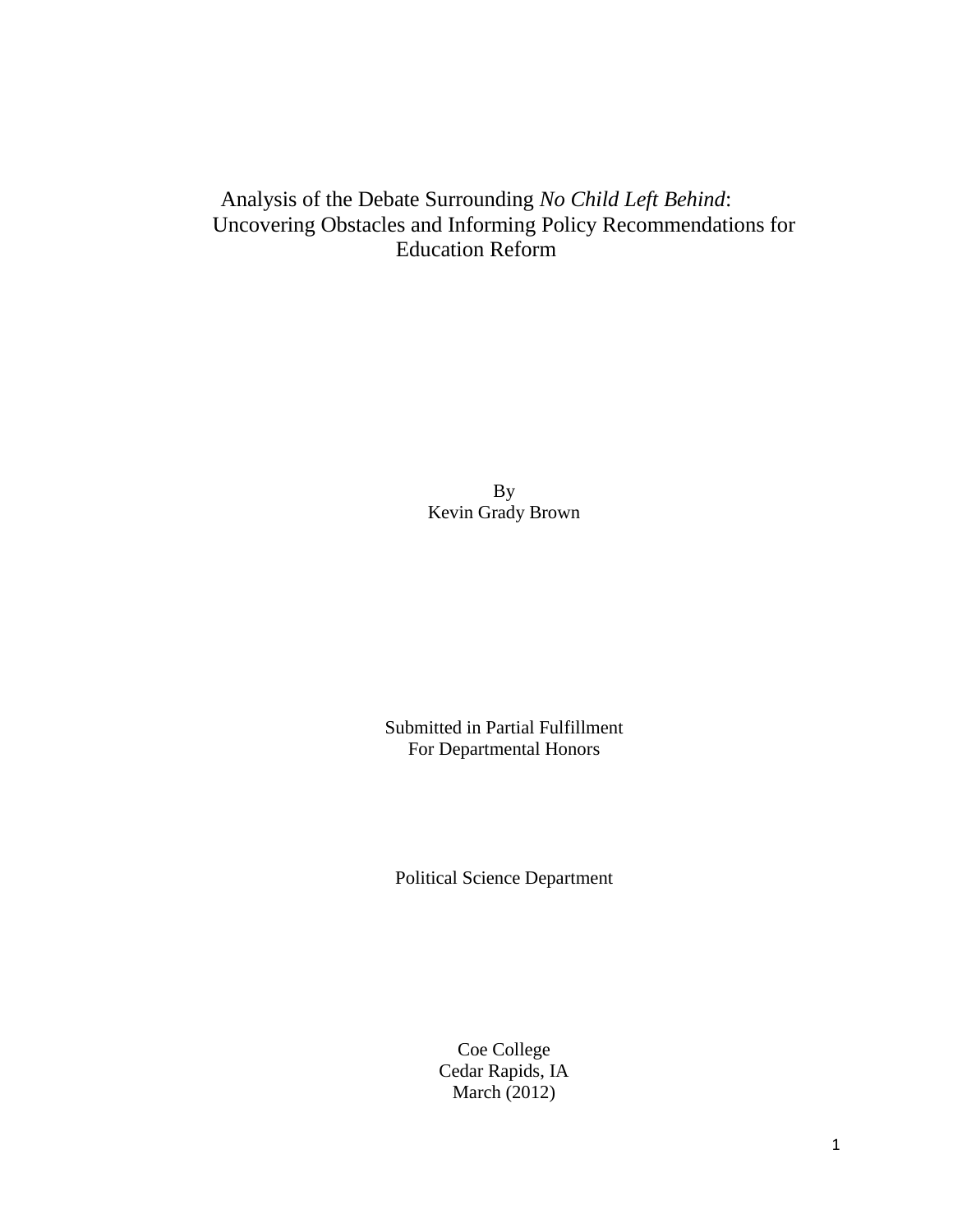# Analysis of the Debate Surrounding *No Child Left Behind*: Uncovering Obstacles and Informing Policy Recommendations for Education Reform

By
Kevin Grady Brown

Submitted in Partial Fulfillment
For Departmental Honors

Political Science Department

Coe College
Cedar Rapids, IA
March (2012)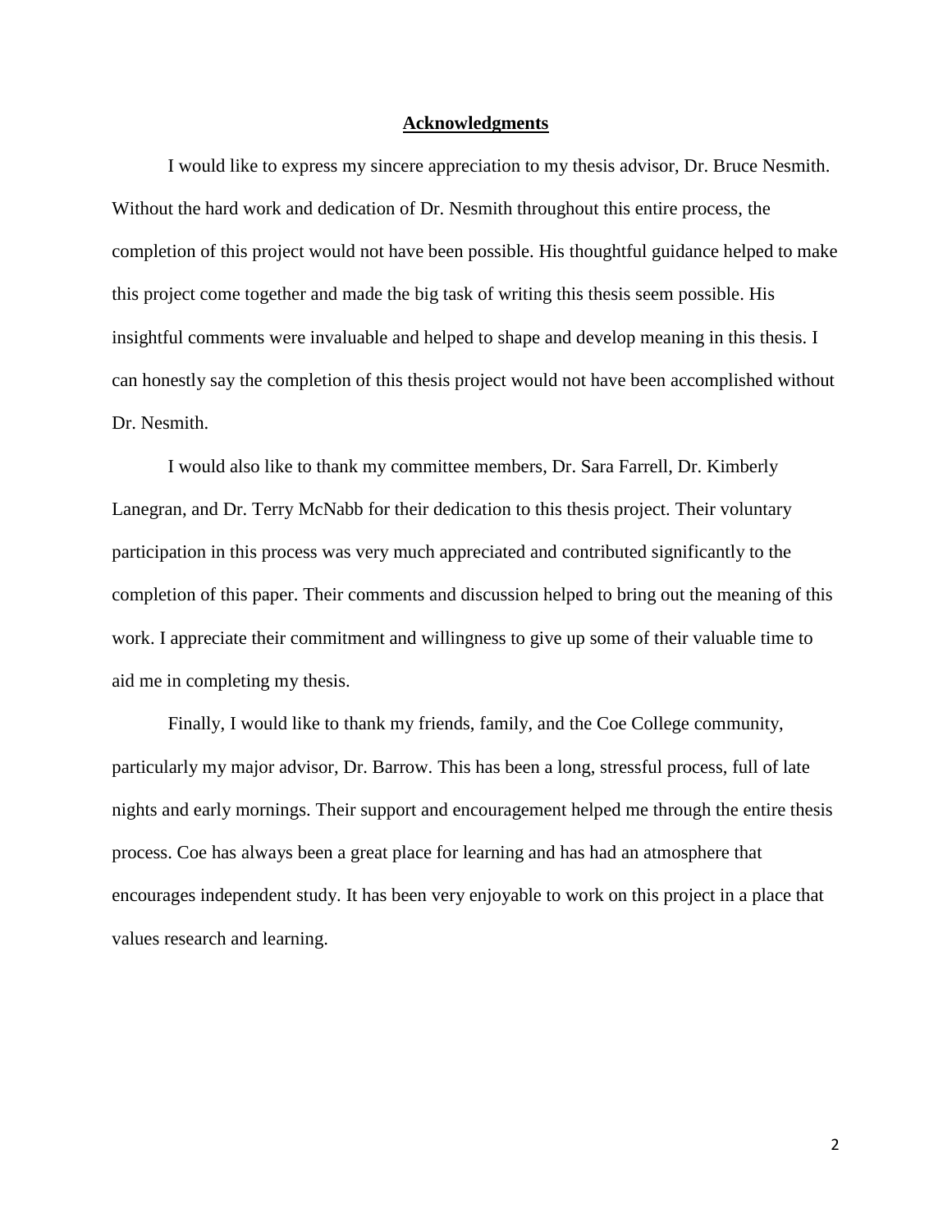## Acknowledgments

I would like to express my sincere appreciation to my thesis advisor, Dr. Bruce Nesmith. Without the hard work and dedication of Dr. Nesmith throughout this entire process, the completion of this project would not have been possible. His thoughtful guidance helped to make this project come together and made the big task of writing this thesis seem possible. His insightful comments were invaluable and helped to shape and develop meaning in this thesis. I can honestly say the completion of this thesis project would not have been accomplished without Dr. Nesmith.

I would also like to thank my committee members, Dr. Sara Farrell, Dr. Kimberly Lanegran, and Dr. Terry McNabb for their dedication to this thesis project. Their voluntary participation in this process was very much appreciated and contributed significantly to the completion of this paper. Their comments and discussion helped to bring out the meaning of this work. I appreciate their commitment and willingness to give up some of their valuable time to aid me in completing my thesis.

Finally, I would like to thank my friends, family, and the Coe College community, particularly my major advisor, Dr. Barrow. This has been a long, stressful process, full of late nights and early mornings. Their support and encouragement helped me through the entire thesis process. Coe has always been a great place for learning and has had an atmosphere that encourages independent study. It has been very enjoyable to work on this project in a place that values research and learning.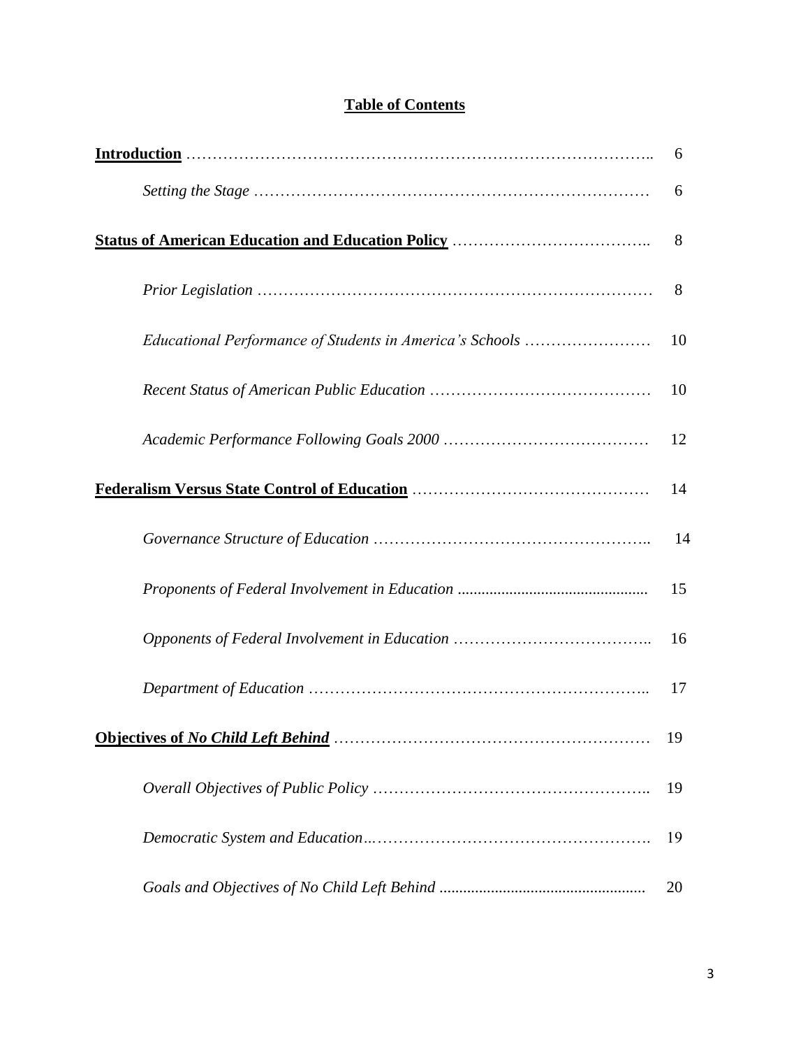## Table of Contents

| | |
|---|---|
| **Introduction** | 6 |
| *Setting the Stage* | 6 |
| **Status of American Education and Education Policy** | 8 |
| *Prior Legislation* | 8 |
| *Educational Performance of Students in America's Schools* | 10 |
| *Recent Status of American Public Education* | 10 |
| *Academic Performance Following Goals 2000* | 12 |
| **Federalism Versus State Control of Education** | 14 |
| *Governance Structure of Education* | 14 |
| *Proponents of Federal Involvement in Education* | 15 |
| *Opponents of Federal Involvement in Education* | 16 |
| *Department of Education* | 17 |
| **Objectives of *No Child Left Behind*** | 19 |
| *Overall Objectives of Public Policy* | 19 |
| *Democratic System and Education* | 19 |
| *Goals and Objectives of No Child Left Behind* | 20 |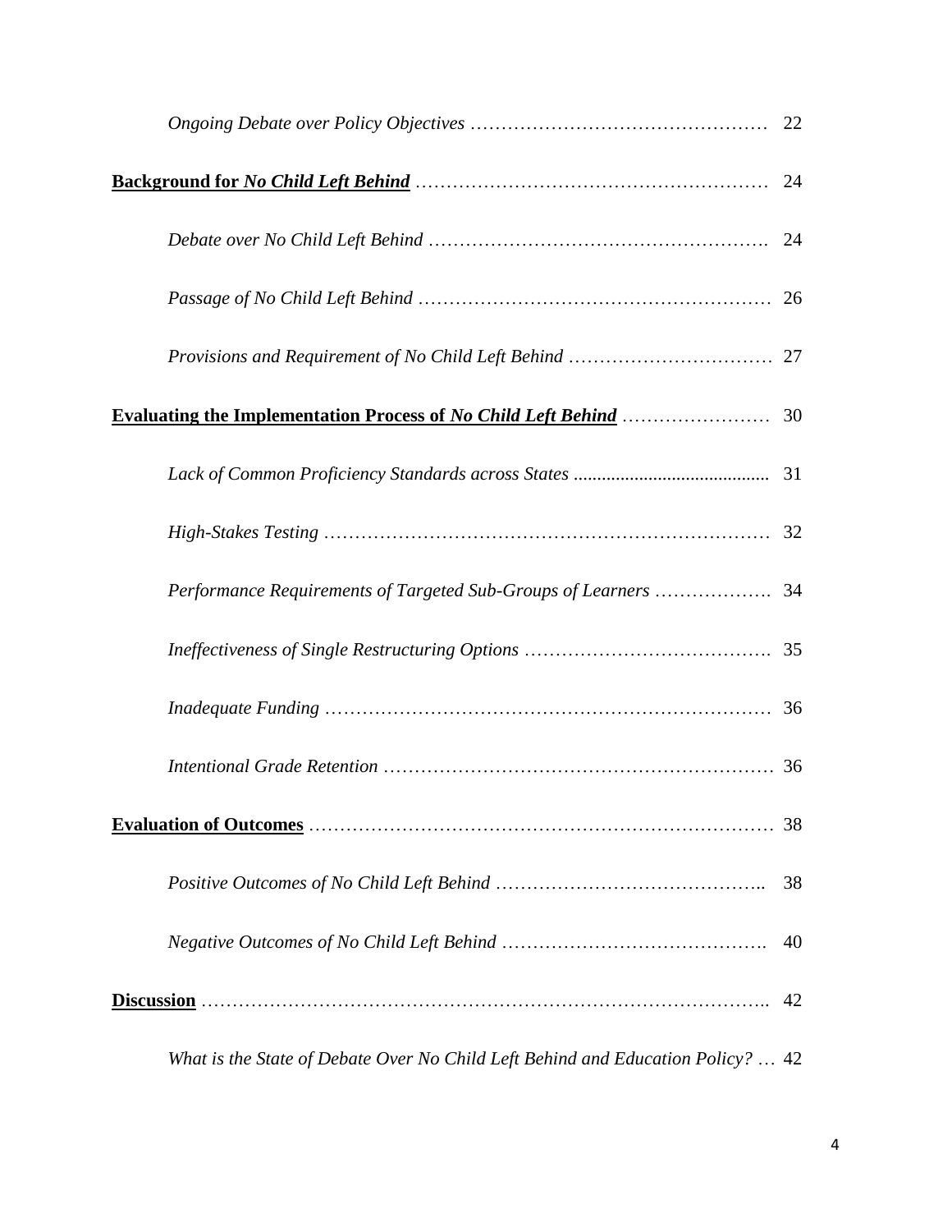*Ongoing Debate over Policy Objectives* ............................................. 22

**Background for *No Child Left Behind*** ............................................. 24

*Debate over No Child Left Behind* ............................................. 24

*Passage of No Child Left Behind* ............................................. 26

*Provisions and Requirement of No Child Left Behind* ............................. 27

**Evaluating the Implementation Process of *No Child Left Behind*** ..................... 30

*Lack of Common Proficiency Standards across States* ............................. 31

*High-Stakes Testing* ............................................. 32

*Performance Requirements of Targeted Sub-Groups of Learners* ................. 34

*Ineffectiveness of Single Restructuring Options* ............................. 35

*Inadequate Funding* ............................................. 36

*Intentional Grade Retention* ............................................. 36

**Evaluation of Outcomes** ............................................. 38

*Positive Outcomes of No Child Left Behind* ............................................. 38

*Negative Outcomes of No Child Left Behind* ............................................. 40

**Discussion** ............................................. 42

*What is the State of Debate Over No Child Left Behind and Education Policy?* ... 42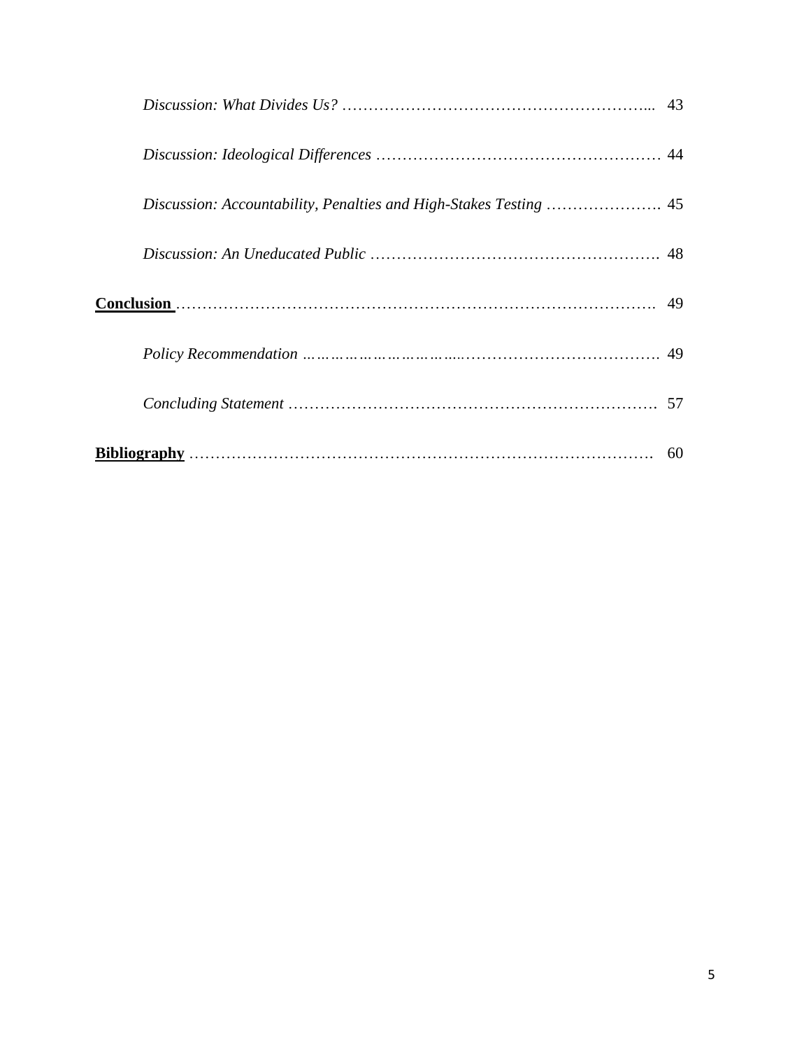*Discussion: What Divides Us?* ………………………………………………….... 43

*Discussion: Ideological Differences* ……………………………………………… 44

*Discussion: Accountability, Penalties and High-Stakes Testing* …………………. 45

*Discussion: An Uneducated Public* ………………………………………………. 48

**Conclusion** ………………………………………………………………………. 49

*Policy Recommendation* ……………………………………………………………. 49

*Concluding Statement* ……………………………………………………………. 57

**Bibliography** ………………………………………………………………………. 60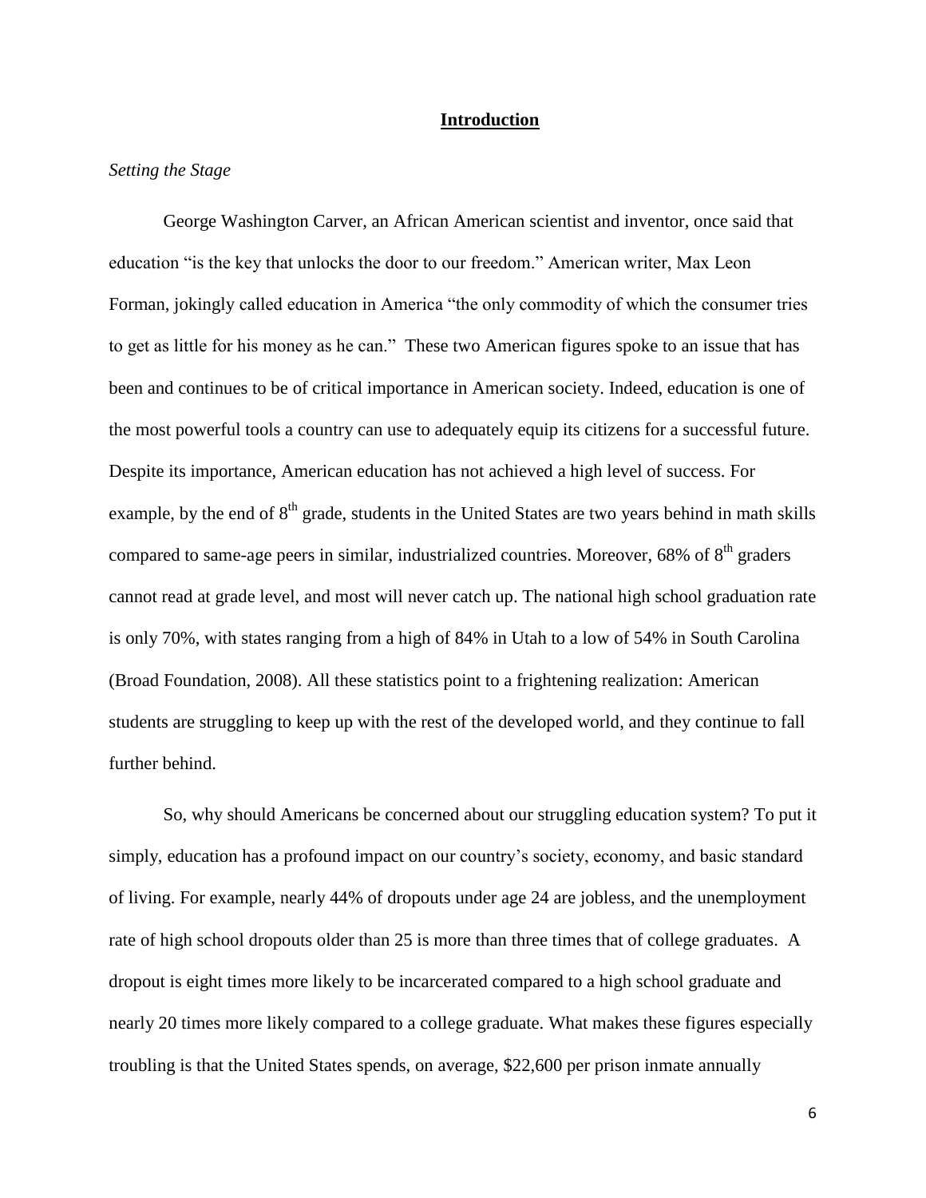# Introduction

*Setting the Stage*

George Washington Carver, an African American scientist and inventor, once said that education "is the key that unlocks the door to our freedom." American writer, Max Leon Forman, jokingly called education in America "the only commodity of which the consumer tries to get as little for his money as he can." These two American figures spoke to an issue that has been and continues to be of critical importance in American society. Indeed, education is one of the most powerful tools a country can use to adequately equip its citizens for a successful future. Despite its importance, American education has not achieved a high level of success. For example, by the end of 8th grade, students in the United States are two years behind in math skills compared to same-age peers in similar, industrialized countries. Moreover, 68% of 8th graders cannot read at grade level, and most will never catch up. The national high school graduation rate is only 70%, with states ranging from a high of 84% in Utah to a low of 54% in South Carolina (Broad Foundation, 2008). All these statistics point to a frightening realization: American students are struggling to keep up with the rest of the developed world, and they continue to fall further behind.

So, why should Americans be concerned about our struggling education system? To put it simply, education has a profound impact on our country's society, economy, and basic standard of living. For example, nearly 44% of dropouts under age 24 are jobless, and the unemployment rate of high school dropouts older than 25 is more than three times that of college graduates. A dropout is eight times more likely to be incarcerated compared to a high school graduate and nearly 20 times more likely compared to a college graduate. What makes these figures especially troubling is that the United States spends, on average, $22,600 per prison inmate annually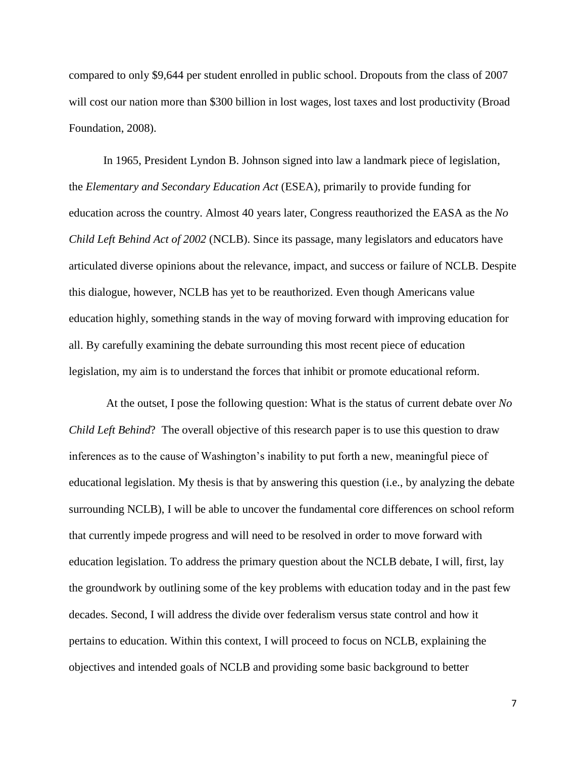compared to only $9,644 per student enrolled in public school. Dropouts from the class of 2007 will cost our nation more than $300 billion in lost wages, lost taxes and lost productivity (Broad Foundation, 2008).

In 1965, President Lyndon B. Johnson signed into law a landmark piece of legislation, the *Elementary and Secondary Education Act* (ESEA), primarily to provide funding for education across the country. Almost 40 years later, Congress reauthorized the EASA as the *No Child Left Behind Act of 2002* (NCLB). Since its passage, many legislators and educators have articulated diverse opinions about the relevance, impact, and success or failure of NCLB. Despite this dialogue, however, NCLB has yet to be reauthorized. Even though Americans value education highly, something stands in the way of moving forward with improving education for all. By carefully examining the debate surrounding this most recent piece of education legislation, my aim is to understand the forces that inhibit or promote educational reform.

At the outset, I pose the following question: What is the status of current debate over *No Child Left Behind*? The overall objective of this research paper is to use this question to draw inferences as to the cause of Washington's inability to put forth a new, meaningful piece of educational legislation. My thesis is that by answering this question (i.e., by analyzing the debate surrounding NCLB), I will be able to uncover the fundamental core differences on school reform that currently impede progress and will need to be resolved in order to move forward with education legislation. To address the primary question about the NCLB debate, I will, first, lay the groundwork by outlining some of the key problems with education today and in the past few decades. Second, I will address the divide over federalism versus state control and how it pertains to education. Within this context, I will proceed to focus on NCLB, explaining the objectives and intended goals of NCLB and providing some basic background to better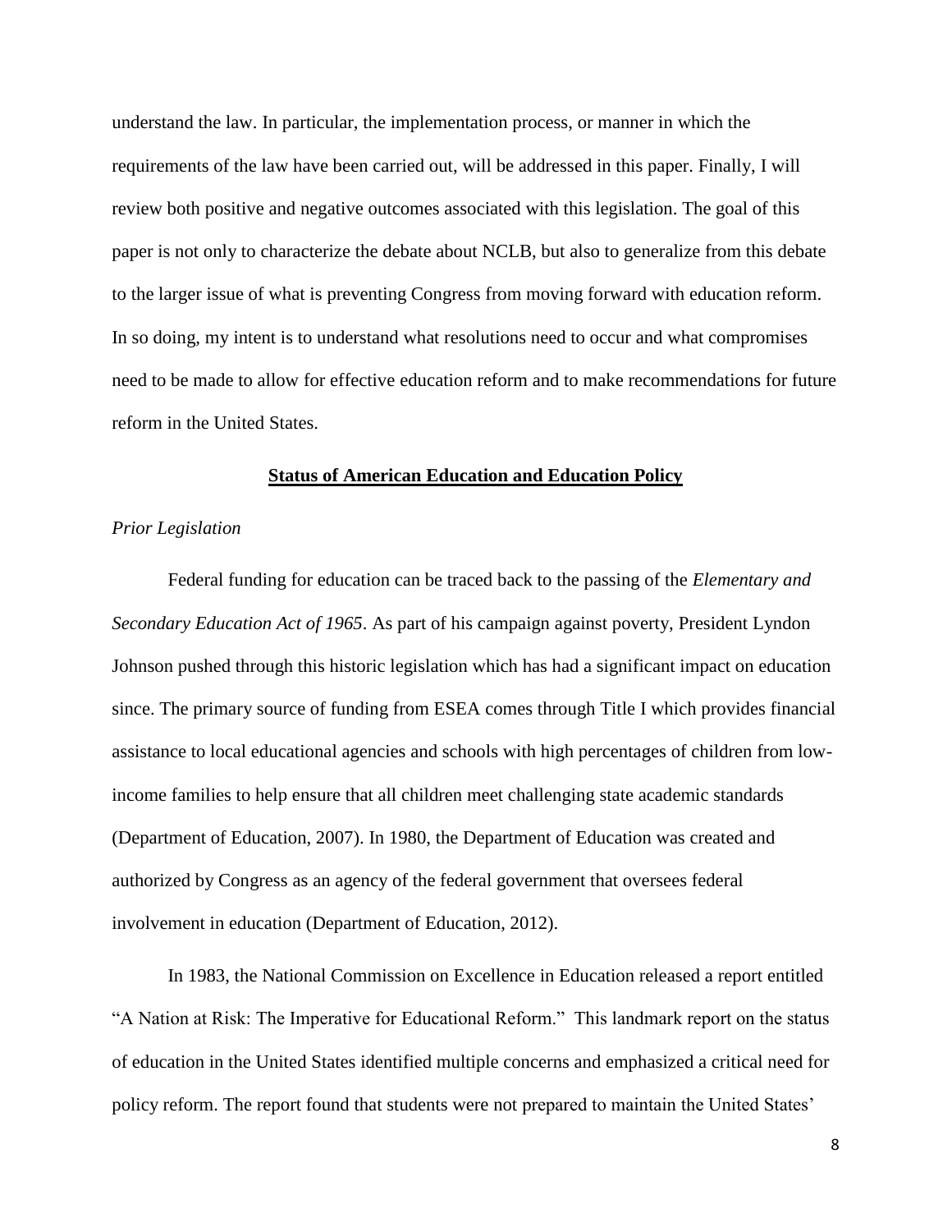understand the law. In particular, the implementation process, or manner in which the requirements of the law have been carried out, will be addressed in this paper. Finally, I will review both positive and negative outcomes associated with this legislation. The goal of this paper is not only to characterize the debate about NCLB, but also to generalize from this debate to the larger issue of what is preventing Congress from moving forward with education reform. In so doing, my intent is to understand what resolutions need to occur and what compromises need to be made to allow for effective education reform and to make recommendations for future reform in the United States.

## **Status of American Education and Education Policy**

### *Prior Legislation*

Federal funding for education can be traced back to the passing of the *Elementary and Secondary Education Act of 1965*. As part of his campaign against poverty, President Lyndon Johnson pushed through this historic legislation which has had a significant impact on education since. The primary source of funding from ESEA comes through Title I which provides financial assistance to local educational agencies and schools with high percentages of children from low-income families to help ensure that all children meet challenging state academic standards (Department of Education, 2007). In 1980, the Department of Education was created and authorized by Congress as an agency of the federal government that oversees federal involvement in education (Department of Education, 2012).

In 1983, the National Commission on Excellence in Education released a report entitled "A Nation at Risk: The Imperative for Educational Reform." This landmark report on the status of education in the United States identified multiple concerns and emphasized a critical need for policy reform. The report found that students were not prepared to maintain the United States'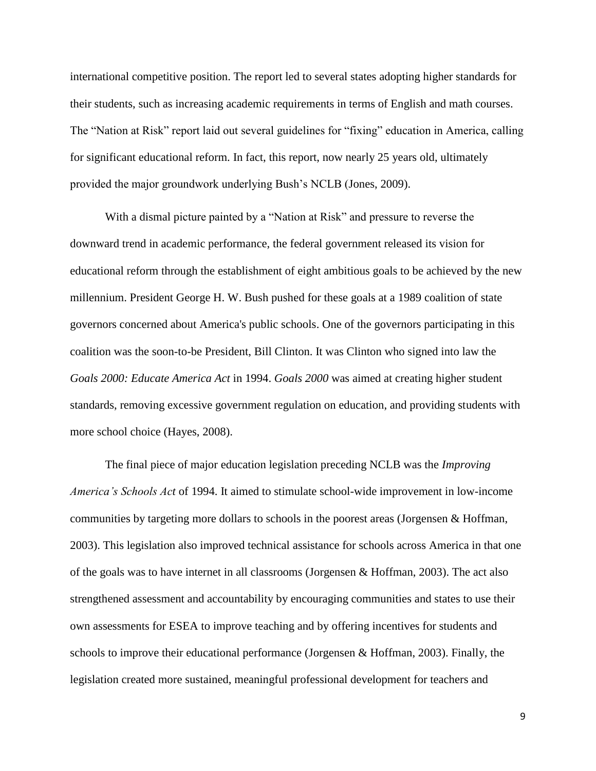international competitive position. The report led to several states adopting higher standards for their students, such as increasing academic requirements in terms of English and math courses. The "Nation at Risk" report laid out several guidelines for "fixing" education in America, calling for significant educational reform. In fact, this report, now nearly 25 years old, ultimately provided the major groundwork underlying Bush's NCLB (Jones, 2009).

With a dismal picture painted by a "Nation at Risk" and pressure to reverse the downward trend in academic performance, the federal government released its vision for educational reform through the establishment of eight ambitious goals to be achieved by the new millennium. President George H. W. Bush pushed for these goals at a 1989 coalition of state governors concerned about America's public schools. One of the governors participating in this coalition was the soon-to-be President, Bill Clinton. It was Clinton who signed into law the *Goals 2000: Educate America Act* in 1994. *Goals 2000* was aimed at creating higher student standards, removing excessive government regulation on education, and providing students with more school choice (Hayes, 2008).

The final piece of major education legislation preceding NCLB was the *Improving America's Schools Act* of 1994. It aimed to stimulate school-wide improvement in low-income communities by targeting more dollars to schools in the poorest areas (Jorgensen & Hoffman, 2003). This legislation also improved technical assistance for schools across America in that one of the goals was to have internet in all classrooms (Jorgensen & Hoffman, 2003). The act also strengthened assessment and accountability by encouraging communities and states to use their own assessments for ESEA to improve teaching and by offering incentives for students and schools to improve their educational performance (Jorgensen & Hoffman, 2003). Finally, the legislation created more sustained, meaningful professional development for teachers and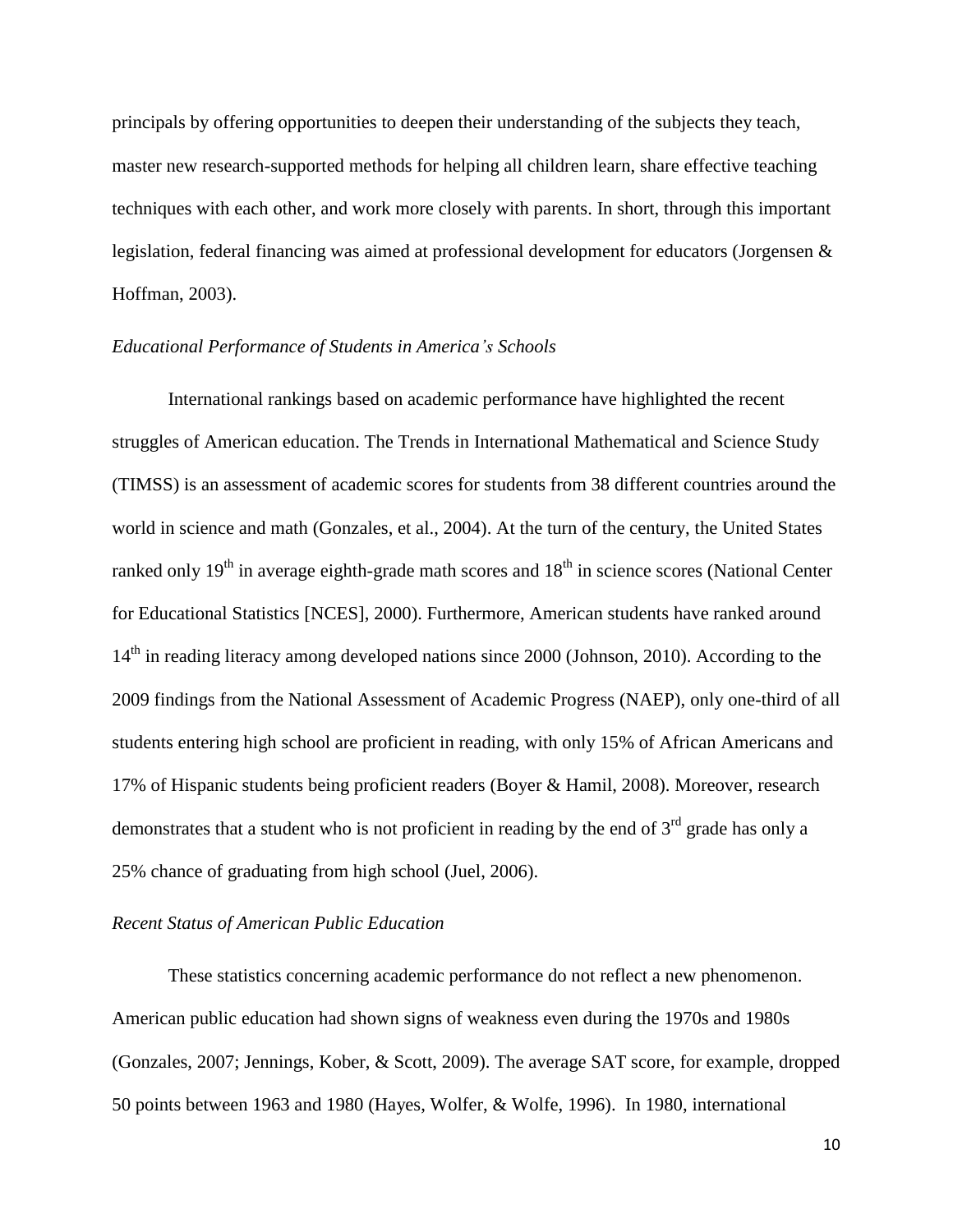principals by offering opportunities to deepen their understanding of the subjects they teach, master new research-supported methods for helping all children learn, share effective teaching techniques with each other, and work more closely with parents. In short, through this important legislation, federal financing was aimed at professional development for educators (Jorgensen & Hoffman, 2003).

*Educational Performance of Students in America's Schools*

International rankings based on academic performance have highlighted the recent struggles of American education. The Trends in International Mathematical and Science Study (TIMSS) is an assessment of academic scores for students from 38 different countries around the world in science and math (Gonzales, et al., 2004). At the turn of the century, the United States ranked only 19th in average eighth-grade math scores and 18th in science scores (National Center for Educational Statistics [NCES], 2000). Furthermore, American students have ranked around 14th in reading literacy among developed nations since 2000 (Johnson, 2010). According to the 2009 findings from the National Assessment of Academic Progress (NAEP), only one-third of all students entering high school are proficient in reading, with only 15% of African Americans and 17% of Hispanic students being proficient readers (Boyer & Hamil, 2008). Moreover, research demonstrates that a student who is not proficient in reading by the end of 3rd grade has only a 25% chance of graduating from high school (Juel, 2006).

*Recent Status of American Public Education*

These statistics concerning academic performance do not reflect a new phenomenon. American public education had shown signs of weakness even during the 1970s and 1980s (Gonzales, 2007; Jennings, Kober, & Scott, 2009). The average SAT score, for example, dropped 50 points between 1963 and 1980 (Hayes, Wolfer, & Wolfe, 1996). In 1980, international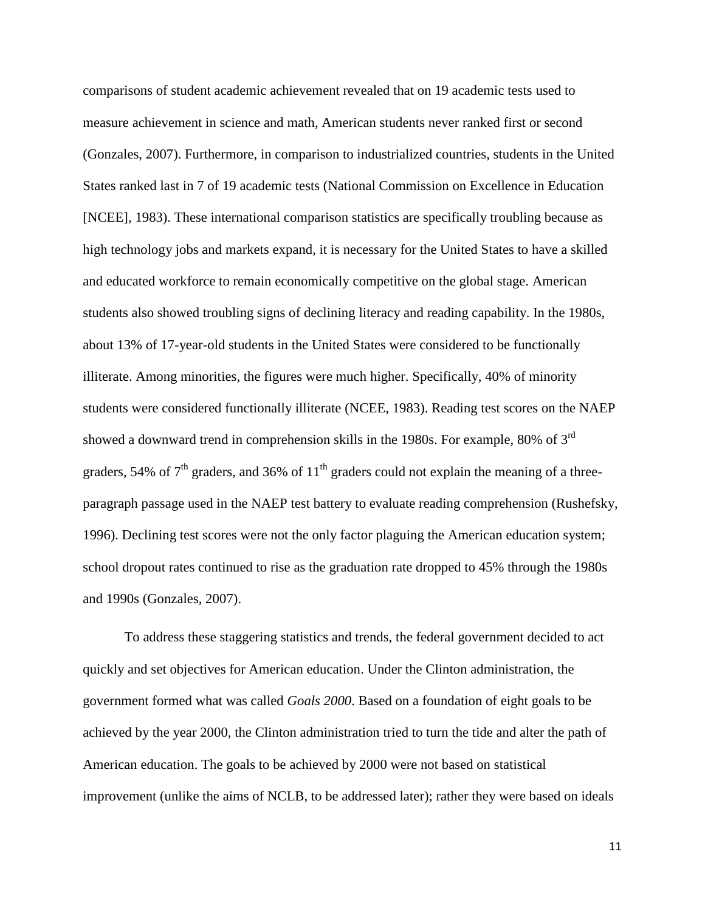comparisons of student academic achievement revealed that on 19 academic tests used to measure achievement in science and math, American students never ranked first or second (Gonzales, 2007). Furthermore, in comparison to industrialized countries, students in the United States ranked last in 7 of 19 academic tests (National Commission on Excellence in Education [NCEE], 1983). These international comparison statistics are specifically troubling because as high technology jobs and markets expand, it is necessary for the United States to have a skilled and educated workforce to remain economically competitive on the global stage. American students also showed troubling signs of declining literacy and reading capability. In the 1980s, about 13% of 17-year-old students in the United States were considered to be functionally illiterate. Among minorities, the figures were much higher. Specifically, 40% of minority students were considered functionally illiterate (NCEE, 1983). Reading test scores on the NAEP showed a downward trend in comprehension skills in the 1980s. For example, 80% of 3rd graders, 54% of 7th graders, and 36% of 11th graders could not explain the meaning of a three-paragraph passage used in the NAEP test battery to evaluate reading comprehension (Rushefsky, 1996). Declining test scores were not the only factor plaguing the American education system; school dropout rates continued to rise as the graduation rate dropped to 45% through the 1980s and 1990s (Gonzales, 2007).

To address these staggering statistics and trends, the federal government decided to act quickly and set objectives for American education. Under the Clinton administration, the government formed what was called *Goals 2000*. Based on a foundation of eight goals to be achieved by the year 2000, the Clinton administration tried to turn the tide and alter the path of American education. The goals to be achieved by 2000 were not based on statistical improvement (unlike the aims of NCLB, to be addressed later); rather they were based on ideals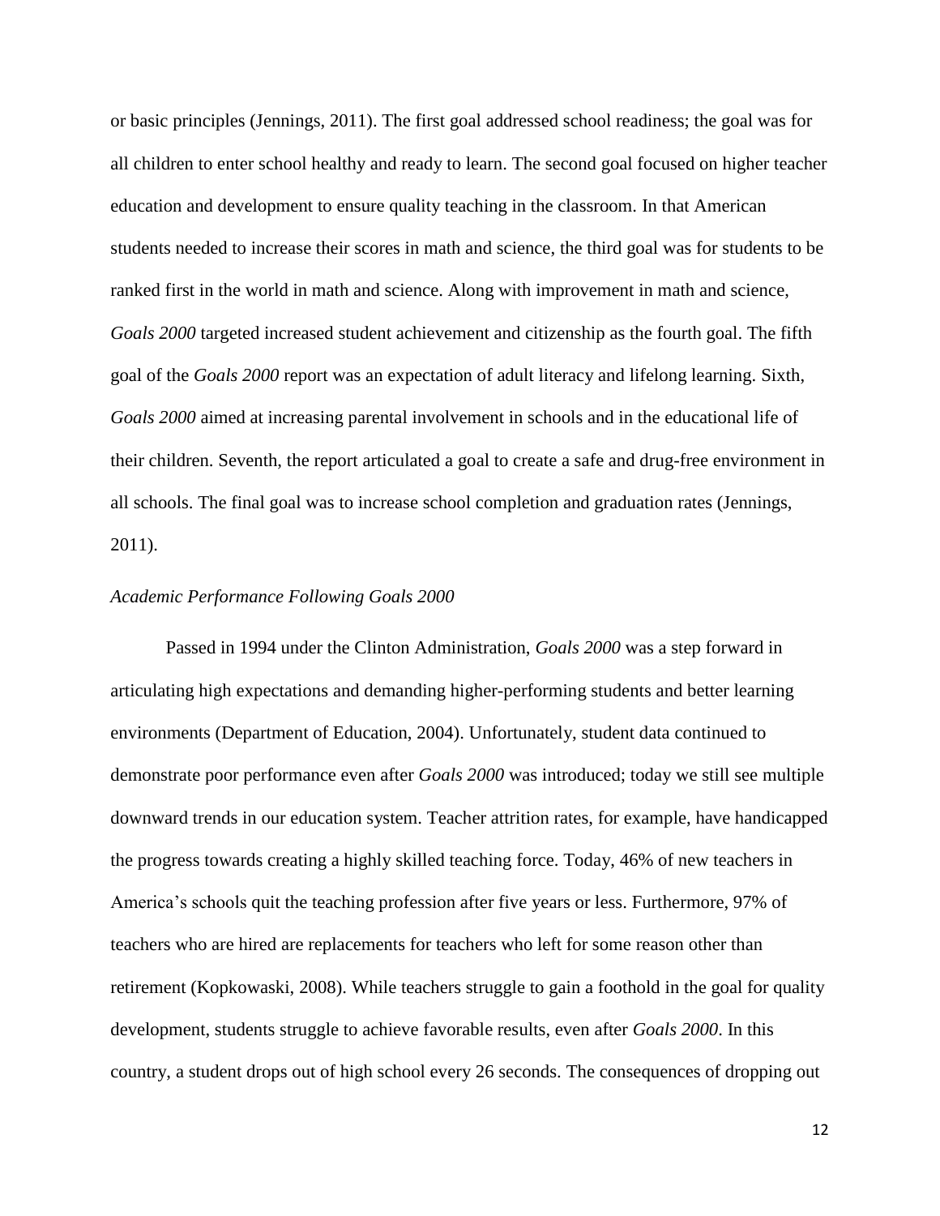or basic principles (Jennings, 2011). The first goal addressed school readiness; the goal was for all children to enter school healthy and ready to learn. The second goal focused on higher teacher education and development to ensure quality teaching in the classroom. In that American students needed to increase their scores in math and science, the third goal was for students to be ranked first in the world in math and science. Along with improvement in math and science, *Goals 2000* targeted increased student achievement and citizenship as the fourth goal. The fifth goal of the *Goals 2000* report was an expectation of adult literacy and lifelong learning. Sixth, *Goals 2000* aimed at increasing parental involvement in schools and in the educational life of their children. Seventh, the report articulated a goal to create a safe and drug-free environment in all schools. The final goal was to increase school completion and graduation rates (Jennings, 2011).

### *Academic Performance Following Goals 2000*

Passed in 1994 under the Clinton Administration, *Goals 2000* was a step forward in articulating high expectations and demanding higher-performing students and better learning environments (Department of Education, 2004). Unfortunately, student data continued to demonstrate poor performance even after *Goals 2000* was introduced; today we still see multiple downward trends in our education system. Teacher attrition rates, for example, have handicapped the progress towards creating a highly skilled teaching force. Today, 46% of new teachers in America's schools quit the teaching profession after five years or less. Furthermore, 97% of teachers who are hired are replacements for teachers who left for some reason other than retirement (Kopkowaski, 2008). While teachers struggle to gain a foothold in the goal for quality development, students struggle to achieve favorable results, even after *Goals 2000*. In this country, a student drops out of high school every 26 seconds. The consequences of dropping out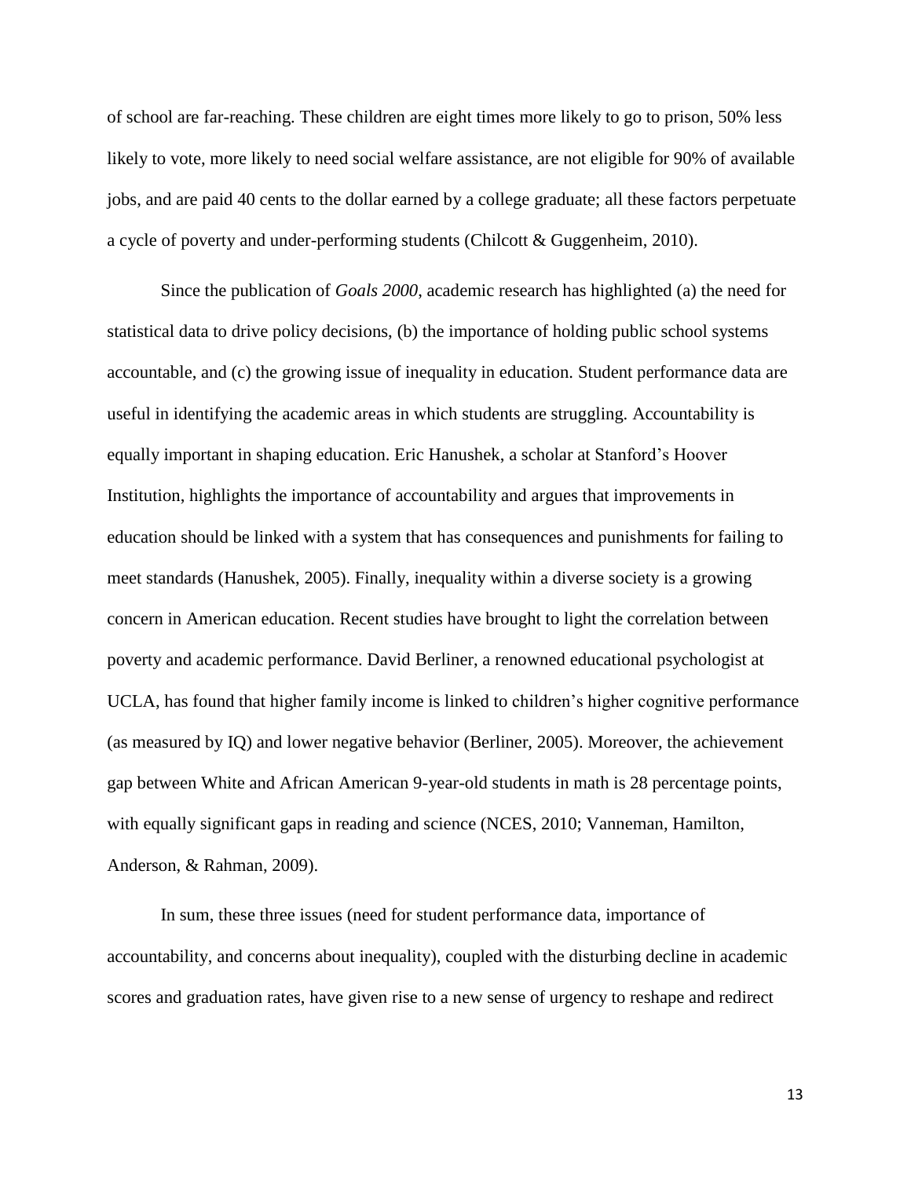of school are far-reaching. These children are eight times more likely to go to prison, 50% less likely to vote, more likely to need social welfare assistance, are not eligible for 90% of available jobs, and are paid 40 cents to the dollar earned by a college graduate; all these factors perpetuate a cycle of poverty and under-performing students (Chilcott & Guggenheim, 2010).

Since the publication of *Goals 2000*, academic research has highlighted (a) the need for statistical data to drive policy decisions, (b) the importance of holding public school systems accountable, and (c) the growing issue of inequality in education. Student performance data are useful in identifying the academic areas in which students are struggling. Accountability is equally important in shaping education. Eric Hanushek, a scholar at Stanford's Hoover Institution, highlights the importance of accountability and argues that improvements in education should be linked with a system that has consequences and punishments for failing to meet standards (Hanushek, 2005). Finally, inequality within a diverse society is a growing concern in American education. Recent studies have brought to light the correlation between poverty and academic performance. David Berliner, a renowned educational psychologist at UCLA, has found that higher family income is linked to children's higher cognitive performance (as measured by IQ) and lower negative behavior (Berliner, 2005). Moreover, the achievement gap between White and African American 9-year-old students in math is 28 percentage points, with equally significant gaps in reading and science (NCES, 2010; Vanneman, Hamilton, Anderson, & Rahman, 2009).

In sum, these three issues (need for student performance data, importance of accountability, and concerns about inequality), coupled with the disturbing decline in academic scores and graduation rates, have given rise to a new sense of urgency to reshape and redirect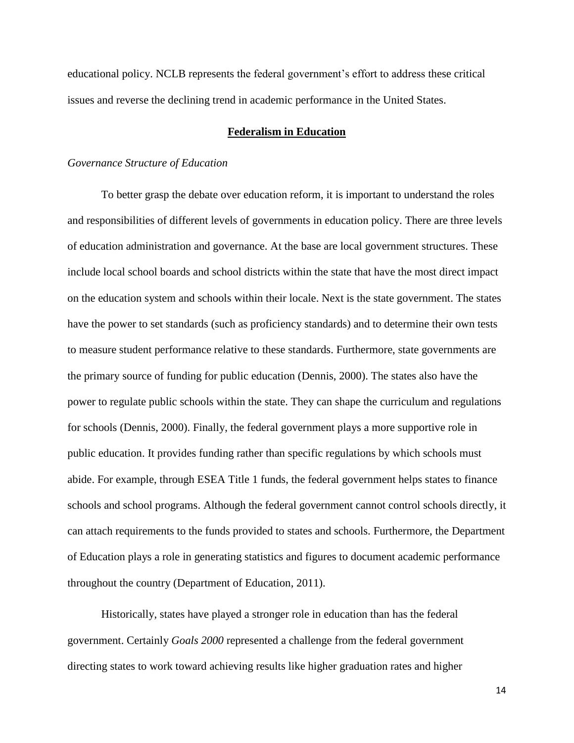educational policy. NCLB represents the federal government's effort to address these critical issues and reverse the declining trend in academic performance in the United States.

## **Federalism in Education**

### *Governance Structure of Education*

To better grasp the debate over education reform, it is important to understand the roles and responsibilities of different levels of governments in education policy. There are three levels of education administration and governance. At the base are local government structures. These include local school boards and school districts within the state that have the most direct impact on the education system and schools within their locale. Next is the state government. The states have the power to set standards (such as proficiency standards) and to determine their own tests to measure student performance relative to these standards. Furthermore, state governments are the primary source of funding for public education (Dennis, 2000). The states also have the power to regulate public schools within the state. They can shape the curriculum and regulations for schools (Dennis, 2000). Finally, the federal government plays a more supportive role in public education. It provides funding rather than specific regulations by which schools must abide. For example, through ESEA Title 1 funds, the federal government helps states to finance schools and school programs. Although the federal government cannot control schools directly, it can attach requirements to the funds provided to states and schools. Furthermore, the Department of Education plays a role in generating statistics and figures to document academic performance throughout the country (Department of Education, 2011).

Historically, states have played a stronger role in education than has the federal government. Certainly *Goals 2000* represented a challenge from the federal government directing states to work toward achieving results like higher graduation rates and higher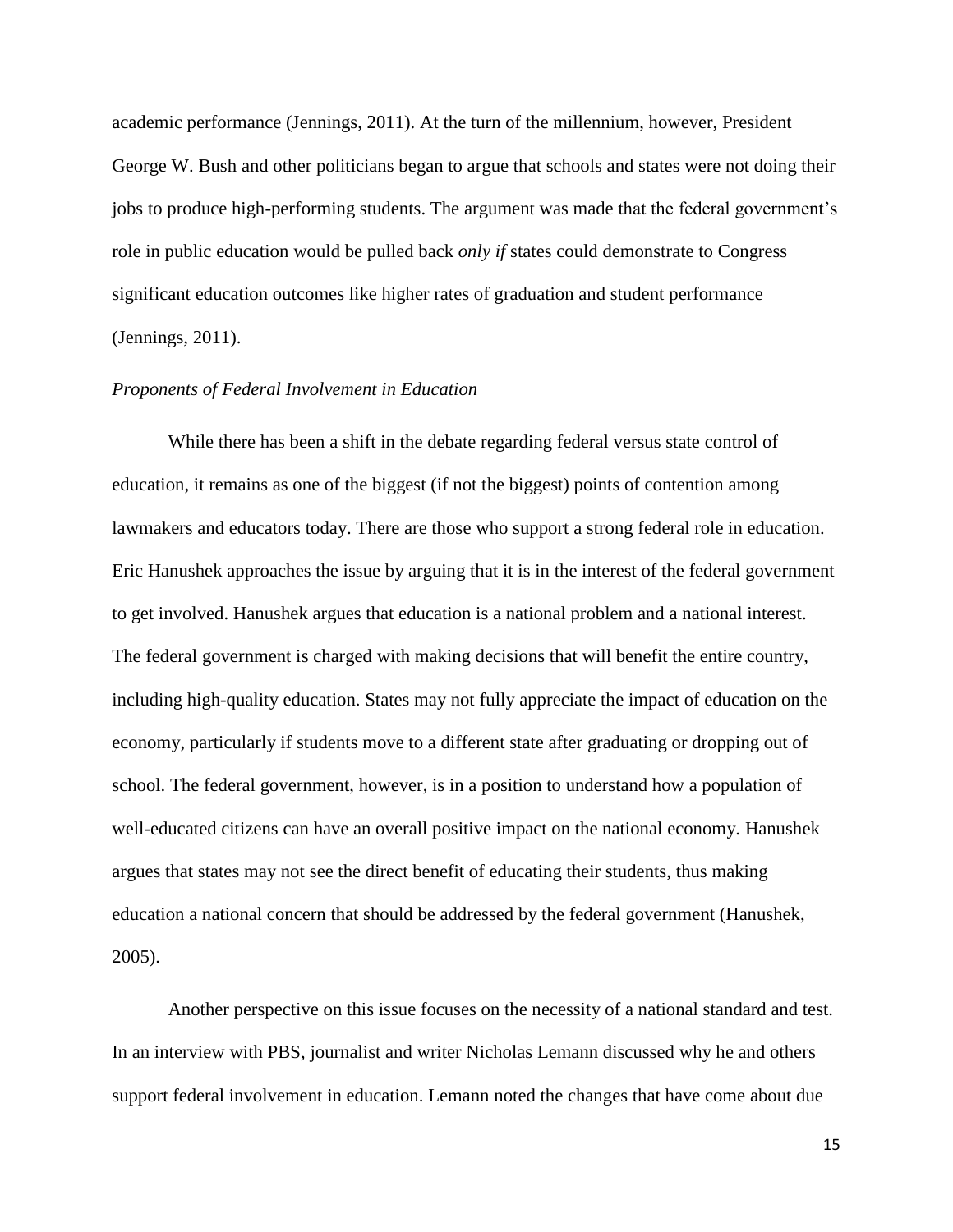academic performance (Jennings, 2011). At the turn of the millennium, however, President George W. Bush and other politicians began to argue that schools and states were not doing their jobs to produce high-performing students. The argument was made that the federal government's role in public education would be pulled back *only if* states could demonstrate to Congress significant education outcomes like higher rates of graduation and student performance (Jennings, 2011).

*Proponents of Federal Involvement in Education*

While there has been a shift in the debate regarding federal versus state control of education, it remains as one of the biggest (if not the biggest) points of contention among lawmakers and educators today. There are those who support a strong federal role in education. Eric Hanushek approaches the issue by arguing that it is in the interest of the federal government to get involved. Hanushek argues that education is a national problem and a national interest. The federal government is charged with making decisions that will benefit the entire country, including high-quality education. States may not fully appreciate the impact of education on the economy, particularly if students move to a different state after graduating or dropping out of school. The federal government, however, is in a position to understand how a population of well-educated citizens can have an overall positive impact on the national economy. Hanushek argues that states may not see the direct benefit of educating their students, thus making education a national concern that should be addressed by the federal government (Hanushek, 2005).

Another perspective on this issue focuses on the necessity of a national standard and test. In an interview with PBS, journalist and writer Nicholas Lemann discussed why he and others support federal involvement in education. Lemann noted the changes that have come about due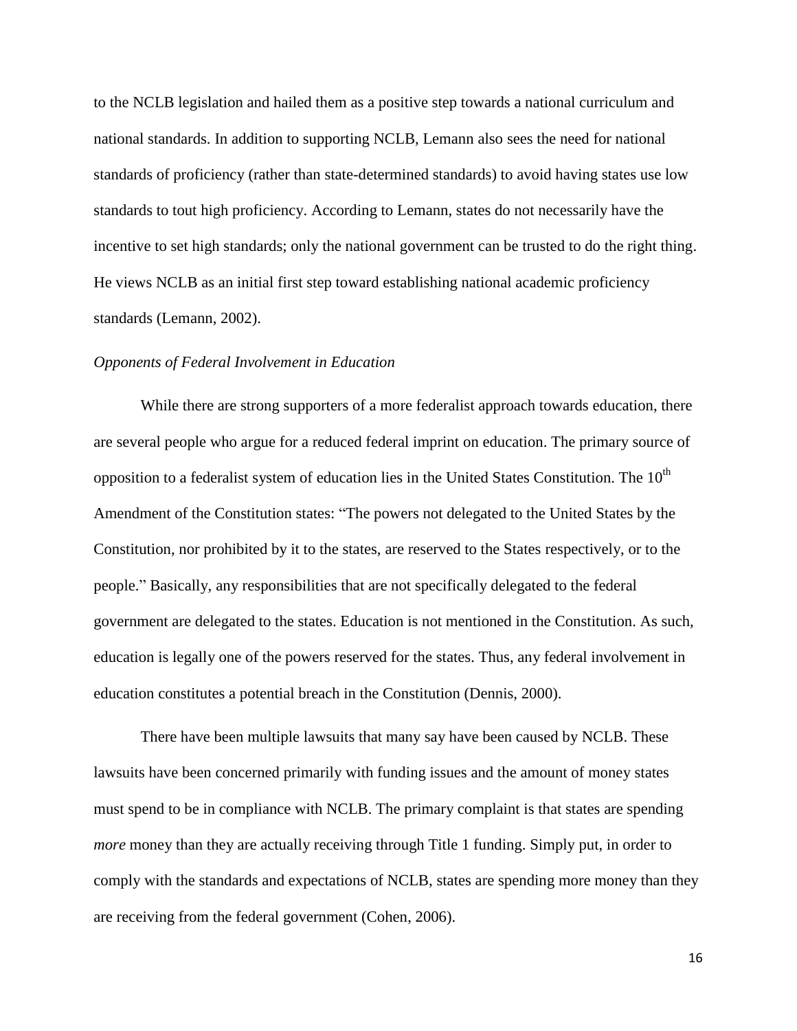to the NCLB legislation and hailed them as a positive step towards a national curriculum and national standards. In addition to supporting NCLB, Lemann also sees the need for national standards of proficiency (rather than state-determined standards) to avoid having states use low standards to tout high proficiency. According to Lemann, states do not necessarily have the incentive to set high standards; only the national government can be trusted to do the right thing. He views NCLB as an initial first step toward establishing national academic proficiency standards (Lemann, 2002).

*Opponents of Federal Involvement in Education*

While there are strong supporters of a more federalist approach towards education, there are several people who argue for a reduced federal imprint on education. The primary source of opposition to a federalist system of education lies in the United States Constitution. The 10th Amendment of the Constitution states: "The powers not delegated to the United States by the Constitution, nor prohibited by it to the states, are reserved to the States respectively, or to the people." Basically, any responsibilities that are not specifically delegated to the federal government are delegated to the states. Education is not mentioned in the Constitution. As such, education is legally one of the powers reserved for the states. Thus, any federal involvement in education constitutes a potential breach in the Constitution (Dennis, 2000).

There have been multiple lawsuits that many say have been caused by NCLB. These lawsuits have been concerned primarily with funding issues and the amount of money states must spend to be in compliance with NCLB. The primary complaint is that states are spending *more* money than they are actually receiving through Title 1 funding. Simply put, in order to comply with the standards and expectations of NCLB, states are spending more money than they are receiving from the federal government (Cohen, 2006).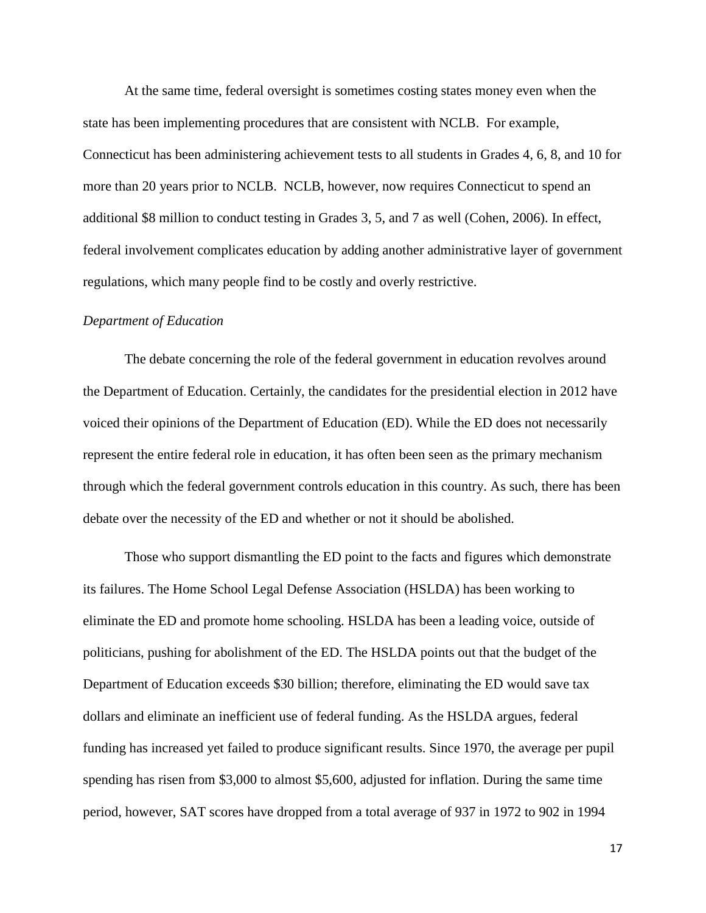At the same time, federal oversight is sometimes costing states money even when the state has been implementing procedures that are consistent with NCLB. For example, Connecticut has been administering achievement tests to all students in Grades 4, 6, 8, and 10 for more than 20 years prior to NCLB. NCLB, however, now requires Connecticut to spend an additional $8 million to conduct testing in Grades 3, 5, and 7 as well (Cohen, 2006). In effect, federal involvement complicates education by adding another administrative layer of government regulations, which many people find to be costly and overly restrictive.

*Department of Education*

The debate concerning the role of the federal government in education revolves around the Department of Education. Certainly, the candidates for the presidential election in 2012 have voiced their opinions of the Department of Education (ED). While the ED does not necessarily represent the entire federal role in education, it has often been seen as the primary mechanism through which the federal government controls education in this country. As such, there has been debate over the necessity of the ED and whether or not it should be abolished.

Those who support dismantling the ED point to the facts and figures which demonstrate its failures. The Home School Legal Defense Association (HSLDA) has been working to eliminate the ED and promote home schooling. HSLDA has been a leading voice, outside of politicians, pushing for abolishment of the ED. The HSLDA points out that the budget of the Department of Education exceeds $30 billion; therefore, eliminating the ED would save tax dollars and eliminate an inefficient use of federal funding. As the HSLDA argues, federal funding has increased yet failed to produce significant results. Since 1970, the average per pupil spending has risen from $3,000 to almost $5,600, adjusted for inflation. During the same time period, however, SAT scores have dropped from a total average of 937 in 1972 to 902 in 1994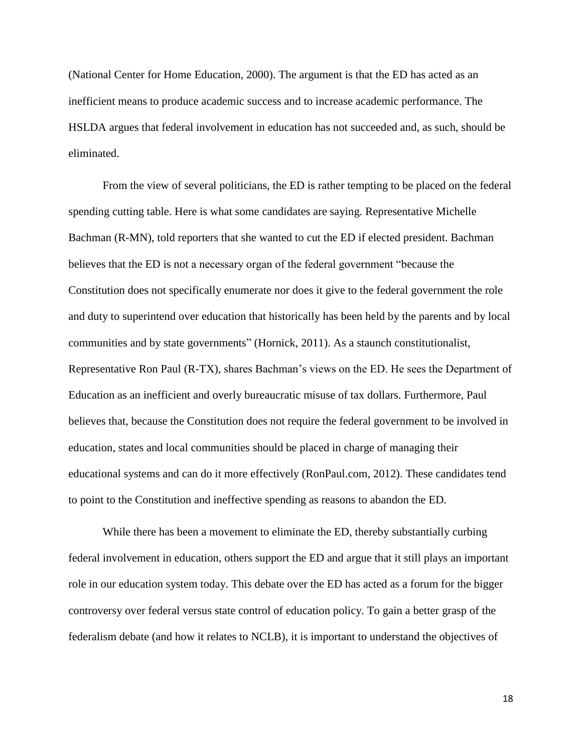(National Center for Home Education, 2000). The argument is that the ED has acted as an inefficient means to produce academic success and to increase academic performance. The HSLDA argues that federal involvement in education has not succeeded and, as such, should be eliminated.

From the view of several politicians, the ED is rather tempting to be placed on the federal spending cutting table. Here is what some candidates are saying. Representative Michelle Bachman (R-MN), told reporters that she wanted to cut the ED if elected president. Bachman believes that the ED is not a necessary organ of the federal government "because the Constitution does not specifically enumerate nor does it give to the federal government the role and duty to superintend over education that historically has been held by the parents and by local communities and by state governments" (Hornick, 2011). As a staunch constitutionalist, Representative Ron Paul (R-TX), shares Bachman's views on the ED. He sees the Department of Education as an inefficient and overly bureaucratic misuse of tax dollars. Furthermore, Paul believes that, because the Constitution does not require the federal government to be involved in education, states and local communities should be placed in charge of managing their educational systems and can do it more effectively (RonPaul.com, 2012). These candidates tend to point to the Constitution and ineffective spending as reasons to abandon the ED.

While there has been a movement to eliminate the ED, thereby substantially curbing federal involvement in education, others support the ED and argue that it still plays an important role in our education system today. This debate over the ED has acted as a forum for the bigger controversy over federal versus state control of education policy. To gain a better grasp of the federalism debate (and how it relates to NCLB), it is important to understand the objectives of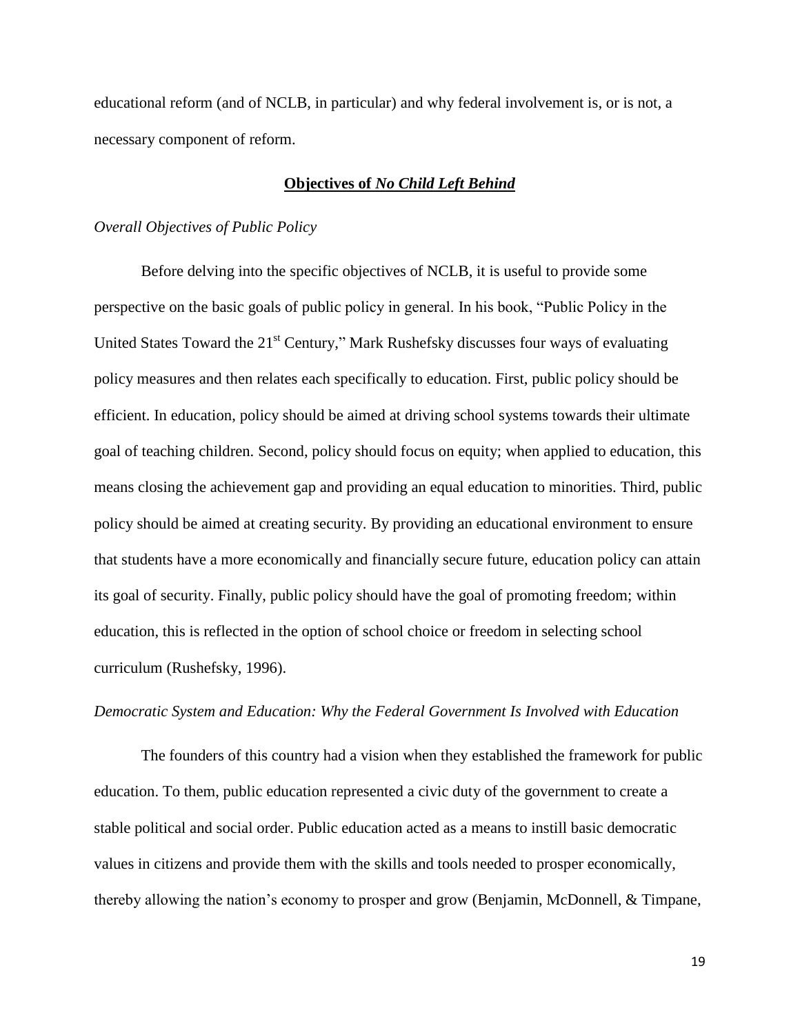educational reform (and of NCLB, in particular) and why federal involvement is, or is not, a necessary component of reform.

## Objectives of *No Child Left Behind*

### *Overall Objectives of Public Policy*

Before delving into the specific objectives of NCLB, it is useful to provide some perspective on the basic goals of public policy in general. In his book, "Public Policy in the United States Toward the 21st Century," Mark Rushefsky discusses four ways of evaluating policy measures and then relates each specifically to education. First, public policy should be efficient. In education, policy should be aimed at driving school systems towards their ultimate goal of teaching children. Second, policy should focus on equity; when applied to education, this means closing the achievement gap and providing an equal education to minorities. Third, public policy should be aimed at creating security. By providing an educational environment to ensure that students have a more economically and financially secure future, education policy can attain its goal of security. Finally, public policy should have the goal of promoting freedom; within education, this is reflected in the option of school choice or freedom in selecting school curriculum (Rushefsky, 1996).

### *Democratic System and Education: Why the Federal Government Is Involved with Education*

The founders of this country had a vision when they established the framework for public education. To them, public education represented a civic duty of the government to create a stable political and social order. Public education acted as a means to instill basic democratic values in citizens and provide them with the skills and tools needed to prosper economically, thereby allowing the nation's economy to prosper and grow (Benjamin, McDonnell, & Timpane,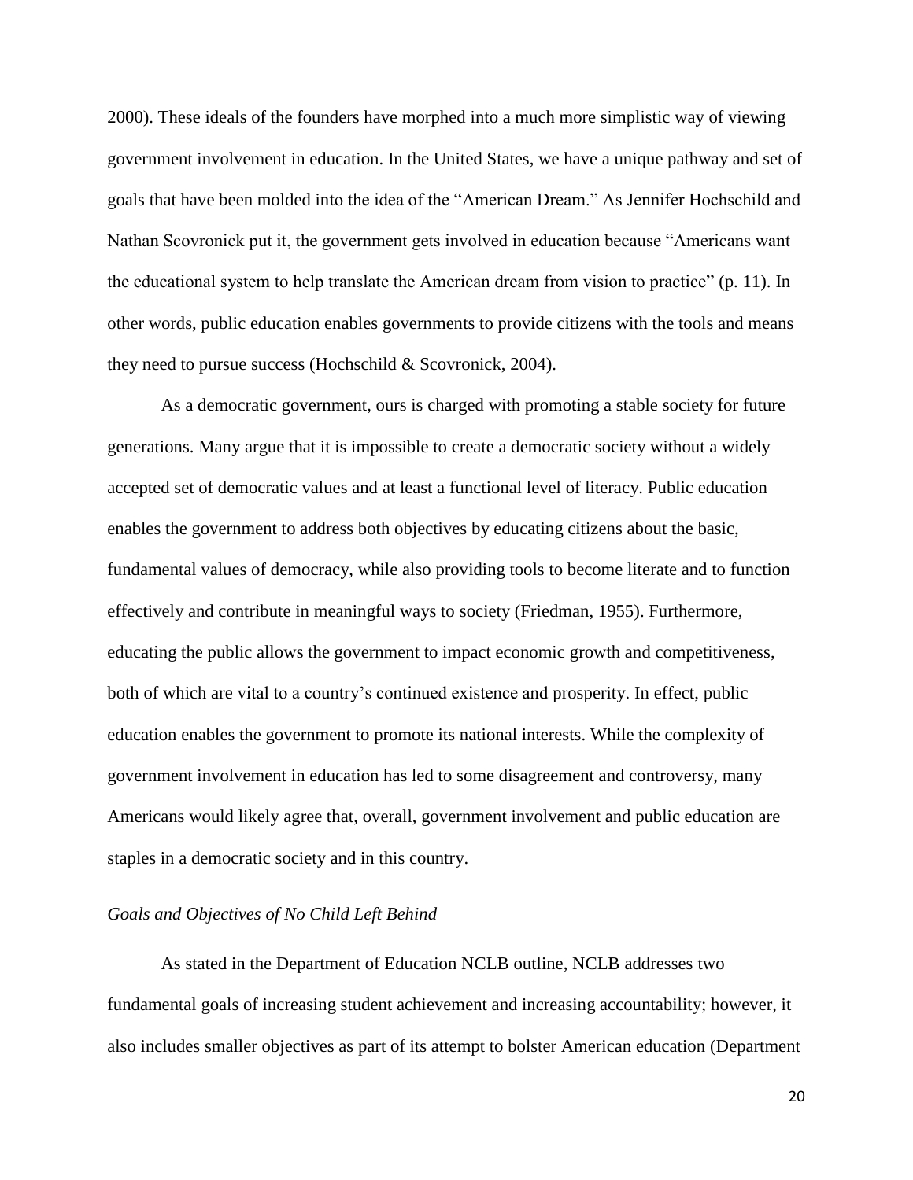2000). These ideals of the founders have morphed into a much more simplistic way of viewing government involvement in education. In the United States, we have a unique pathway and set of goals that have been molded into the idea of the "American Dream." As Jennifer Hochschild and Nathan Scovronick put it, the government gets involved in education because "Americans want the educational system to help translate the American dream from vision to practice" (p. 11). In other words, public education enables governments to provide citizens with the tools and means they need to pursue success (Hochschild & Scovronick, 2004).

As a democratic government, ours is charged with promoting a stable society for future generations. Many argue that it is impossible to create a democratic society without a widely accepted set of democratic values and at least a functional level of literacy. Public education enables the government to address both objectives by educating citizens about the basic, fundamental values of democracy, while also providing tools to become literate and to function effectively and contribute in meaningful ways to society (Friedman, 1955). Furthermore, educating the public allows the government to impact economic growth and competitiveness, both of which are vital to a country's continued existence and prosperity. In effect, public education enables the government to promote its national interests. While the complexity of government involvement in education has led to some disagreement and controversy, many Americans would likely agree that, overall, government involvement and public education are staples in a democratic society and in this country.

*Goals and Objectives of No Child Left Behind*

As stated in the Department of Education NCLB outline, NCLB addresses two fundamental goals of increasing student achievement and increasing accountability; however, it also includes smaller objectives as part of its attempt to bolster American education (Department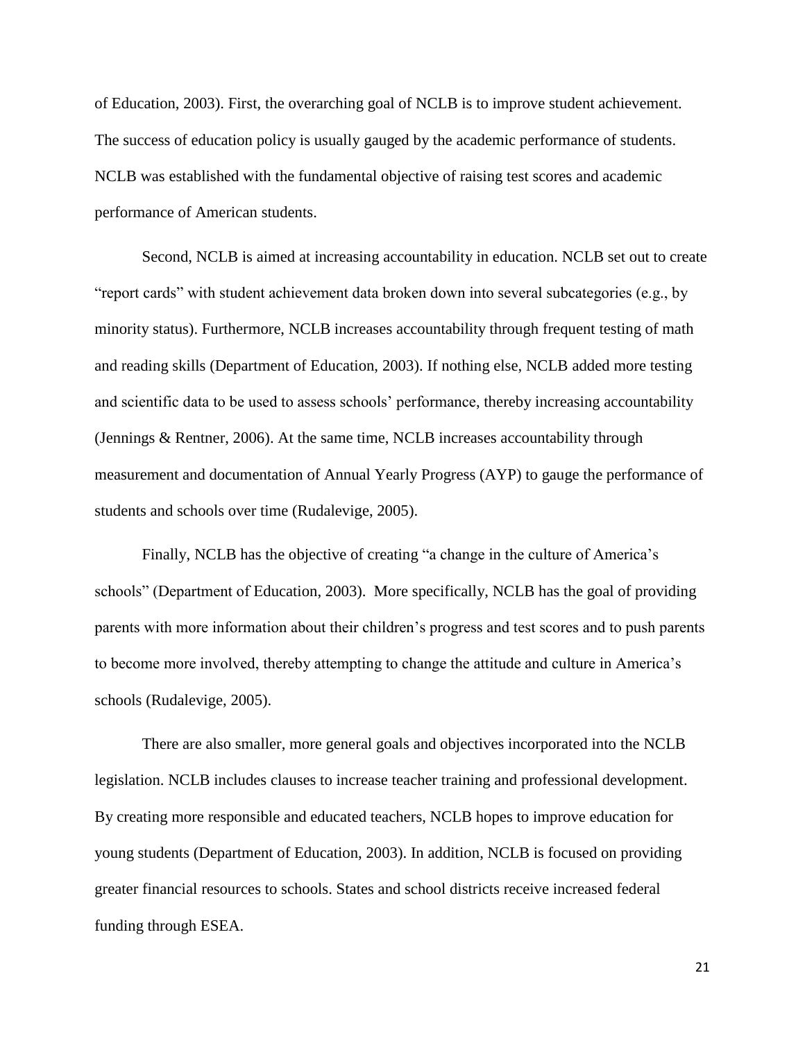of Education, 2003). First, the overarching goal of NCLB is to improve student achievement. The success of education policy is usually gauged by the academic performance of students. NCLB was established with the fundamental objective of raising test scores and academic performance of American students.

Second, NCLB is aimed at increasing accountability in education. NCLB set out to create "report cards" with student achievement data broken down into several subcategories (e.g., by minority status). Furthermore, NCLB increases accountability through frequent testing of math and reading skills (Department of Education, 2003). If nothing else, NCLB added more testing and scientific data to be used to assess schools' performance, thereby increasing accountability (Jennings & Rentner, 2006). At the same time, NCLB increases accountability through measurement and documentation of Annual Yearly Progress (AYP) to gauge the performance of students and schools over time (Rudalevige, 2005).

Finally, NCLB has the objective of creating "a change in the culture of America's schools" (Department of Education, 2003). More specifically, NCLB has the goal of providing parents with more information about their children's progress and test scores and to push parents to become more involved, thereby attempting to change the attitude and culture in America's schools (Rudalevige, 2005).

There are also smaller, more general goals and objectives incorporated into the NCLB legislation. NCLB includes clauses to increase teacher training and professional development. By creating more responsible and educated teachers, NCLB hopes to improve education for young students (Department of Education, 2003). In addition, NCLB is focused on providing greater financial resources to schools. States and school districts receive increased federal funding through ESEA.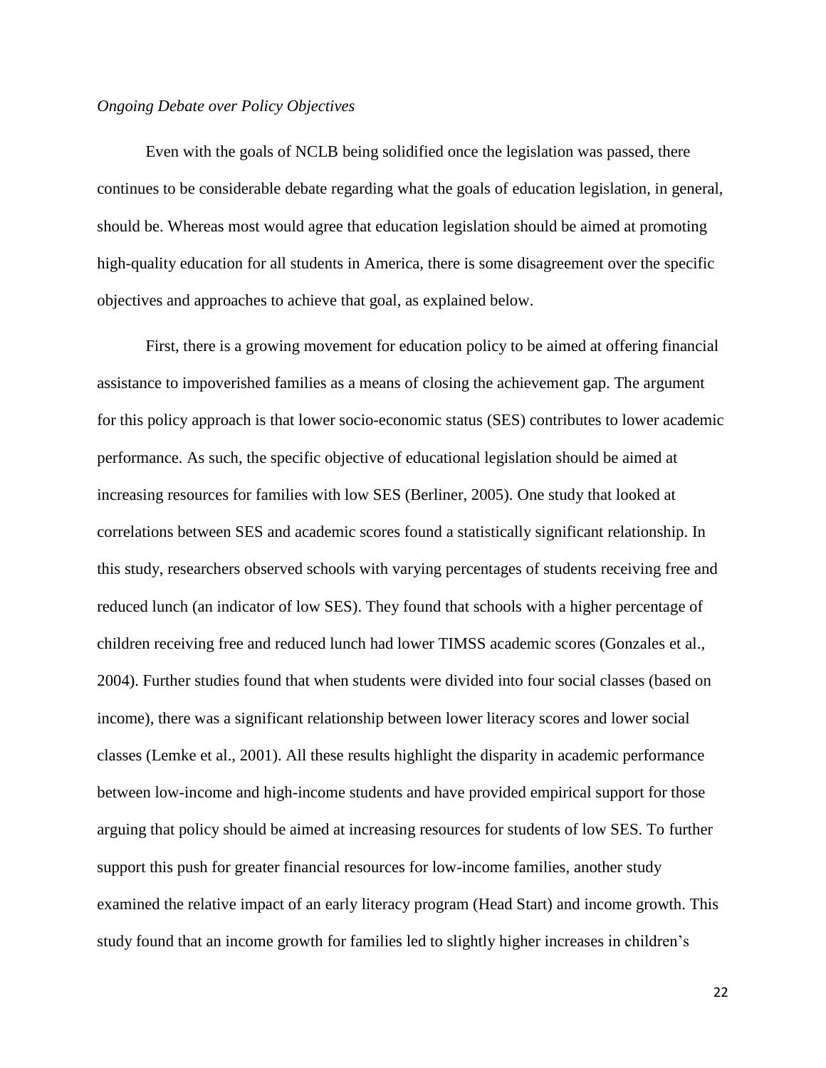*Ongoing Debate over Policy Objectives*

Even with the goals of NCLB being solidified once the legislation was passed, there continues to be considerable debate regarding what the goals of education legislation, in general, should be. Whereas most would agree that education legislation should be aimed at promoting high-quality education for all students in America, there is some disagreement over the specific objectives and approaches to achieve that goal, as explained below.

First, there is a growing movement for education policy to be aimed at offering financial assistance to impoverished families as a means of closing the achievement gap. The argument for this policy approach is that lower socio-economic status (SES) contributes to lower academic performance. As such, the specific objective of educational legislation should be aimed at increasing resources for families with low SES (Berliner, 2005). One study that looked at correlations between SES and academic scores found a statistically significant relationship. In this study, researchers observed schools with varying percentages of students receiving free and reduced lunch (an indicator of low SES). They found that schools with a higher percentage of children receiving free and reduced lunch had lower TIMSS academic scores (Gonzales et al., 2004). Further studies found that when students were divided into four social classes (based on income), there was a significant relationship between lower literacy scores and lower social classes (Lemke et al., 2001). All these results highlight the disparity in academic performance between low-income and high-income students and have provided empirical support for those arguing that policy should be aimed at increasing resources for students of low SES. To further support this push for greater financial resources for low-income families, another study examined the relative impact of an early literacy program (Head Start) and income growth. This study found that an income growth for families led to slightly higher increases in children's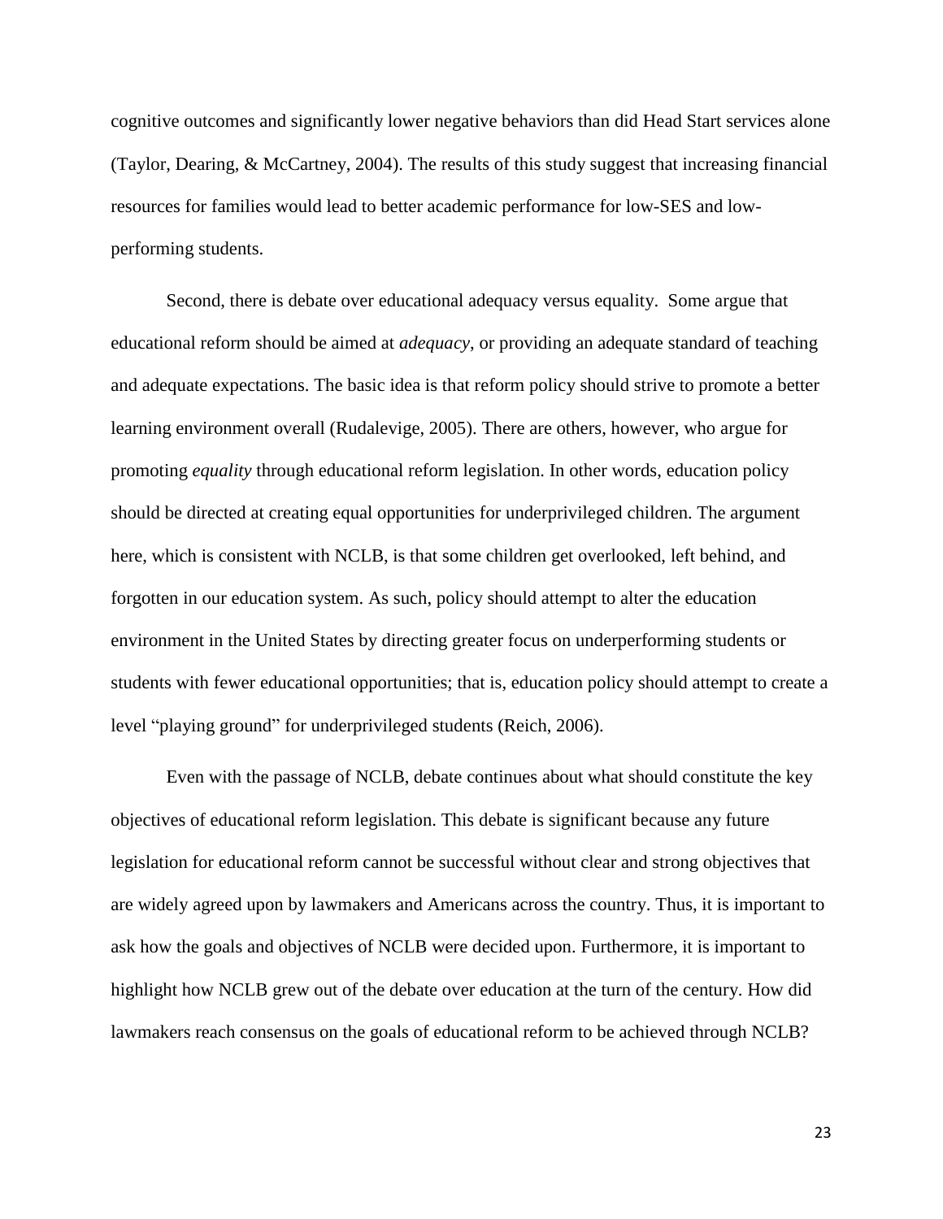cognitive outcomes and significantly lower negative behaviors than did Head Start services alone (Taylor, Dearing, & McCartney, 2004). The results of this study suggest that increasing financial resources for families would lead to better academic performance for low-SES and low-performing students.

Second, there is debate over educational adequacy versus equality. Some argue that educational reform should be aimed at *adequacy*, or providing an adequate standard of teaching and adequate expectations. The basic idea is that reform policy should strive to promote a better learning environment overall (Rudalevige, 2005). There are others, however, who argue for promoting *equality* through educational reform legislation. In other words, education policy should be directed at creating equal opportunities for underprivileged children. The argument here, which is consistent with NCLB, is that some children get overlooked, left behind, and forgotten in our education system. As such, policy should attempt to alter the education environment in the United States by directing greater focus on underperforming students or students with fewer educational opportunities; that is, education policy should attempt to create a level "playing ground" for underprivileged students (Reich, 2006).

Even with the passage of NCLB, debate continues about what should constitute the key objectives of educational reform legislation. This debate is significant because any future legislation for educational reform cannot be successful without clear and strong objectives that are widely agreed upon by lawmakers and Americans across the country. Thus, it is important to ask how the goals and objectives of NCLB were decided upon. Furthermore, it is important to highlight how NCLB grew out of the debate over education at the turn of the century. How did lawmakers reach consensus on the goals of educational reform to be achieved through NCLB?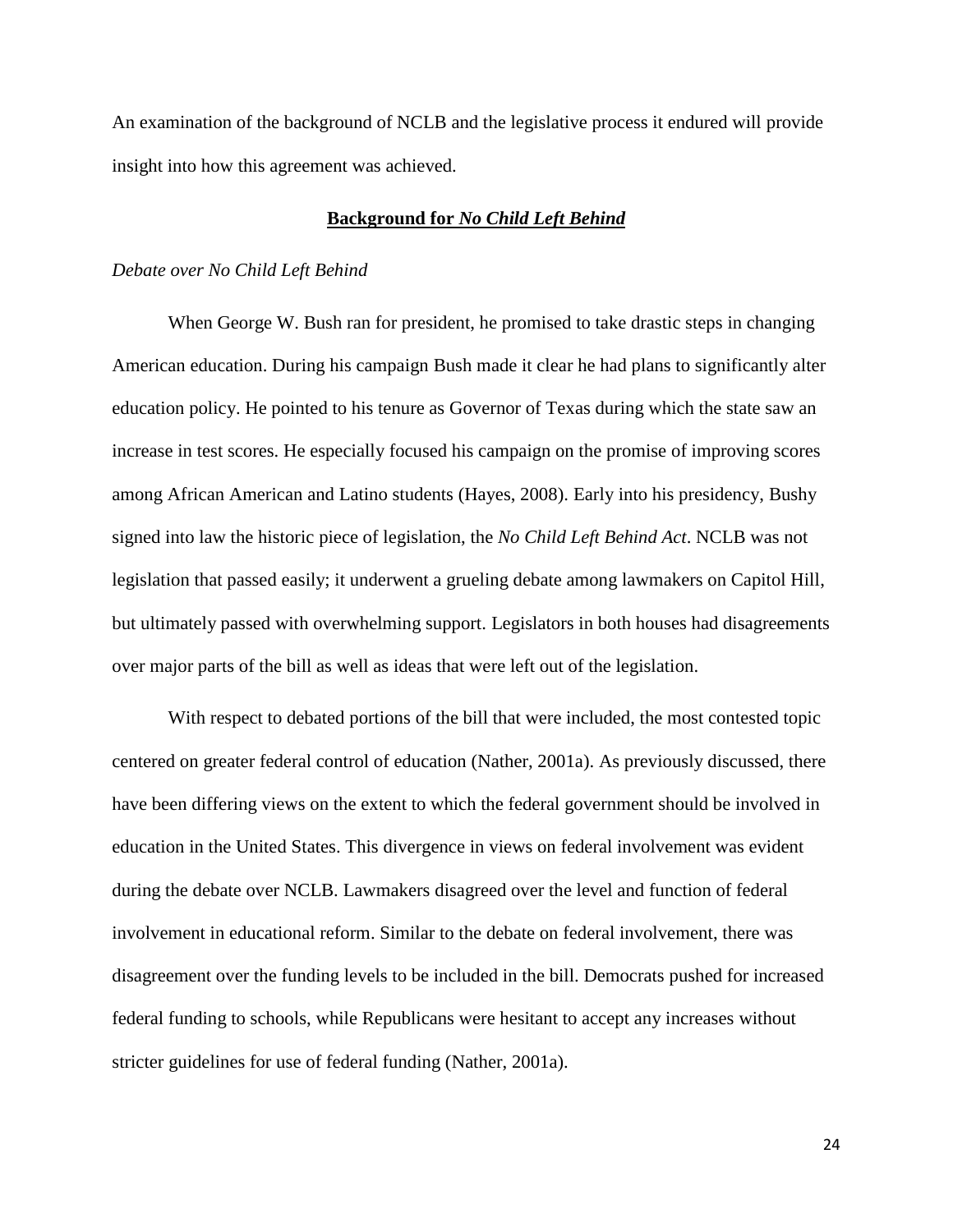An examination of the background of NCLB and the legislative process it endured will provide insight into how this agreement was achieved.

## **Background for *No Child Left Behind***

*Debate over No Child Left Behind*

When George W. Bush ran for president, he promised to take drastic steps in changing American education. During his campaign Bush made it clear he had plans to significantly alter education policy. He pointed to his tenure as Governor of Texas during which the state saw an increase in test scores. He especially focused his campaign on the promise of improving scores among African American and Latino students (Hayes, 2008). Early into his presidency, Bushy signed into law the historic piece of legislation, the *No Child Left Behind Act*. NCLB was not legislation that passed easily; it underwent a grueling debate among lawmakers on Capitol Hill, but ultimately passed with overwhelming support. Legislators in both houses had disagreements over major parts of the bill as well as ideas that were left out of the legislation.

With respect to debated portions of the bill that were included, the most contested topic centered on greater federal control of education (Nather, 2001a). As previously discussed, there have been differing views on the extent to which the federal government should be involved in education in the United States. This divergence in views on federal involvement was evident during the debate over NCLB. Lawmakers disagreed over the level and function of federal involvement in educational reform. Similar to the debate on federal involvement, there was disagreement over the funding levels to be included in the bill. Democrats pushed for increased federal funding to schools, while Republicans were hesitant to accept any increases without stricter guidelines for use of federal funding (Nather, 2001a).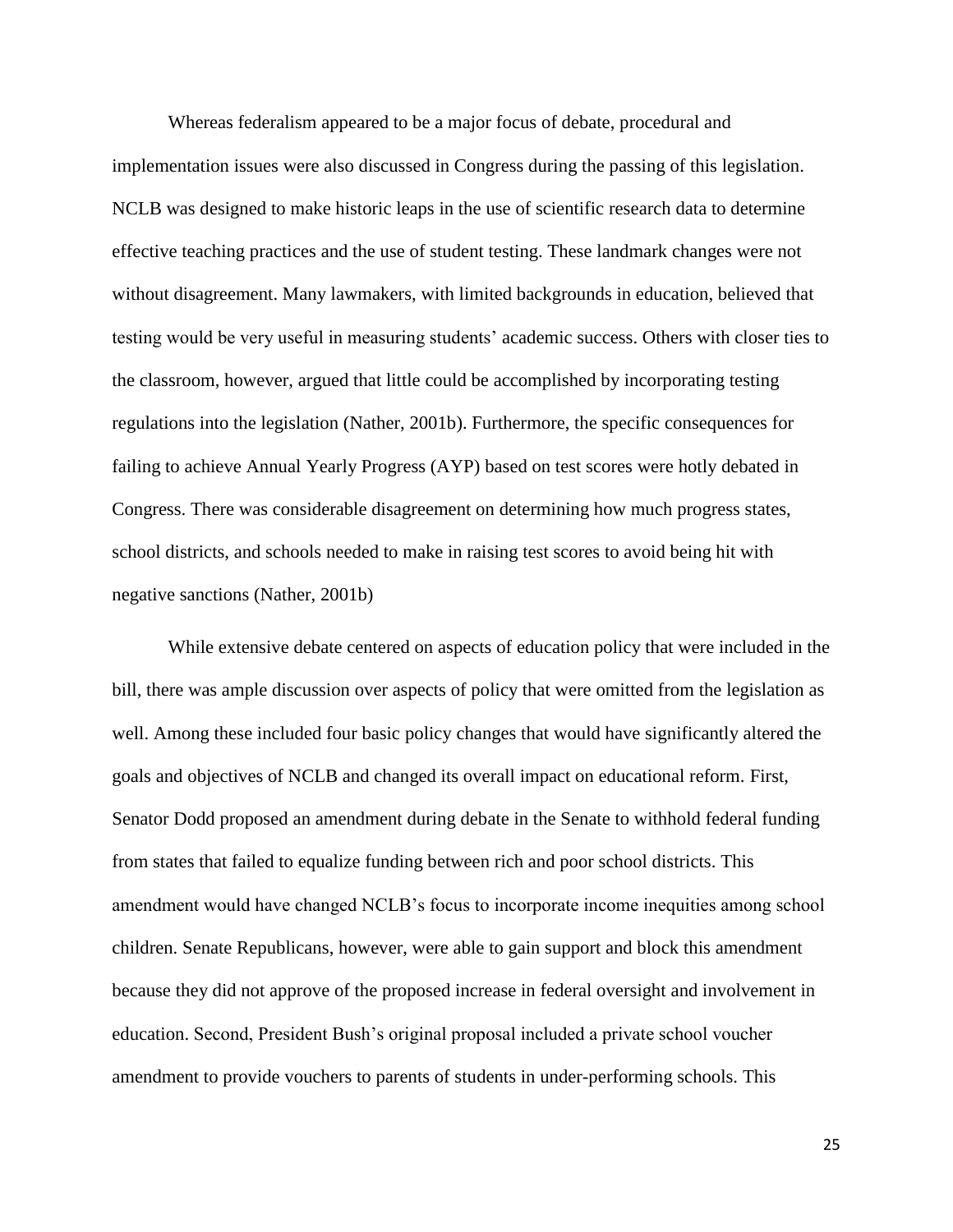Whereas federalism appeared to be a major focus of debate, procedural and implementation issues were also discussed in Congress during the passing of this legislation. NCLB was designed to make historic leaps in the use of scientific research data to determine effective teaching practices and the use of student testing. These landmark changes were not without disagreement. Many lawmakers, with limited backgrounds in education, believed that testing would be very useful in measuring students' academic success. Others with closer ties to the classroom, however, argued that little could be accomplished by incorporating testing regulations into the legislation (Nather, 2001b). Furthermore, the specific consequences for failing to achieve Annual Yearly Progress (AYP) based on test scores were hotly debated in Congress. There was considerable disagreement on determining how much progress states, school districts, and schools needed to make in raising test scores to avoid being hit with negative sanctions (Nather, 2001b)

While extensive debate centered on aspects of education policy that were included in the bill, there was ample discussion over aspects of policy that were omitted from the legislation as well. Among these included four basic policy changes that would have significantly altered the goals and objectives of NCLB and changed its overall impact on educational reform. First, Senator Dodd proposed an amendment during debate in the Senate to withhold federal funding from states that failed to equalize funding between rich and poor school districts. This amendment would have changed NCLB's focus to incorporate income inequities among school children. Senate Republicans, however, were able to gain support and block this amendment because they did not approve of the proposed increase in federal oversight and involvement in education. Second, President Bush's original proposal included a private school voucher amendment to provide vouchers to parents of students in under-performing schools. This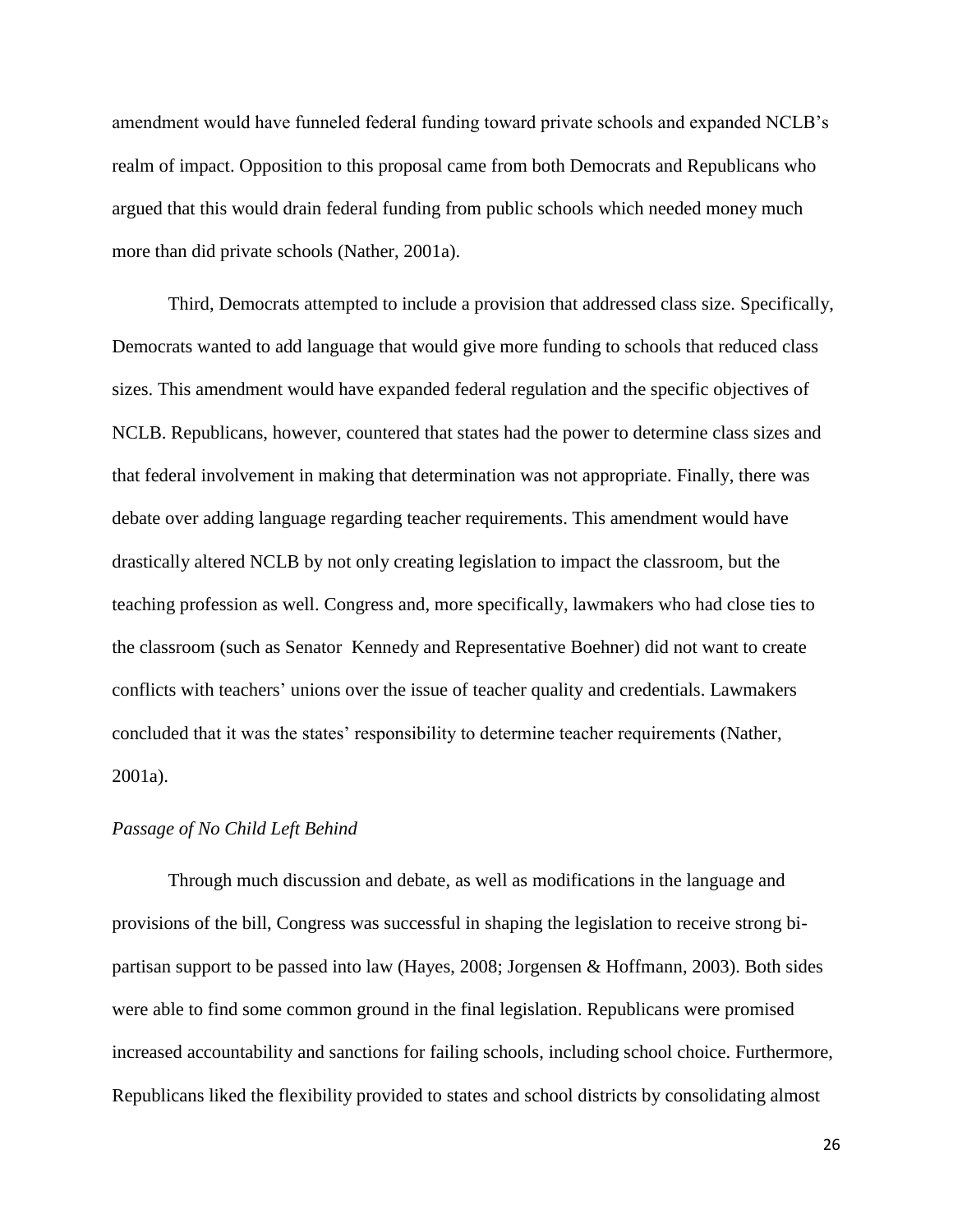amendment would have funneled federal funding toward private schools and expanded NCLB's realm of impact. Opposition to this proposal came from both Democrats and Republicans who argued that this would drain federal funding from public schools which needed money much more than did private schools (Nather, 2001a).

Third, Democrats attempted to include a provision that addressed class size. Specifically, Democrats wanted to add language that would give more funding to schools that reduced class sizes. This amendment would have expanded federal regulation and the specific objectives of NCLB. Republicans, however, countered that states had the power to determine class sizes and that federal involvement in making that determination was not appropriate. Finally, there was debate over adding language regarding teacher requirements. This amendment would have drastically altered NCLB by not only creating legislation to impact the classroom, but the teaching profession as well. Congress and, more specifically, lawmakers who had close ties to the classroom (such as Senator Kennedy and Representative Boehner) did not want to create conflicts with teachers' unions over the issue of teacher quality and credentials. Lawmakers concluded that it was the states' responsibility to determine teacher requirements (Nather, 2001a).

*Passage of No Child Left Behind*

Through much discussion and debate, as well as modifications in the language and provisions of the bill, Congress was successful in shaping the legislation to receive strong bi-partisan support to be passed into law (Hayes, 2008; Jorgensen & Hoffmann, 2003). Both sides were able to find some common ground in the final legislation. Republicans were promised increased accountability and sanctions for failing schools, including school choice. Furthermore, Republicans liked the flexibility provided to states and school districts by consolidating almost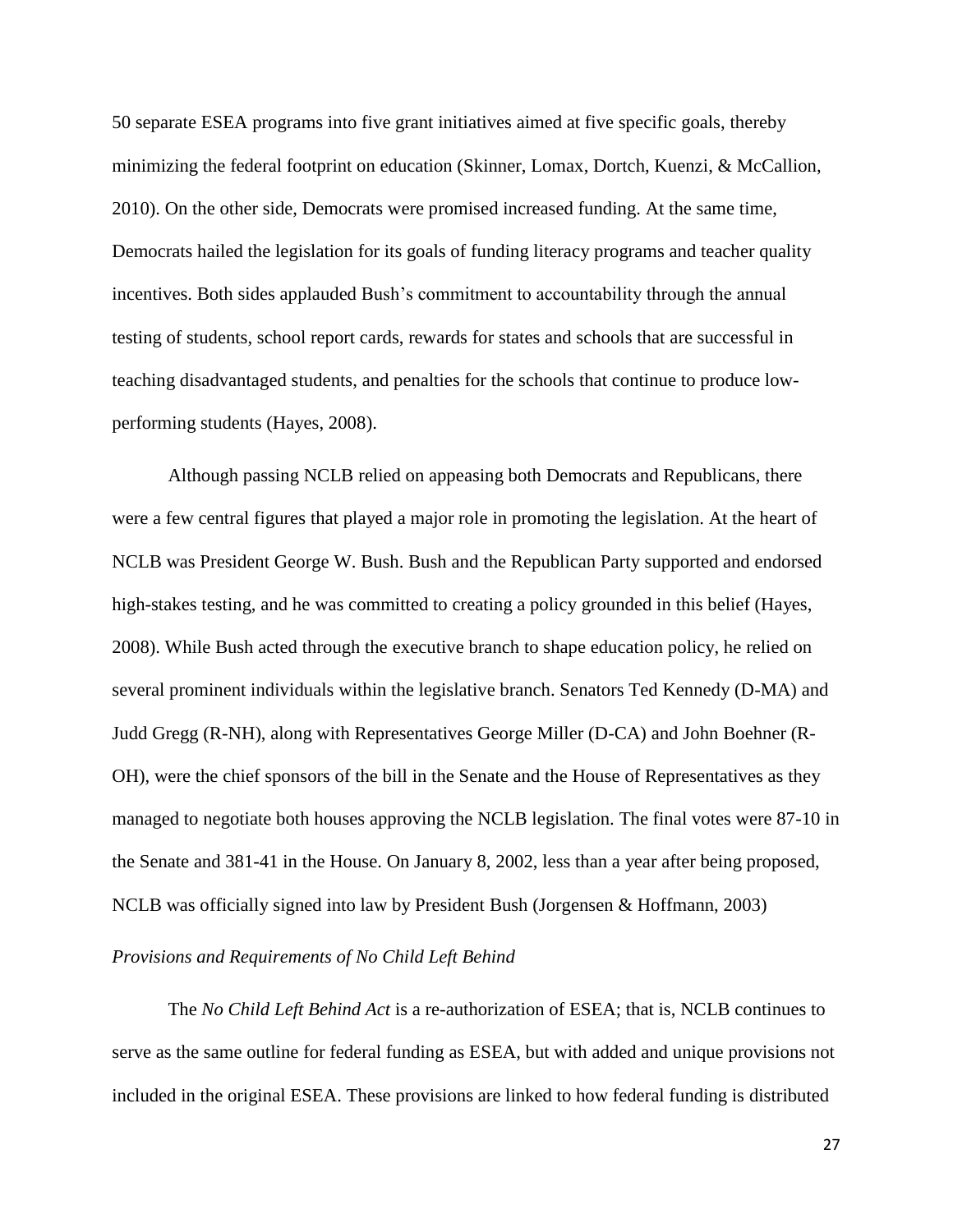50 separate ESEA programs into five grant initiatives aimed at five specific goals, thereby minimizing the federal footprint on education (Skinner, Lomax, Dortch, Kuenzi, & McCallion, 2010). On the other side, Democrats were promised increased funding. At the same time, Democrats hailed the legislation for its goals of funding literacy programs and teacher quality incentives. Both sides applauded Bush's commitment to accountability through the annual testing of students, school report cards, rewards for states and schools that are successful in teaching disadvantaged students, and penalties for the schools that continue to produce low-performing students (Hayes, 2008).

Although passing NCLB relied on appeasing both Democrats and Republicans, there were a few central figures that played a major role in promoting the legislation. At the heart of NCLB was President George W. Bush. Bush and the Republican Party supported and endorsed high-stakes testing, and he was committed to creating a policy grounded in this belief (Hayes, 2008). While Bush acted through the executive branch to shape education policy, he relied on several prominent individuals within the legislative branch. Senators Ted Kennedy (D-MA) and Judd Gregg (R-NH), along with Representatives George Miller (D-CA) and John Boehner (R-OH), were the chief sponsors of the bill in the Senate and the House of Representatives as they managed to negotiate both houses approving the NCLB legislation. The final votes were 87-10 in the Senate and 381-41 in the House. On January 8, 2002, less than a year after being proposed, NCLB was officially signed into law by President Bush (Jorgensen & Hoffmann, 2003)

*Provisions and Requirements of No Child Left Behind*

The *No Child Left Behind Act* is a re-authorization of ESEA; that is, NCLB continues to serve as the same outline for federal funding as ESEA, but with added and unique provisions not included in the original ESEA. These provisions are linked to how federal funding is distributed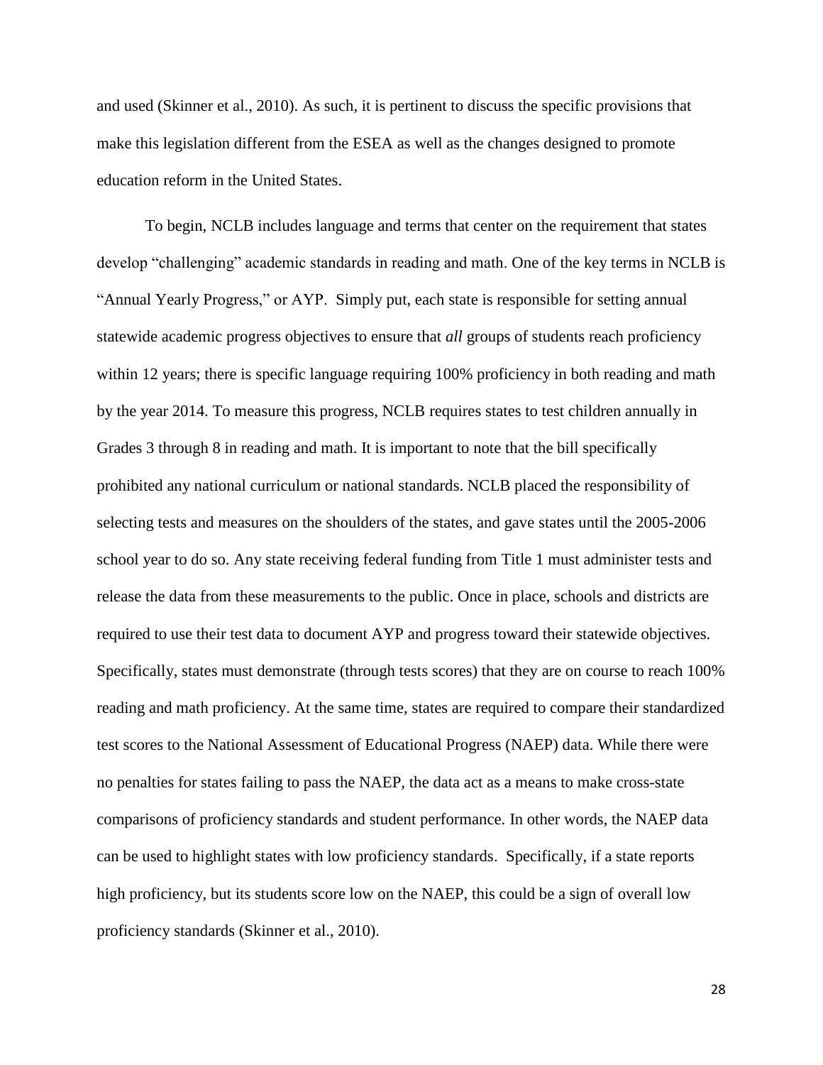and used (Skinner et al., 2010). As such, it is pertinent to discuss the specific provisions that make this legislation different from the ESEA as well as the changes designed to promote education reform in the United States.

To begin, NCLB includes language and terms that center on the requirement that states develop "challenging" academic standards in reading and math. One of the key terms in NCLB is "Annual Yearly Progress," or AYP. Simply put, each state is responsible for setting annual statewide academic progress objectives to ensure that *all* groups of students reach proficiency within 12 years; there is specific language requiring 100% proficiency in both reading and math by the year 2014. To measure this progress, NCLB requires states to test children annually in Grades 3 through 8 in reading and math. It is important to note that the bill specifically prohibited any national curriculum or national standards. NCLB placed the responsibility of selecting tests and measures on the shoulders of the states, and gave states until the 2005-2006 school year to do so. Any state receiving federal funding from Title 1 must administer tests and release the data from these measurements to the public. Once in place, schools and districts are required to use their test data to document AYP and progress toward their statewide objectives. Specifically, states must demonstrate (through tests scores) that they are on course to reach 100% reading and math proficiency. At the same time, states are required to compare their standardized test scores to the National Assessment of Educational Progress (NAEP) data. While there were no penalties for states failing to pass the NAEP, the data act as a means to make cross-state comparisons of proficiency standards and student performance. In other words, the NAEP data can be used to highlight states with low proficiency standards. Specifically, if a state reports high proficiency, but its students score low on the NAEP, this could be a sign of overall low proficiency standards (Skinner et al., 2010).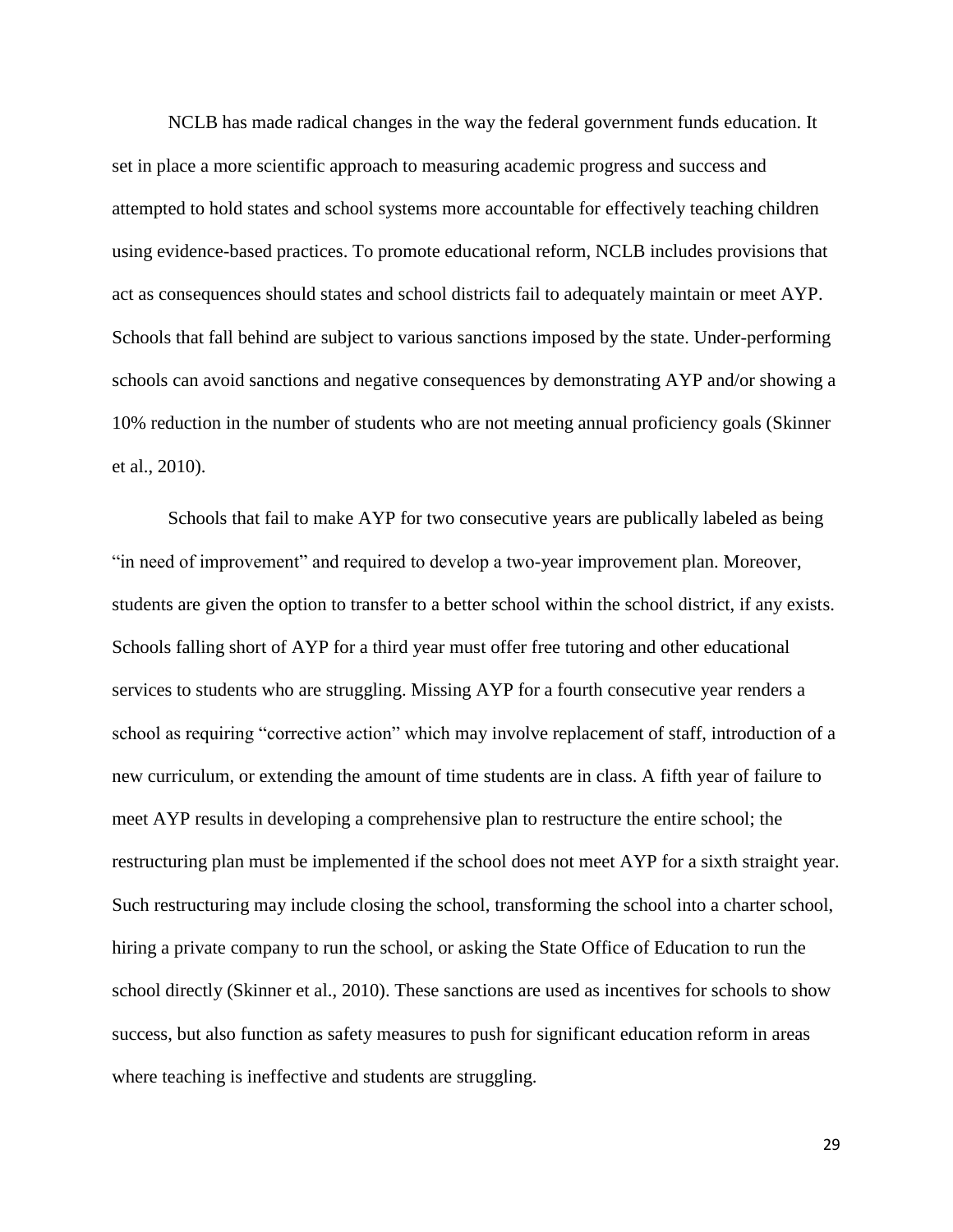NCLB has made radical changes in the way the federal government funds education. It set in place a more scientific approach to measuring academic progress and success and attempted to hold states and school systems more accountable for effectively teaching children using evidence-based practices. To promote educational reform, NCLB includes provisions that act as consequences should states and school districts fail to adequately maintain or meet AYP. Schools that fall behind are subject to various sanctions imposed by the state. Under-performing schools can avoid sanctions and negative consequences by demonstrating AYP and/or showing a 10% reduction in the number of students who are not meeting annual proficiency goals (Skinner et al., 2010).

Schools that fail to make AYP for two consecutive years are publically labeled as being "in need of improvement" and required to develop a two-year improvement plan. Moreover, students are given the option to transfer to a better school within the school district, if any exists. Schools falling short of AYP for a third year must offer free tutoring and other educational services to students who are struggling. Missing AYP for a fourth consecutive year renders a school as requiring "corrective action" which may involve replacement of staff, introduction of a new curriculum, or extending the amount of time students are in class. A fifth year of failure to meet AYP results in developing a comprehensive plan to restructure the entire school; the restructuring plan must be implemented if the school does not meet AYP for a sixth straight year. Such restructuring may include closing the school, transforming the school into a charter school, hiring a private company to run the school, or asking the State Office of Education to run the school directly (Skinner et al., 2010). These sanctions are used as incentives for schools to show success, but also function as safety measures to push for significant education reform in areas where teaching is ineffective and students are struggling.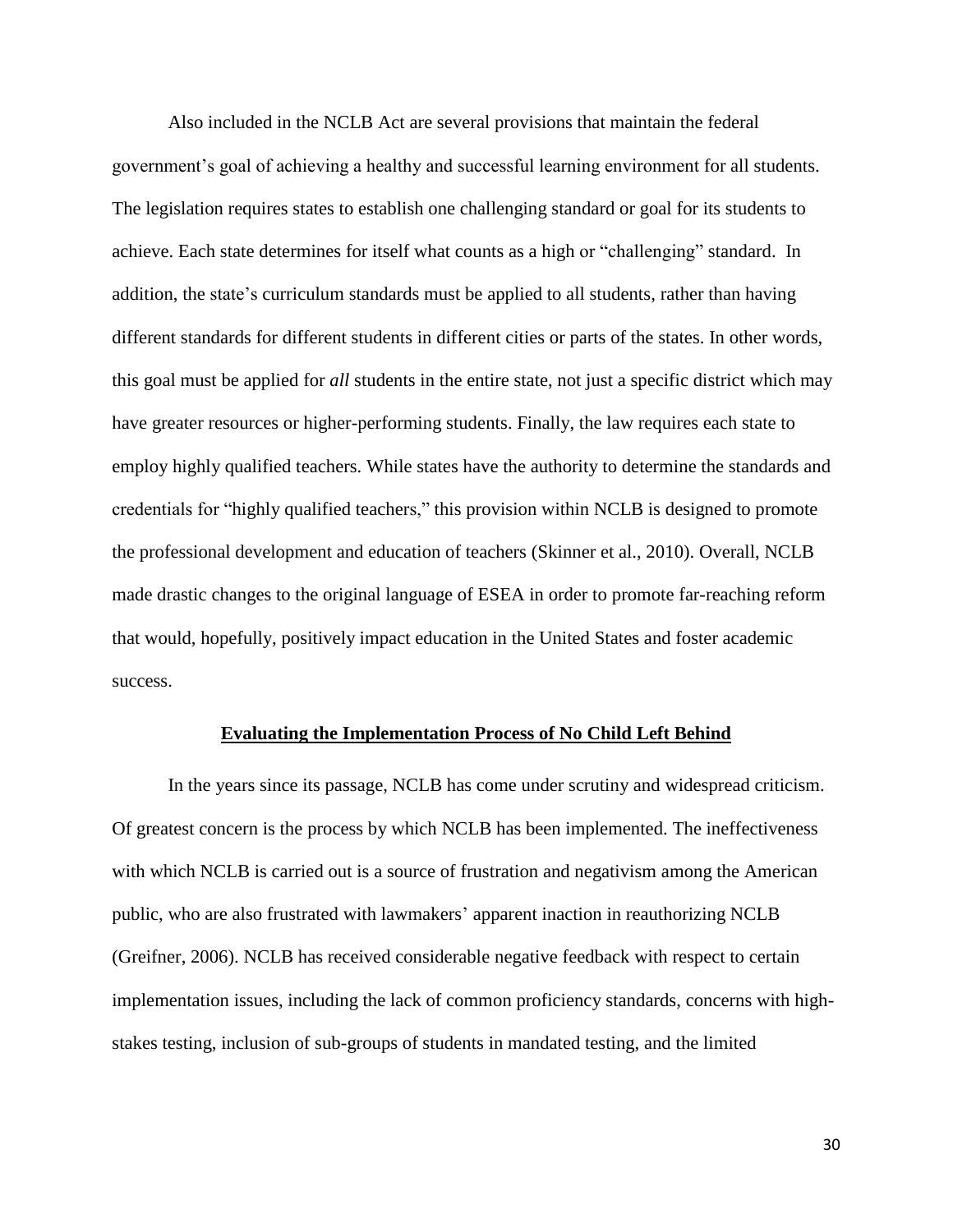Also included in the NCLB Act are several provisions that maintain the federal government's goal of achieving a healthy and successful learning environment for all students. The legislation requires states to establish one challenging standard or goal for its students to achieve. Each state determines for itself what counts as a high or "challenging" standard. In addition, the state's curriculum standards must be applied to all students, rather than having different standards for different students in different cities or parts of the states. In other words, this goal must be applied for *all* students in the entire state, not just a specific district which may have greater resources or higher-performing students. Finally, the law requires each state to employ highly qualified teachers. While states have the authority to determine the standards and credentials for "highly qualified teachers," this provision within NCLB is designed to promote the professional development and education of teachers (Skinner et al., 2010). Overall, NCLB made drastic changes to the original language of ESEA in order to promote far-reaching reform that would, hopefully, positively impact education in the United States and foster academic success.

## Evaluating the Implementation Process of No Child Left Behind

In the years since its passage, NCLB has come under scrutiny and widespread criticism. Of greatest concern is the process by which NCLB has been implemented. The ineffectiveness with which NCLB is carried out is a source of frustration and negativism among the American public, who are also frustrated with lawmakers' apparent inaction in reauthorizing NCLB (Greifner, 2006). NCLB has received considerable negative feedback with respect to certain implementation issues, including the lack of common proficiency standards, concerns with high-stakes testing, inclusion of sub-groups of students in mandated testing, and the limited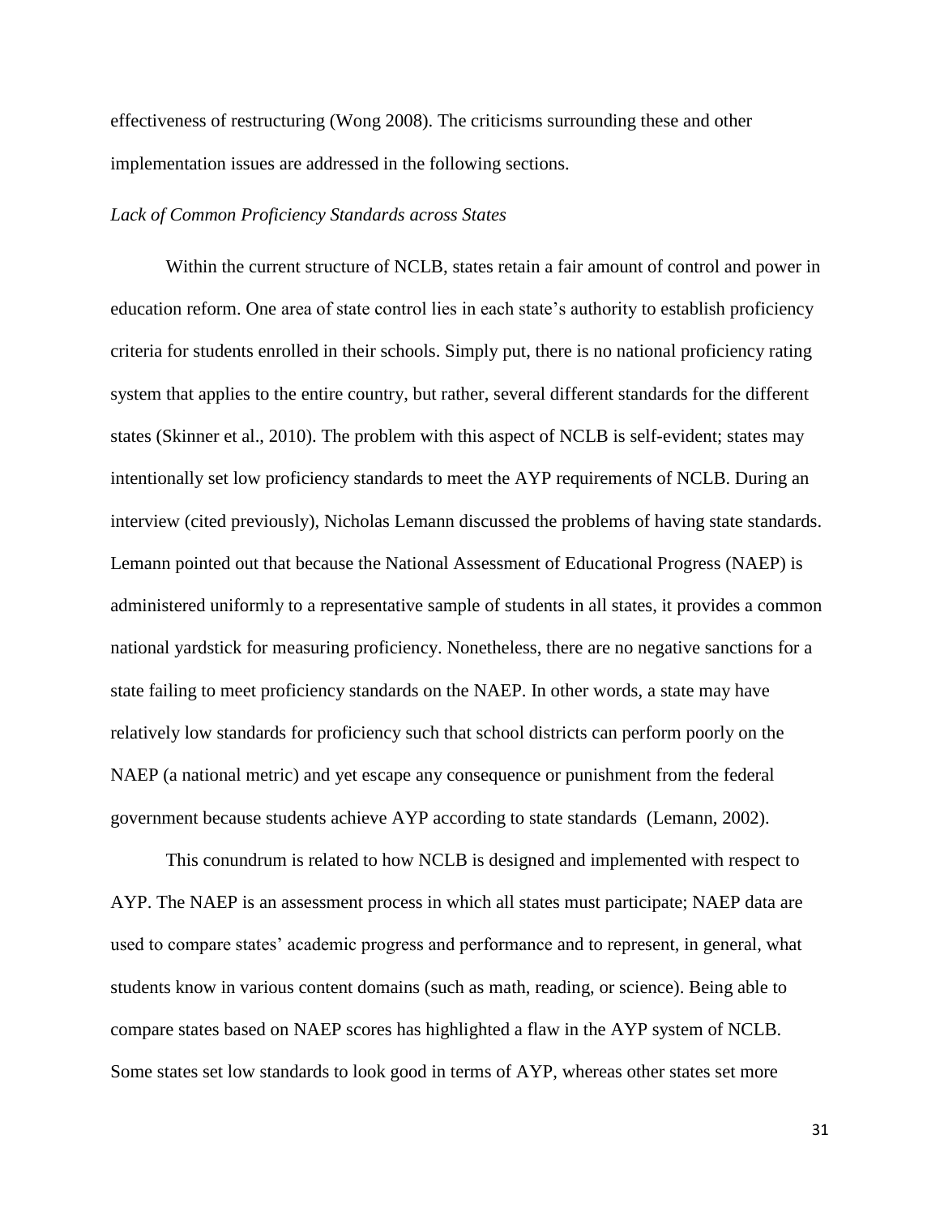effectiveness of restructuring (Wong 2008). The criticisms surrounding these and other implementation issues are addressed in the following sections.

### *Lack of Common Proficiency Standards across States*

Within the current structure of NCLB, states retain a fair amount of control and power in education reform. One area of state control lies in each state's authority to establish proficiency criteria for students enrolled in their schools. Simply put, there is no national proficiency rating system that applies to the entire country, but rather, several different standards for the different states (Skinner et al., 2010). The problem with this aspect of NCLB is self-evident; states may intentionally set low proficiency standards to meet the AYP requirements of NCLB. During an interview (cited previously), Nicholas Lemann discussed the problems of having state standards. Lemann pointed out that because the National Assessment of Educational Progress (NAEP) is administered uniformly to a representative sample of students in all states, it provides a common national yardstick for measuring proficiency. Nonetheless, there are no negative sanctions for a state failing to meet proficiency standards on the NAEP. In other words, a state may have relatively low standards for proficiency such that school districts can perform poorly on the NAEP (a national metric) and yet escape any consequence or punishment from the federal government because students achieve AYP according to state standards (Lemann, 2002).

This conundrum is related to how NCLB is designed and implemented with respect to AYP. The NAEP is an assessment process in which all states must participate; NAEP data are used to compare states' academic progress and performance and to represent, in general, what students know in various content domains (such as math, reading, or science). Being able to compare states based on NAEP scores has highlighted a flaw in the AYP system of NCLB. Some states set low standards to look good in terms of AYP, whereas other states set more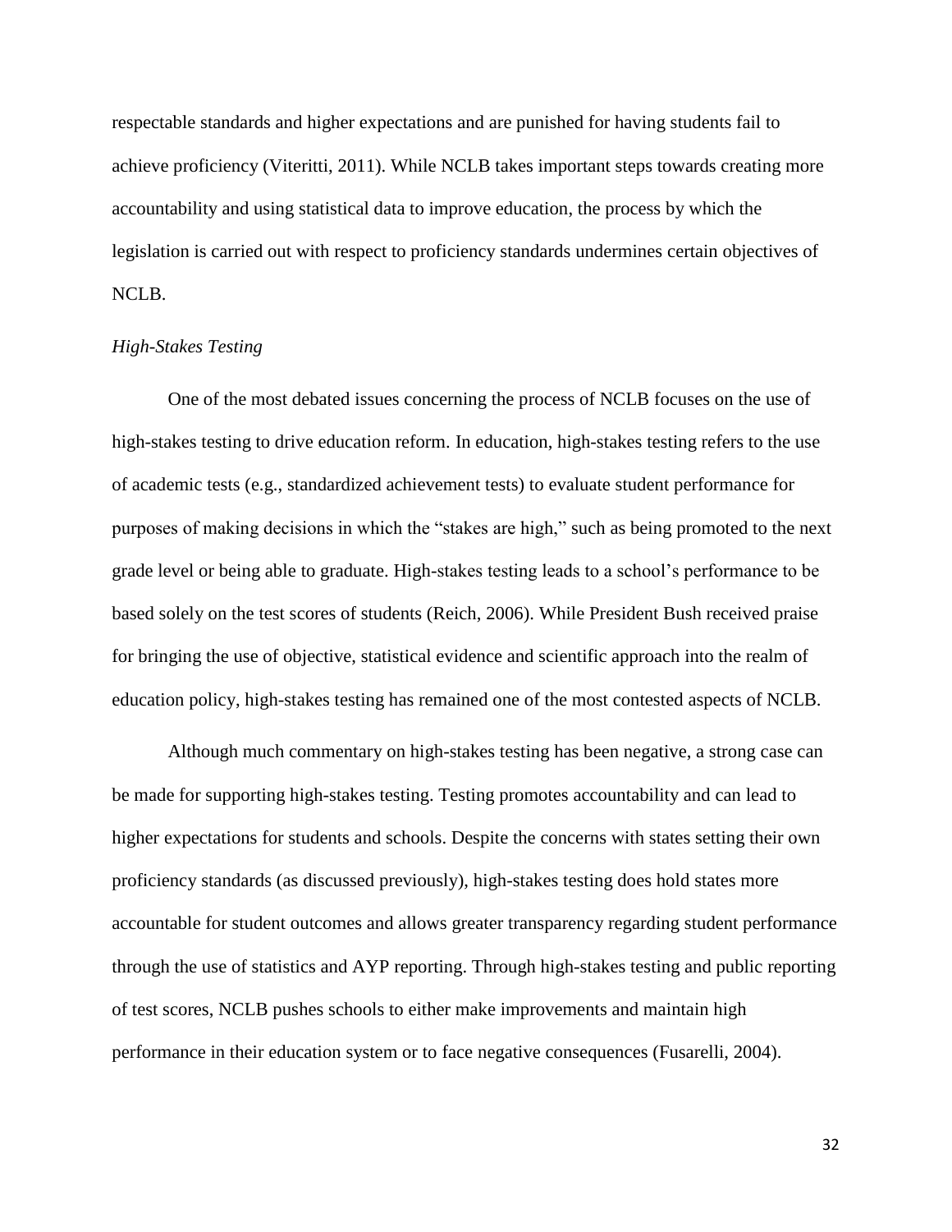respectable standards and higher expectations and are punished for having students fail to achieve proficiency (Viteritti, 2011). While NCLB takes important steps towards creating more accountability and using statistical data to improve education, the process by which the legislation is carried out with respect to proficiency standards undermines certain objectives of NCLB.

*High-Stakes Testing*

One of the most debated issues concerning the process of NCLB focuses on the use of high-stakes testing to drive education reform. In education, high-stakes testing refers to the use of academic tests (e.g., standardized achievement tests) to evaluate student performance for purposes of making decisions in which the "stakes are high," such as being promoted to the next grade level or being able to graduate. High-stakes testing leads to a school's performance to be based solely on the test scores of students (Reich, 2006). While President Bush received praise for bringing the use of objective, statistical evidence and scientific approach into the realm of education policy, high-stakes testing has remained one of the most contested aspects of NCLB.

Although much commentary on high-stakes testing has been negative, a strong case can be made for supporting high-stakes testing. Testing promotes accountability and can lead to higher expectations for students and schools. Despite the concerns with states setting their own proficiency standards (as discussed previously), high-stakes testing does hold states more accountable for student outcomes and allows greater transparency regarding student performance through the use of statistics and AYP reporting. Through high-stakes testing and public reporting of test scores, NCLB pushes schools to either make improvements and maintain high performance in their education system or to face negative consequences (Fusarelli, 2004).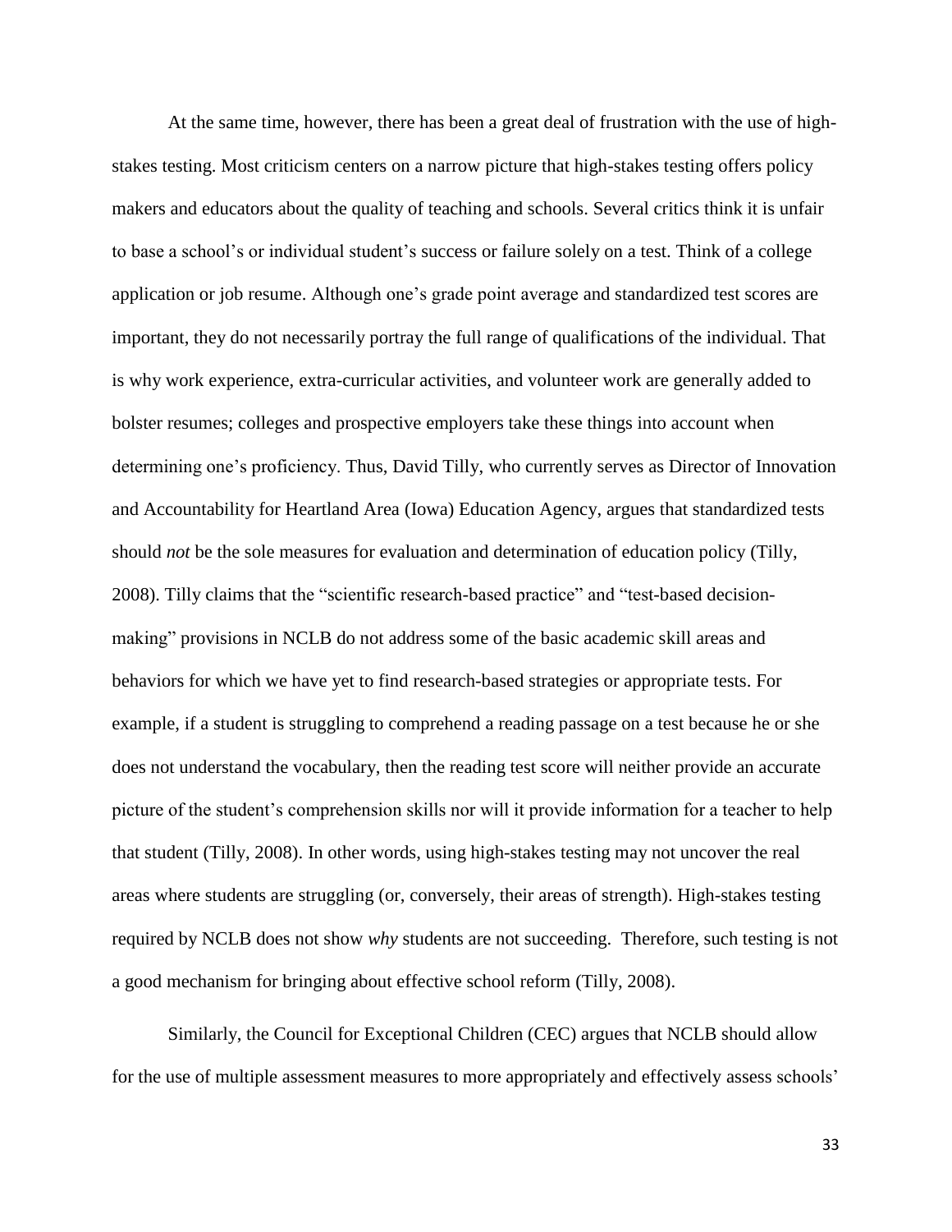At the same time, however, there has been a great deal of frustration with the use of high-stakes testing. Most criticism centers on a narrow picture that high-stakes testing offers policy makers and educators about the quality of teaching and schools. Several critics think it is unfair to base a school's or individual student's success or failure solely on a test. Think of a college application or job resume. Although one's grade point average and standardized test scores are important, they do not necessarily portray the full range of qualifications of the individual. That is why work experience, extra-curricular activities, and volunteer work are generally added to bolster resumes; colleges and prospective employers take these things into account when determining one's proficiency. Thus, David Tilly, who currently serves as Director of Innovation and Accountability for Heartland Area (Iowa) Education Agency, argues that standardized tests should *not* be the sole measures for evaluation and determination of education policy (Tilly, 2008). Tilly claims that the "scientific research-based practice" and "test-based decision-making" provisions in NCLB do not address some of the basic academic skill areas and behaviors for which we have yet to find research-based strategies or appropriate tests. For example, if a student is struggling to comprehend a reading passage on a test because he or she does not understand the vocabulary, then the reading test score will neither provide an accurate picture of the student's comprehension skills nor will it provide information for a teacher to help that student (Tilly, 2008). In other words, using high-stakes testing may not uncover the real areas where students are struggling (or, conversely, their areas of strength). High-stakes testing required by NCLB does not show *why* students are not succeeding. Therefore, such testing is not a good mechanism for bringing about effective school reform (Tilly, 2008).

Similarly, the Council for Exceptional Children (CEC) argues that NCLB should allow for the use of multiple assessment measures to more appropriately and effectively assess schools'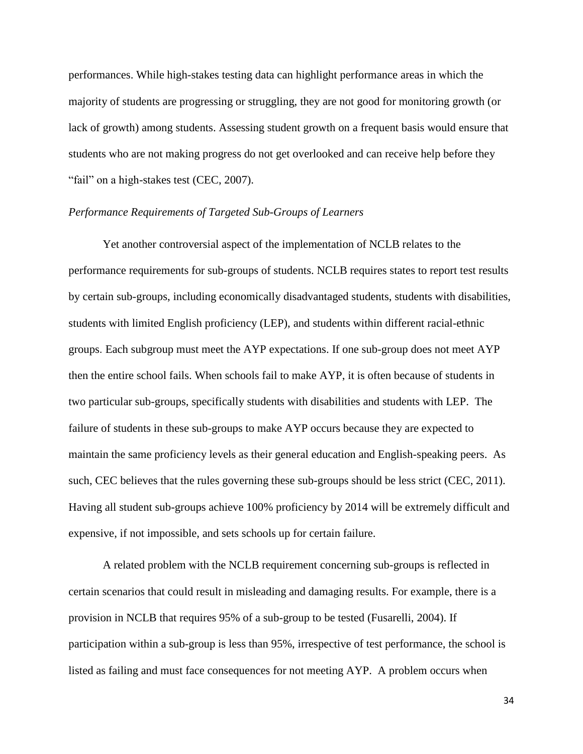performances. While high-stakes testing data can highlight performance areas in which the majority of students are progressing or struggling, they are not good for monitoring growth (or lack of growth) among students. Assessing student growth on a frequent basis would ensure that students who are not making progress do not get overlooked and can receive help before they "fail" on a high-stakes test (CEC, 2007).

*Performance Requirements of Targeted Sub-Groups of Learners*

Yet another controversial aspect of the implementation of NCLB relates to the performance requirements for sub-groups of students. NCLB requires states to report test results by certain sub-groups, including economically disadvantaged students, students with disabilities, students with limited English proficiency (LEP), and students within different racial-ethnic groups. Each subgroup must meet the AYP expectations. If one sub-group does not meet AYP then the entire school fails. When schools fail to make AYP, it is often because of students in two particular sub-groups, specifically students with disabilities and students with LEP. The failure of students in these sub-groups to make AYP occurs because they are expected to maintain the same proficiency levels as their general education and English-speaking peers. As such, CEC believes that the rules governing these sub-groups should be less strict (CEC, 2011). Having all student sub-groups achieve 100% proficiency by 2014 will be extremely difficult and expensive, if not impossible, and sets schools up for certain failure.

A related problem with the NCLB requirement concerning sub-groups is reflected in certain scenarios that could result in misleading and damaging results. For example, there is a provision in NCLB that requires 95% of a sub-group to be tested (Fusarelli, 2004). If participation within a sub-group is less than 95%, irrespective of test performance, the school is listed as failing and must face consequences for not meeting AYP. A problem occurs when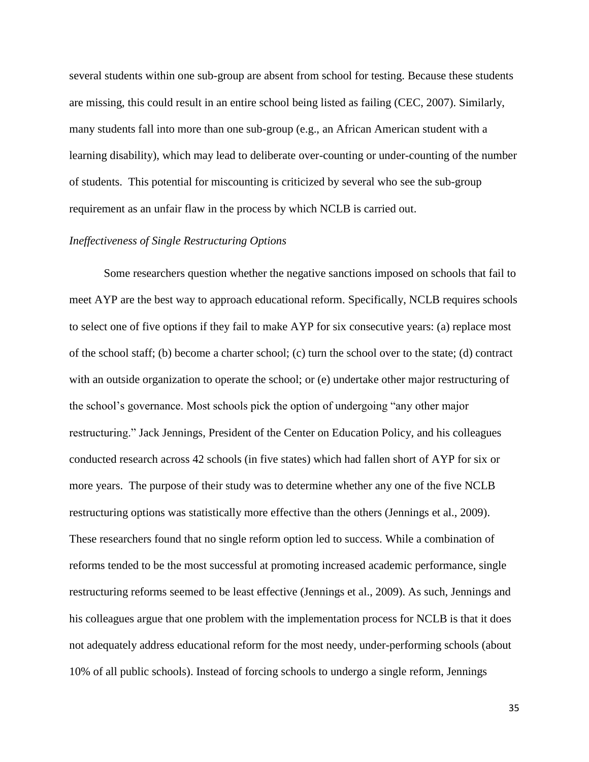several students within one sub-group are absent from school for testing. Because these students are missing, this could result in an entire school being listed as failing (CEC, 2007). Similarly, many students fall into more than one sub-group (e.g., an African American student with a learning disability), which may lead to deliberate over-counting or under-counting of the number of students. This potential for miscounting is criticized by several who see the sub-group requirement as an unfair flaw in the process by which NCLB is carried out.

*Ineffectiveness of Single Restructuring Options*

Some researchers question whether the negative sanctions imposed on schools that fail to meet AYP are the best way to approach educational reform. Specifically, NCLB requires schools to select one of five options if they fail to make AYP for six consecutive years: (a) replace most of the school staff; (b) become a charter school; (c) turn the school over to the state; (d) contract with an outside organization to operate the school; or (e) undertake other major restructuring of the school's governance. Most schools pick the option of undergoing "any other major restructuring." Jack Jennings, President of the Center on Education Policy, and his colleagues conducted research across 42 schools (in five states) which had fallen short of AYP for six or more years. The purpose of their study was to determine whether any one of the five NCLB restructuring options was statistically more effective than the others (Jennings et al., 2009). These researchers found that no single reform option led to success. While a combination of reforms tended to be the most successful at promoting increased academic performance, single restructuring reforms seemed to be least effective (Jennings et al., 2009). As such, Jennings and his colleagues argue that one problem with the implementation process for NCLB is that it does not adequately address educational reform for the most needy, under-performing schools (about 10% of all public schools). Instead of forcing schools to undergo a single reform, Jennings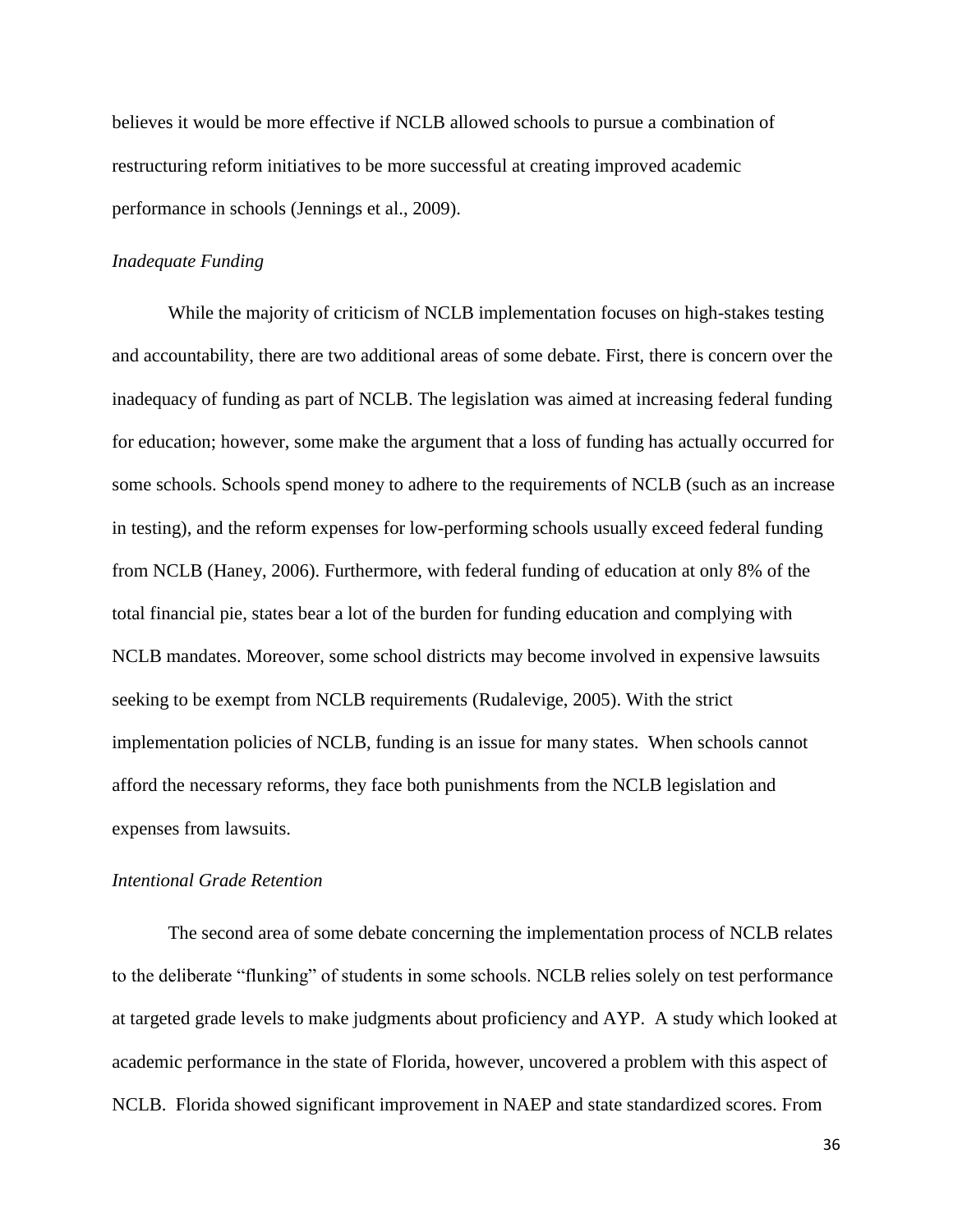believes it would be more effective if NCLB allowed schools to pursue a combination of restructuring reform initiatives to be more successful at creating improved academic performance in schools (Jennings et al., 2009).

### *Inadequate Funding*

While the majority of criticism of NCLB implementation focuses on high-stakes testing and accountability, there are two additional areas of some debate. First, there is concern over the inadequacy of funding as part of NCLB. The legislation was aimed at increasing federal funding for education; however, some make the argument that a loss of funding has actually occurred for some schools. Schools spend money to adhere to the requirements of NCLB (such as an increase in testing), and the reform expenses for low-performing schools usually exceed federal funding from NCLB (Haney, 2006). Furthermore, with federal funding of education at only 8% of the total financial pie, states bear a lot of the burden for funding education and complying with NCLB mandates. Moreover, some school districts may become involved in expensive lawsuits seeking to be exempt from NCLB requirements (Rudalevige, 2005). With the strict implementation policies of NCLB, funding is an issue for many states. When schools cannot afford the necessary reforms, they face both punishments from the NCLB legislation and expenses from lawsuits.

### *Intentional Grade Retention*

The second area of some debate concerning the implementation process of NCLB relates to the deliberate "flunking" of students in some schools. NCLB relies solely on test performance at targeted grade levels to make judgments about proficiency and AYP. A study which looked at academic performance in the state of Florida, however, uncovered a problem with this aspect of NCLB. Florida showed significant improvement in NAEP and state standardized scores. From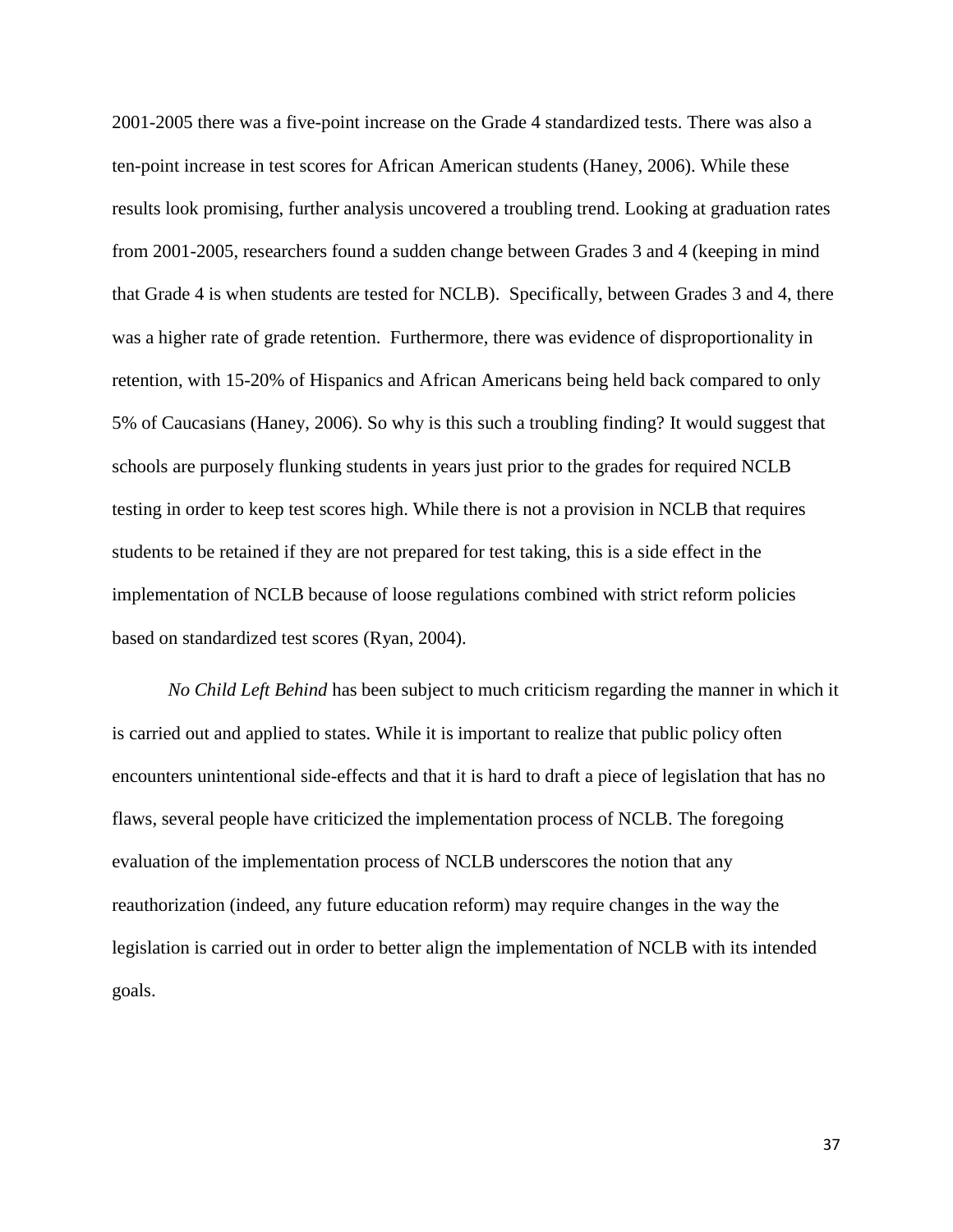2001-2005 there was a five-point increase on the Grade 4 standardized tests. There was also a ten-point increase in test scores for African American students (Haney, 2006). While these results look promising, further analysis uncovered a troubling trend. Looking at graduation rates from 2001-2005, researchers found a sudden change between Grades 3 and 4 (keeping in mind that Grade 4 is when students are tested for NCLB). Specifically, between Grades 3 and 4, there was a higher rate of grade retention. Furthermore, there was evidence of disproportionality in retention, with 15-20% of Hispanics and African Americans being held back compared to only 5% of Caucasians (Haney, 2006). So why is this such a troubling finding? It would suggest that schools are purposely flunking students in years just prior to the grades for required NCLB testing in order to keep test scores high. While there is not a provision in NCLB that requires students to be retained if they are not prepared for test taking, this is a side effect in the implementation of NCLB because of loose regulations combined with strict reform policies based on standardized test scores (Ryan, 2004).

*No Child Left Behind* has been subject to much criticism regarding the manner in which it is carried out and applied to states. While it is important to realize that public policy often encounters unintentional side-effects and that it is hard to draft a piece of legislation that has no flaws, several people have criticized the implementation process of NCLB. The foregoing evaluation of the implementation process of NCLB underscores the notion that any reauthorization (indeed, any future education reform) may require changes in the way the legislation is carried out in order to better align the implementation of NCLB with its intended goals.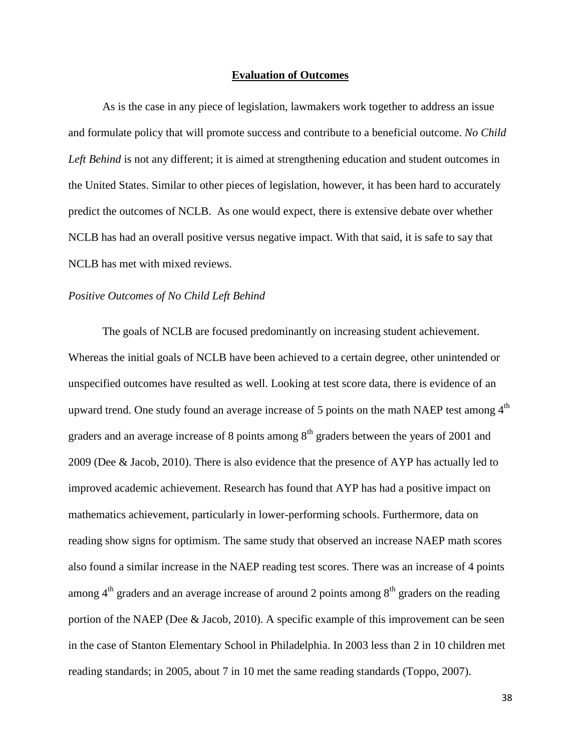## Evaluation of Outcomes

As is the case in any piece of legislation, lawmakers work together to address an issue and formulate policy that will promote success and contribute to a beneficial outcome. *No Child Left Behind* is not any different; it is aimed at strengthening education and student outcomes in the United States. Similar to other pieces of legislation, however, it has been hard to accurately predict the outcomes of NCLB. As one would expect, there is extensive debate over whether NCLB has had an overall positive versus negative impact. With that said, it is safe to say that NCLB has met with mixed reviews.

### *Positive Outcomes of No Child Left Behind*

The goals of NCLB are focused predominantly on increasing student achievement. Whereas the initial goals of NCLB have been achieved to a certain degree, other unintended or unspecified outcomes have resulted as well. Looking at test score data, there is evidence of an upward trend. One study found an average increase of 5 points on the math NAEP test among 4th graders and an average increase of 8 points among 8th graders between the years of 2001 and 2009 (Dee & Jacob, 2010). There is also evidence that the presence of AYP has actually led to improved academic achievement. Research has found that AYP has had a positive impact on mathematics achievement, particularly in lower-performing schools. Furthermore, data on reading show signs for optimism. The same study that observed an increase NAEP math scores also found a similar increase in the NAEP reading test scores. There was an increase of 4 points among 4th graders and an average increase of around 2 points among 8th graders on the reading portion of the NAEP (Dee & Jacob, 2010). A specific example of this improvement can be seen in the case of Stanton Elementary School in Philadelphia. In 2003 less than 2 in 10 children met reading standards; in 2005, about 7 in 10 met the same reading standards (Toppo, 2007).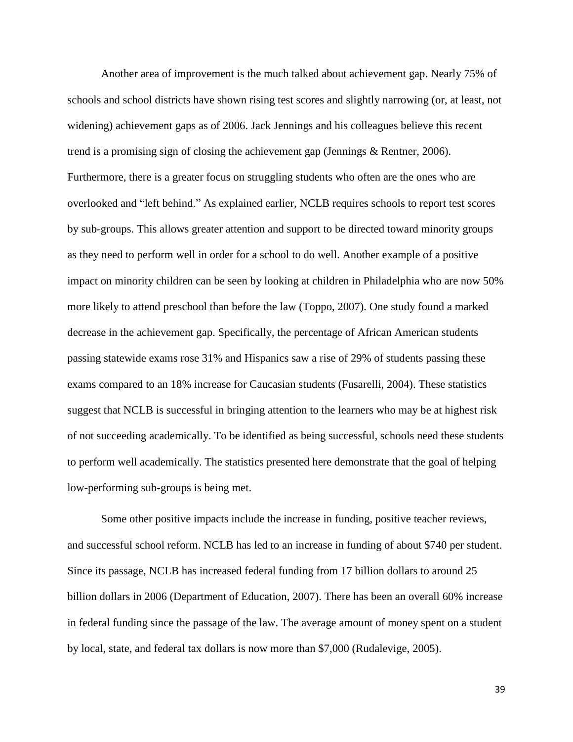Another area of improvement is the much talked about achievement gap. Nearly 75% of schools and school districts have shown rising test scores and slightly narrowing (or, at least, not widening) achievement gaps as of 2006. Jack Jennings and his colleagues believe this recent trend is a promising sign of closing the achievement gap (Jennings & Rentner, 2006). Furthermore, there is a greater focus on struggling students who often are the ones who are overlooked and "left behind." As explained earlier, NCLB requires schools to report test scores by sub-groups. This allows greater attention and support to be directed toward minority groups as they need to perform well in order for a school to do well. Another example of a positive impact on minority children can be seen by looking at children in Philadelphia who are now 50% more likely to attend preschool than before the law (Toppo, 2007). One study found a marked decrease in the achievement gap. Specifically, the percentage of African American students passing statewide exams rose 31% and Hispanics saw a rise of 29% of students passing these exams compared to an 18% increase for Caucasian students (Fusarelli, 2004). These statistics suggest that NCLB is successful in bringing attention to the learners who may be at highest risk of not succeeding academically. To be identified as being successful, schools need these students to perform well academically. The statistics presented here demonstrate that the goal of helping low-performing sub-groups is being met.

Some other positive impacts include the increase in funding, positive teacher reviews, and successful school reform. NCLB has led to an increase in funding of about $740 per student. Since its passage, NCLB has increased federal funding from 17 billion dollars to around 25 billion dollars in 2006 (Department of Education, 2007). There has been an overall 60% increase in federal funding since the passage of the law. The average amount of money spent on a student by local, state, and federal tax dollars is now more than $7,000 (Rudalevige, 2005).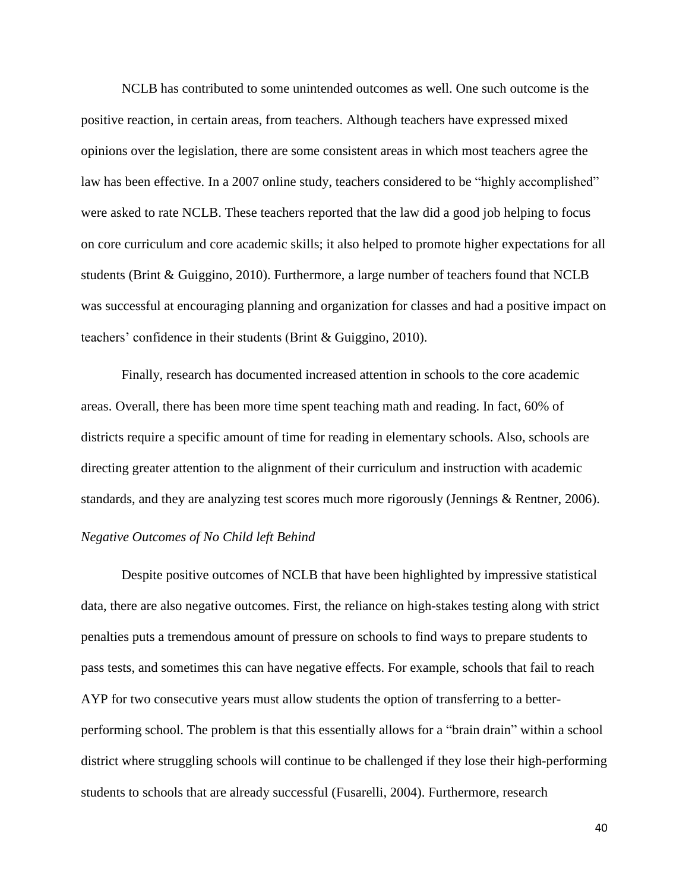NCLB has contributed to some unintended outcomes as well. One such outcome is the positive reaction, in certain areas, from teachers. Although teachers have expressed mixed opinions over the legislation, there are some consistent areas in which most teachers agree the law has been effective. In a 2007 online study, teachers considered to be "highly accomplished" were asked to rate NCLB. These teachers reported that the law did a good job helping to focus on core curriculum and core academic skills; it also helped to promote higher expectations for all students (Brint & Guiggino, 2010). Furthermore, a large number of teachers found that NCLB was successful at encouraging planning and organization for classes and had a positive impact on teachers' confidence in their students (Brint & Guiggino, 2010).

Finally, research has documented increased attention in schools to the core academic areas. Overall, there has been more time spent teaching math and reading. In fact, 60% of districts require a specific amount of time for reading in elementary schools. Also, schools are directing greater attention to the alignment of their curriculum and instruction with academic standards, and they are analyzing test scores much more rigorously (Jennings & Rentner, 2006).

*Negative Outcomes of No Child left Behind*

Despite positive outcomes of NCLB that have been highlighted by impressive statistical data, there are also negative outcomes. First, the reliance on high-stakes testing along with strict penalties puts a tremendous amount of pressure on schools to find ways to prepare students to pass tests, and sometimes this can have negative effects. For example, schools that fail to reach AYP for two consecutive years must allow students the option of transferring to a better-performing school. The problem is that this essentially allows for a "brain drain" within a school district where struggling schools will continue to be challenged if they lose their high-performing students to schools that are already successful (Fusarelli, 2004). Furthermore, research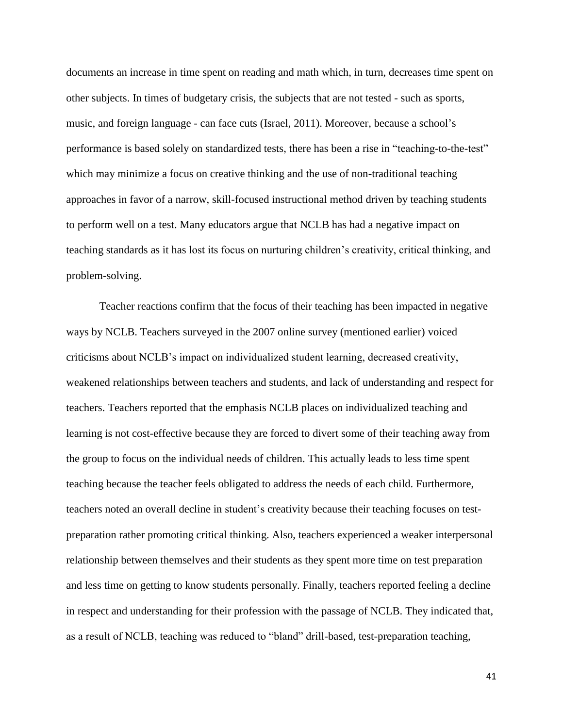documents an increase in time spent on reading and math which, in turn, decreases time spent on other subjects. In times of budgetary crisis, the subjects that are not tested - such as sports, music, and foreign language - can face cuts (Israel, 2011). Moreover, because a school's performance is based solely on standardized tests, there has been a rise in "teaching-to-the-test" which may minimize a focus on creative thinking and the use of non-traditional teaching approaches in favor of a narrow, skill-focused instructional method driven by teaching students to perform well on a test. Many educators argue that NCLB has had a negative impact on teaching standards as it has lost its focus on nurturing children's creativity, critical thinking, and problem-solving.

Teacher reactions confirm that the focus of their teaching has been impacted in negative ways by NCLB. Teachers surveyed in the 2007 online survey (mentioned earlier) voiced criticisms about NCLB's impact on individualized student learning, decreased creativity, weakened relationships between teachers and students, and lack of understanding and respect for teachers. Teachers reported that the emphasis NCLB places on individualized teaching and learning is not cost-effective because they are forced to divert some of their teaching away from the group to focus on the individual needs of children. This actually leads to less time spent teaching because the teacher feels obligated to address the needs of each child. Furthermore, teachers noted an overall decline in student's creativity because their teaching focuses on test-preparation rather promoting critical thinking. Also, teachers experienced a weaker interpersonal relationship between themselves and their students as they spent more time on test preparation and less time on getting to know students personally. Finally, teachers reported feeling a decline in respect and understanding for their profession with the passage of NCLB. They indicated that, as a result of NCLB, teaching was reduced to "bland" drill-based, test-preparation teaching,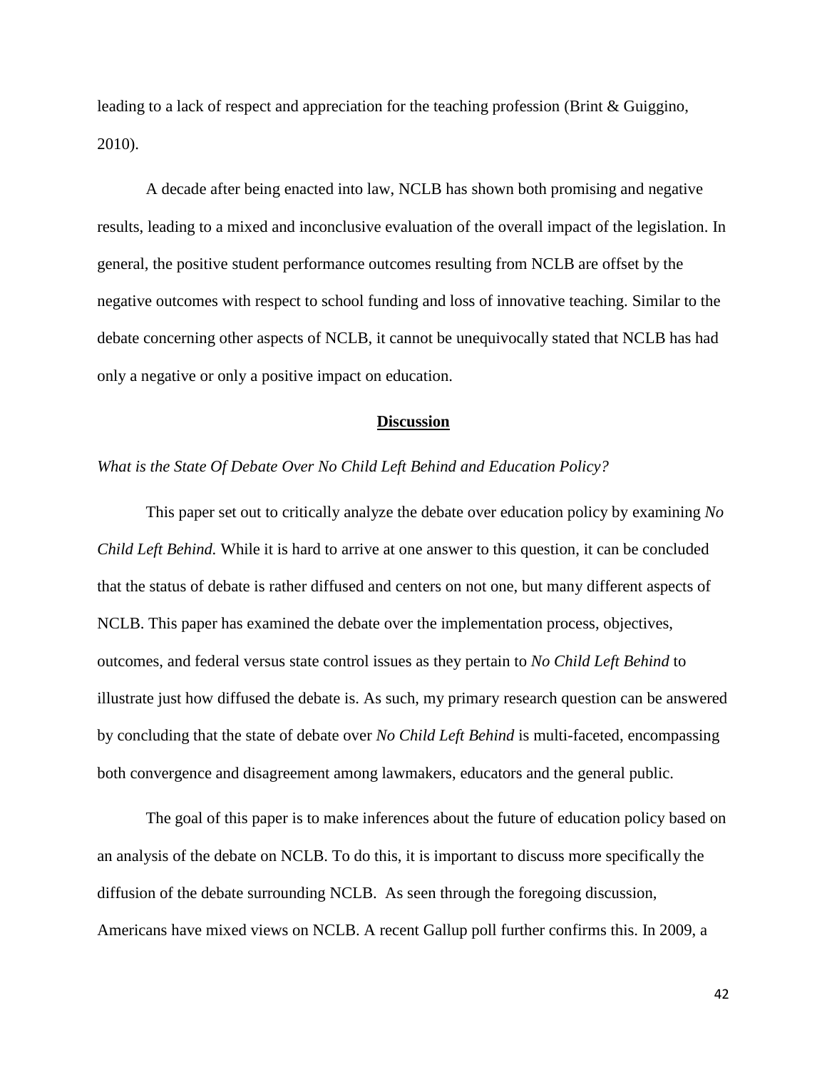leading to a lack of respect and appreciation for the teaching profession (Brint & Guiggino, 2010).

A decade after being enacted into law, NCLB has shown both promising and negative results, leading to a mixed and inconclusive evaluation of the overall impact of the legislation. In general, the positive student performance outcomes resulting from NCLB are offset by the negative outcomes with respect to school funding and loss of innovative teaching. Similar to the debate concerning other aspects of NCLB, it cannot be unequivocally stated that NCLB has had only a negative or only a positive impact on education.

## **Discussion**

*What is the State Of Debate Over No Child Left Behind and Education Policy?*

This paper set out to critically analyze the debate over education policy by examining *No Child Left Behind.* While it is hard to arrive at one answer to this question, it can be concluded that the status of debate is rather diffused and centers on not one, but many different aspects of NCLB. This paper has examined the debate over the implementation process, objectives, outcomes, and federal versus state control issues as they pertain to *No Child Left Behind* to illustrate just how diffused the debate is. As such, my primary research question can be answered by concluding that the state of debate over *No Child Left Behind* is multi-faceted, encompassing both convergence and disagreement among lawmakers, educators and the general public.

The goal of this paper is to make inferences about the future of education policy based on an analysis of the debate on NCLB. To do this, it is important to discuss more specifically the diffusion of the debate surrounding NCLB. As seen through the foregoing discussion, Americans have mixed views on NCLB. A recent Gallup poll further confirms this. In 2009, a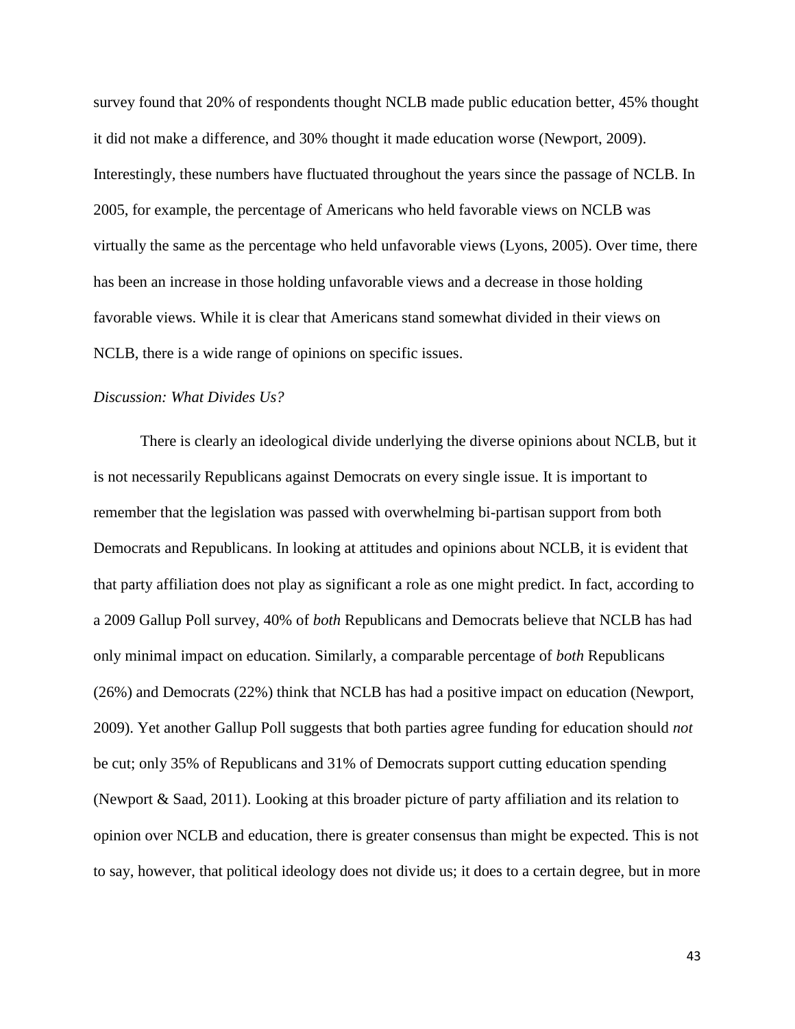survey found that 20% of respondents thought NCLB made public education better, 45% thought it did not make a difference, and 30% thought it made education worse (Newport, 2009). Interestingly, these numbers have fluctuated throughout the years since the passage of NCLB. In 2005, for example, the percentage of Americans who held favorable views on NCLB was virtually the same as the percentage who held unfavorable views (Lyons, 2005). Over time, there has been an increase in those holding unfavorable views and a decrease in those holding favorable views. While it is clear that Americans stand somewhat divided in their views on NCLB, there is a wide range of opinions on specific issues.

*Discussion: What Divides Us?*

There is clearly an ideological divide underlying the diverse opinions about NCLB, but it is not necessarily Republicans against Democrats on every single issue. It is important to remember that the legislation was passed with overwhelming bi-partisan support from both Democrats and Republicans. In looking at attitudes and opinions about NCLB, it is evident that that party affiliation does not play as significant a role as one might predict. In fact, according to a 2009 Gallup Poll survey, 40% of *both* Republicans and Democrats believe that NCLB has had only minimal impact on education. Similarly, a comparable percentage of *both* Republicans (26%) and Democrats (22%) think that NCLB has had a positive impact on education (Newport, 2009). Yet another Gallup Poll suggests that both parties agree funding for education should *not* be cut; only 35% of Republicans and 31% of Democrats support cutting education spending (Newport & Saad, 2011). Looking at this broader picture of party affiliation and its relation to opinion over NCLB and education, there is greater consensus than might be expected. This is not to say, however, that political ideology does not divide us; it does to a certain degree, but in more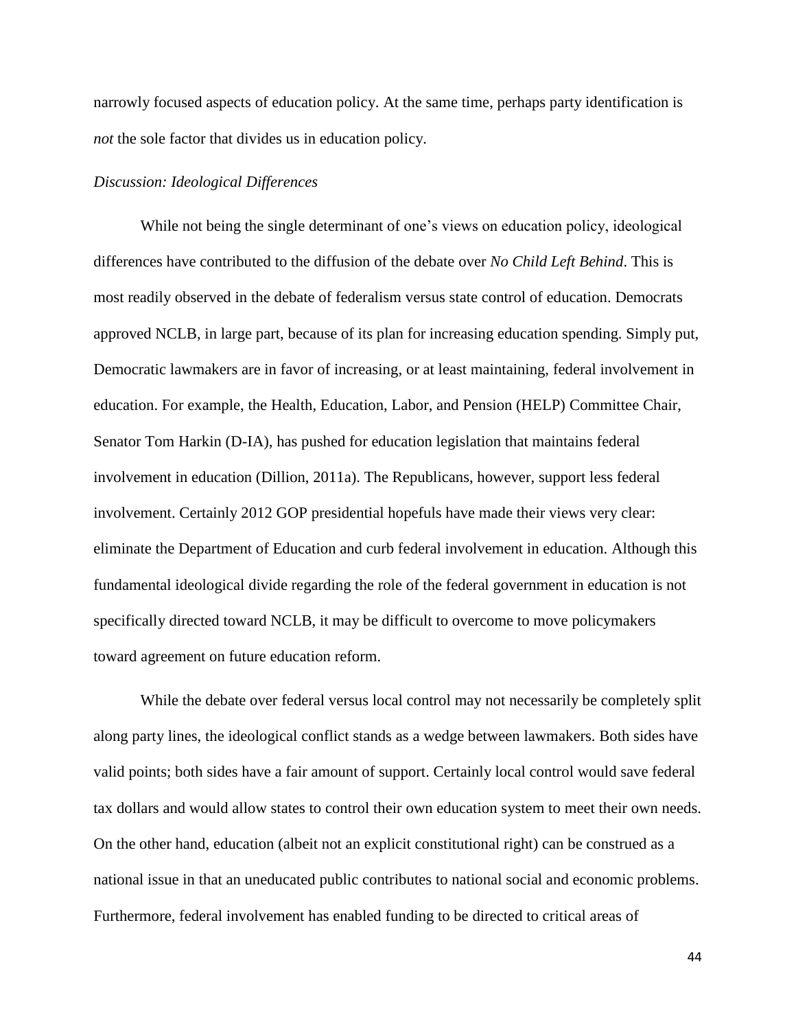narrowly focused aspects of education policy. At the same time, perhaps party identification is *not* the sole factor that divides us in education policy.

*Discussion: Ideological Differences*

While not being the single determinant of one's views on education policy, ideological differences have contributed to the diffusion of the debate over *No Child Left Behind*. This is most readily observed in the debate of federalism versus state control of education. Democrats approved NCLB, in large part, because of its plan for increasing education spending. Simply put, Democratic lawmakers are in favor of increasing, or at least maintaining, federal involvement in education. For example, the Health, Education, Labor, and Pension (HELP) Committee Chair, Senator Tom Harkin (D-IA), has pushed for education legislation that maintains federal involvement in education (Dillion, 2011a). The Republicans, however, support less federal involvement. Certainly 2012 GOP presidential hopefuls have made their views very clear: eliminate the Department of Education and curb federal involvement in education. Although this fundamental ideological divide regarding the role of the federal government in education is not specifically directed toward NCLB, it may be difficult to overcome to move policymakers toward agreement on future education reform.

While the debate over federal versus local control may not necessarily be completely split along party lines, the ideological conflict stands as a wedge between lawmakers. Both sides have valid points; both sides have a fair amount of support. Certainly local control would save federal tax dollars and would allow states to control their own education system to meet their own needs. On the other hand, education (albeit not an explicit constitutional right) can be construed as a national issue in that an uneducated public contributes to national social and economic problems. Furthermore, federal involvement has enabled funding to be directed to critical areas of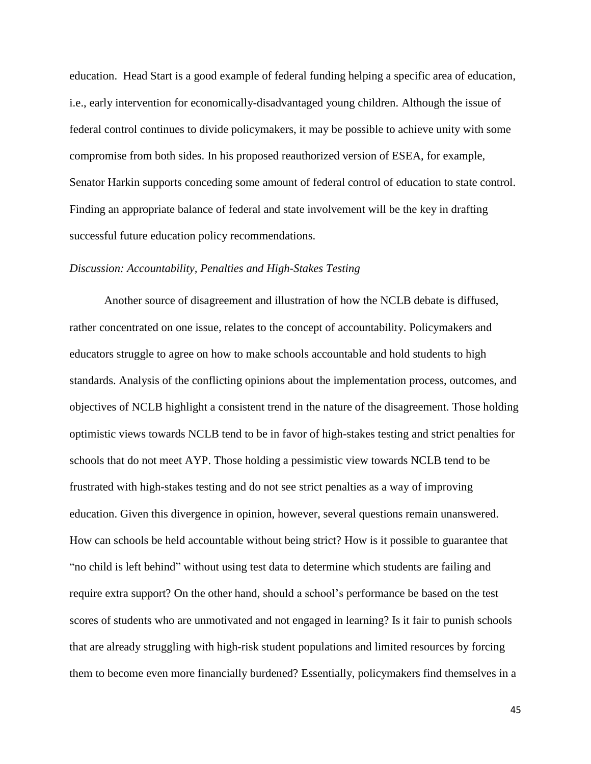education. Head Start is a good example of federal funding helping a specific area of education, i.e., early intervention for economically-disadvantaged young children. Although the issue of federal control continues to divide policymakers, it may be possible to achieve unity with some compromise from both sides. In his proposed reauthorized version of ESEA, for example, Senator Harkin supports conceding some amount of federal control of education to state control. Finding an appropriate balance of federal and state involvement will be the key in drafting successful future education policy recommendations.

*Discussion: Accountability, Penalties and High-Stakes Testing*

Another source of disagreement and illustration of how the NCLB debate is diffused, rather concentrated on one issue, relates to the concept of accountability. Policymakers and educators struggle to agree on how to make schools accountable and hold students to high standards. Analysis of the conflicting opinions about the implementation process, outcomes, and objectives of NCLB highlight a consistent trend in the nature of the disagreement. Those holding optimistic views towards NCLB tend to be in favor of high-stakes testing and strict penalties for schools that do not meet AYP. Those holding a pessimistic view towards NCLB tend to be frustrated with high-stakes testing and do not see strict penalties as a way of improving education. Given this divergence in opinion, however, several questions remain unanswered. How can schools be held accountable without being strict? How is it possible to guarantee that "no child is left behind" without using test data to determine which students are failing and require extra support? On the other hand, should a school's performance be based on the test scores of students who are unmotivated and not engaged in learning? Is it fair to punish schools that are already struggling with high-risk student populations and limited resources by forcing them to become even more financially burdened? Essentially, policymakers find themselves in a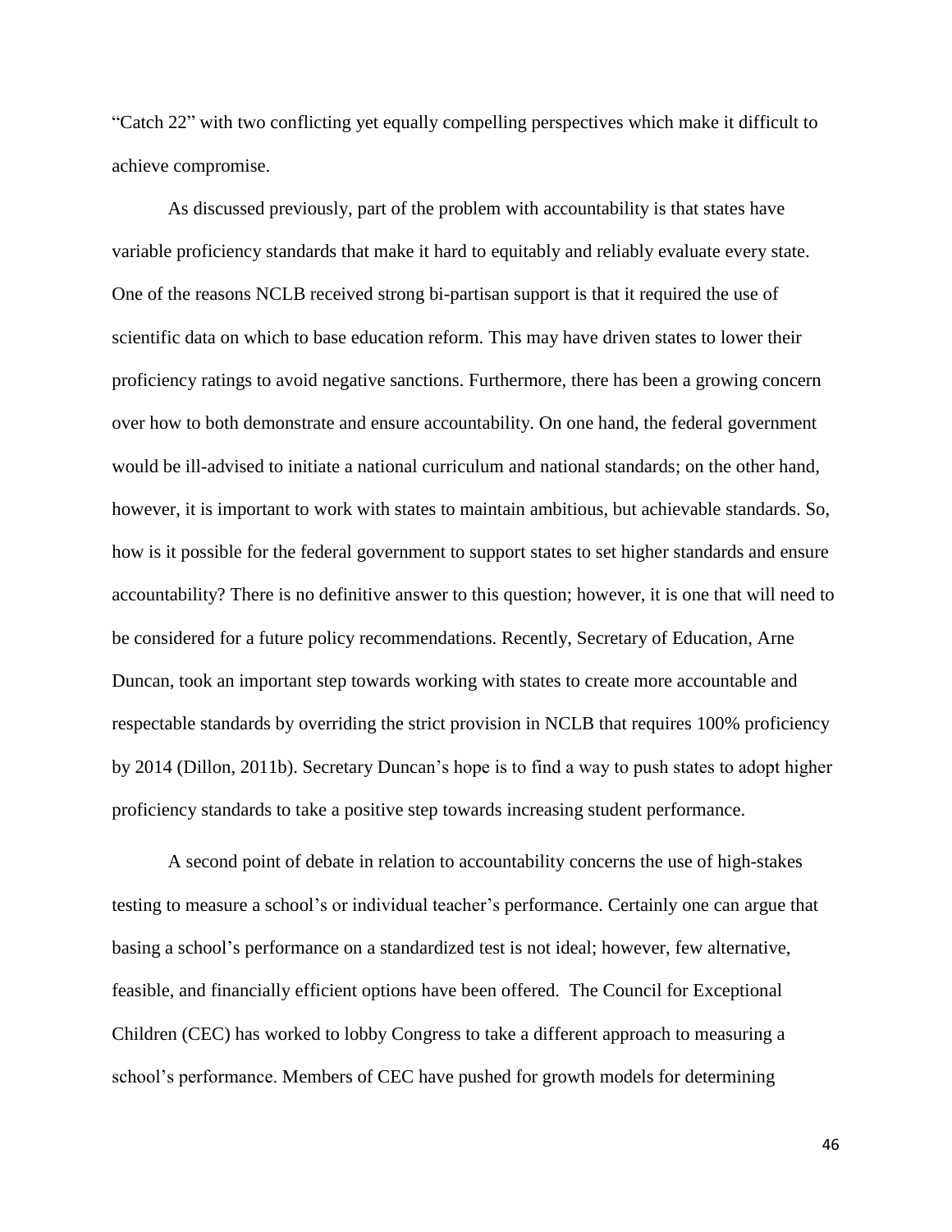"Catch 22" with two conflicting yet equally compelling perspectives which make it difficult to achieve compromise.

As discussed previously, part of the problem with accountability is that states have variable proficiency standards that make it hard to equitably and reliably evaluate every state. One of the reasons NCLB received strong bi-partisan support is that it required the use of scientific data on which to base education reform. This may have driven states to lower their proficiency ratings to avoid negative sanctions. Furthermore, there has been a growing concern over how to both demonstrate and ensure accountability. On one hand, the federal government would be ill-advised to initiate a national curriculum and national standards; on the other hand, however, it is important to work with states to maintain ambitious, but achievable standards. So, how is it possible for the federal government to support states to set higher standards and ensure accountability? There is no definitive answer to this question; however, it is one that will need to be considered for a future policy recommendations. Recently, Secretary of Education, Arne Duncan, took an important step towards working with states to create more accountable and respectable standards by overriding the strict provision in NCLB that requires 100% proficiency by 2014 (Dillon, 2011b). Secretary Duncan's hope is to find a way to push states to adopt higher proficiency standards to take a positive step towards increasing student performance.

A second point of debate in relation to accountability concerns the use of high-stakes testing to measure a school's or individual teacher's performance. Certainly one can argue that basing a school's performance on a standardized test is not ideal; however, few alternative, feasible, and financially efficient options have been offered. The Council for Exceptional Children (CEC) has worked to lobby Congress to take a different approach to measuring a school's performance. Members of CEC have pushed for growth models for determining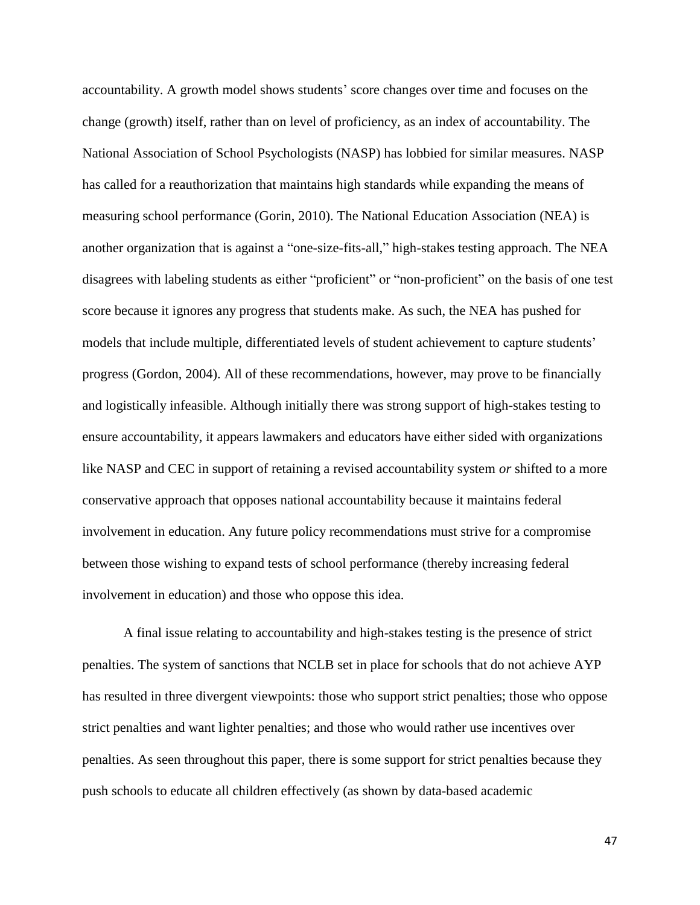accountability. A growth model shows students' score changes over time and focuses on the change (growth) itself, rather than on level of proficiency, as an index of accountability. The National Association of School Psychologists (NASP) has lobbied for similar measures. NASP has called for a reauthorization that maintains high standards while expanding the means of measuring school performance (Gorin, 2010). The National Education Association (NEA) is another organization that is against a "one-size-fits-all," high-stakes testing approach. The NEA disagrees with labeling students as either "proficient" or "non-proficient" on the basis of one test score because it ignores any progress that students make. As such, the NEA has pushed for models that include multiple, differentiated levels of student achievement to capture students' progress (Gordon, 2004). All of these recommendations, however, may prove to be financially and logistically infeasible. Although initially there was strong support of high-stakes testing to ensure accountability, it appears lawmakers and educators have either sided with organizations like NASP and CEC in support of retaining a revised accountability system *or* shifted to a more conservative approach that opposes national accountability because it maintains federal involvement in education. Any future policy recommendations must strive for a compromise between those wishing to expand tests of school performance (thereby increasing federal involvement in education) and those who oppose this idea.

A final issue relating to accountability and high-stakes testing is the presence of strict penalties. The system of sanctions that NCLB set in place for schools that do not achieve AYP has resulted in three divergent viewpoints: those who support strict penalties; those who oppose strict penalties and want lighter penalties; and those who would rather use incentives over penalties. As seen throughout this paper, there is some support for strict penalties because they push schools to educate all children effectively (as shown by data-based academic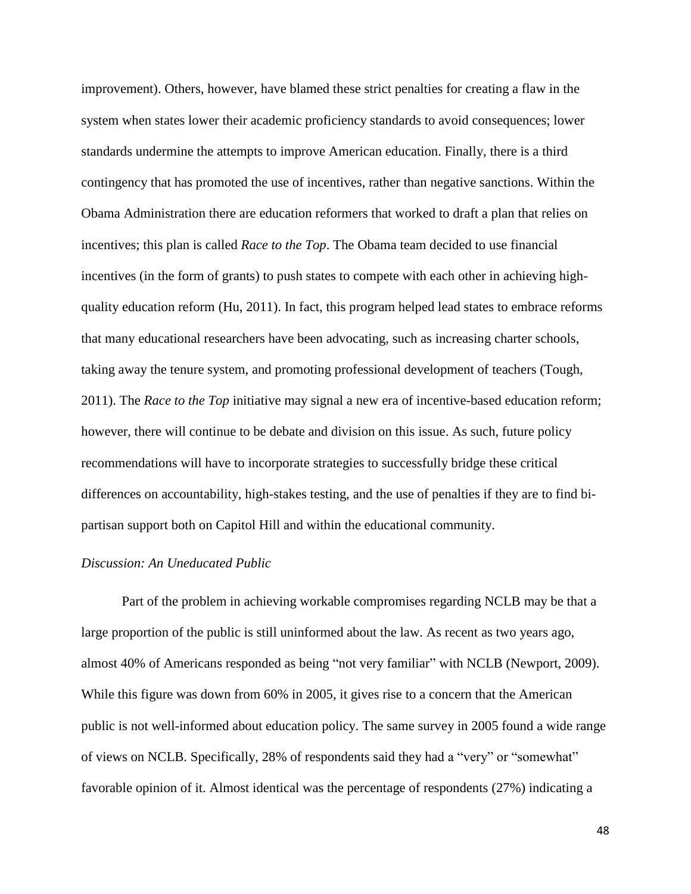improvement). Others, however, have blamed these strict penalties for creating a flaw in the system when states lower their academic proficiency standards to avoid consequences; lower standards undermine the attempts to improve American education. Finally, there is a third contingency that has promoted the use of incentives, rather than negative sanctions. Within the Obama Administration there are education reformers that worked to draft a plan that relies on incentives; this plan is called *Race to the Top*. The Obama team decided to use financial incentives (in the form of grants) to push states to compete with each other in achieving high-quality education reform (Hu, 2011). In fact, this program helped lead states to embrace reforms that many educational researchers have been advocating, such as increasing charter schools, taking away the tenure system, and promoting professional development of teachers (Tough, 2011). The *Race to the Top* initiative may signal a new era of incentive-based education reform; however, there will continue to be debate and division on this issue. As such, future policy recommendations will have to incorporate strategies to successfully bridge these critical differences on accountability, high-stakes testing, and the use of penalties if they are to find bi-partisan support both on Capitol Hill and within the educational community.

*Discussion: An Uneducated Public*

Part of the problem in achieving workable compromises regarding NCLB may be that a large proportion of the public is still uninformed about the law. As recent as two years ago, almost 40% of Americans responded as being "not very familiar" with NCLB (Newport, 2009). While this figure was down from 60% in 2005, it gives rise to a concern that the American public is not well-informed about education policy. The same survey in 2005 found a wide range of views on NCLB. Specifically, 28% of respondents said they had a "very" or "somewhat" favorable opinion of it. Almost identical was the percentage of respondents (27%) indicating a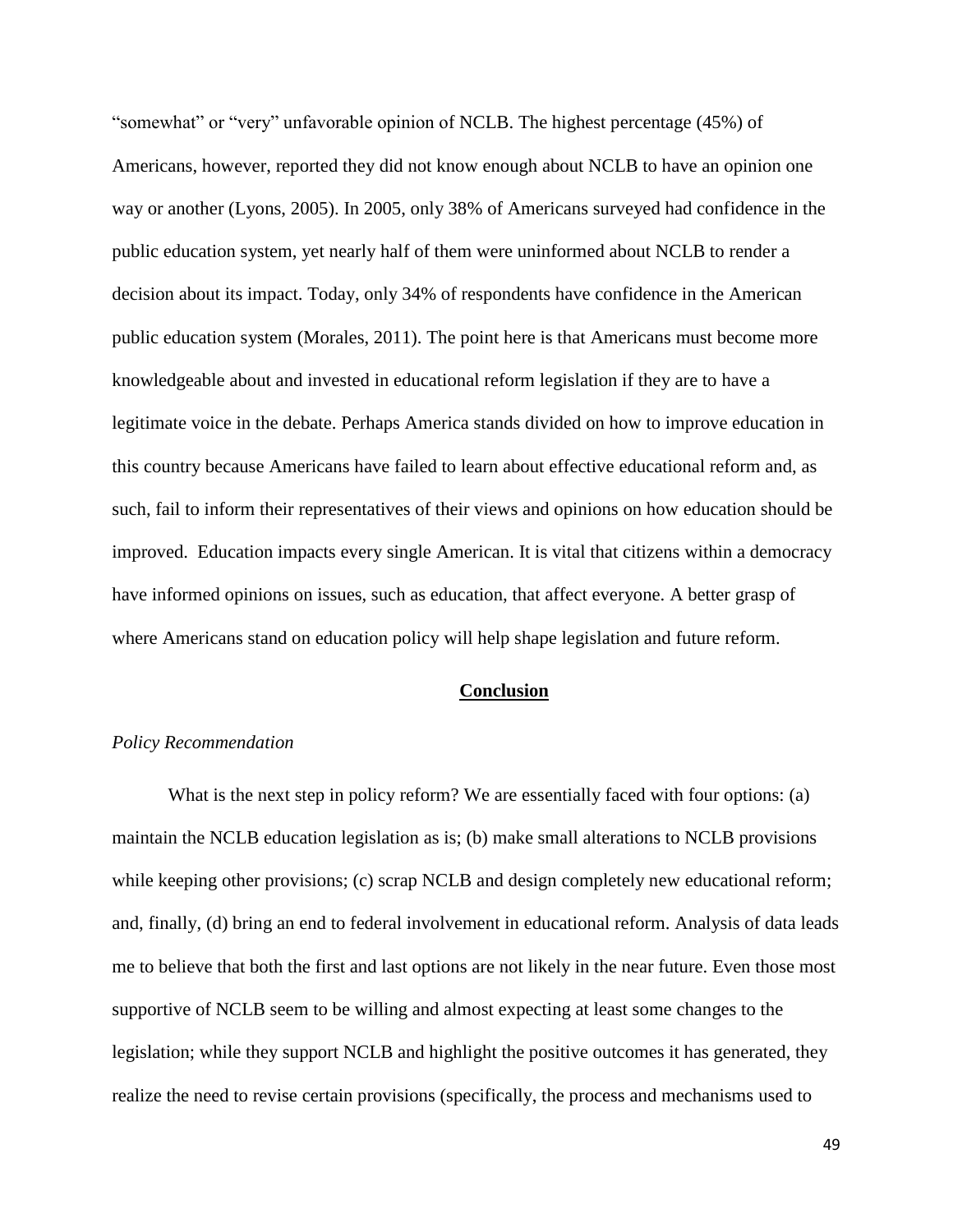"somewhat" or "very" unfavorable opinion of NCLB. The highest percentage (45%) of Americans, however, reported they did not know enough about NCLB to have an opinion one way or another (Lyons, 2005). In 2005, only 38% of Americans surveyed had confidence in the public education system, yet nearly half of them were uninformed about NCLB to render a decision about its impact. Today, only 34% of respondents have confidence in the American public education system (Morales, 2011). The point here is that Americans must become more knowledgeable about and invested in educational reform legislation if they are to have a legitimate voice in the debate. Perhaps America stands divided on how to improve education in this country because Americans have failed to learn about effective educational reform and, as such, fail to inform their representatives of their views and opinions on how education should be improved. Education impacts every single American. It is vital that citizens within a democracy have informed opinions on issues, such as education, that affect everyone. A better grasp of where Americans stand on education policy will help shape legislation and future reform.

## **Conclusion**

*Policy Recommendation*

What is the next step in policy reform? We are essentially faced with four options: (a) maintain the NCLB education legislation as is; (b) make small alterations to NCLB provisions while keeping other provisions; (c) scrap NCLB and design completely new educational reform; and, finally, (d) bring an end to federal involvement in educational reform. Analysis of data leads me to believe that both the first and last options are not likely in the near future. Even those most supportive of NCLB seem to be willing and almost expecting at least some changes to the legislation; while they support NCLB and highlight the positive outcomes it has generated, they realize the need to revise certain provisions (specifically, the process and mechanisms used to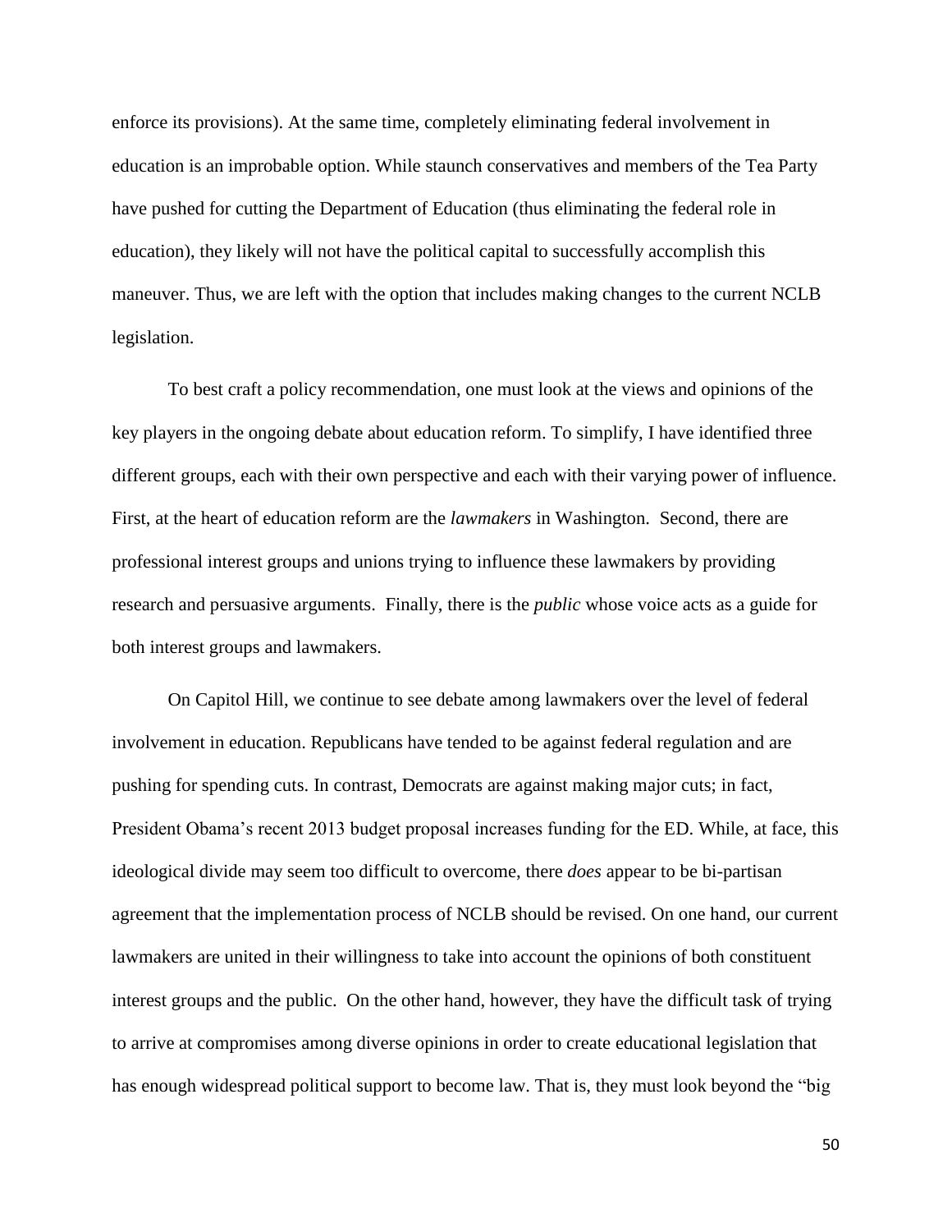enforce its provisions). At the same time, completely eliminating federal involvement in education is an improbable option. While staunch conservatives and members of the Tea Party have pushed for cutting the Department of Education (thus eliminating the federal role in education), they likely will not have the political capital to successfully accomplish this maneuver. Thus, we are left with the option that includes making changes to the current NCLB legislation.

To best craft a policy recommendation, one must look at the views and opinions of the key players in the ongoing debate about education reform. To simplify, I have identified three different groups, each with their own perspective and each with their varying power of influence. First, at the heart of education reform are the *lawmakers* in Washington. Second, there are professional interest groups and unions trying to influence these lawmakers by providing research and persuasive arguments. Finally, there is the *public* whose voice acts as a guide for both interest groups and lawmakers.

On Capitol Hill, we continue to see debate among lawmakers over the level of federal involvement in education. Republicans have tended to be against federal regulation and are pushing for spending cuts. In contrast, Democrats are against making major cuts; in fact, President Obama's recent 2013 budget proposal increases funding for the ED. While, at face, this ideological divide may seem too difficult to overcome, there *does* appear to be bi-partisan agreement that the implementation process of NCLB should be revised. On one hand, our current lawmakers are united in their willingness to take into account the opinions of both constituent interest groups and the public. On the other hand, however, they have the difficult task of trying to arrive at compromises among diverse opinions in order to create educational legislation that has enough widespread political support to become law. That is, they must look beyond the "big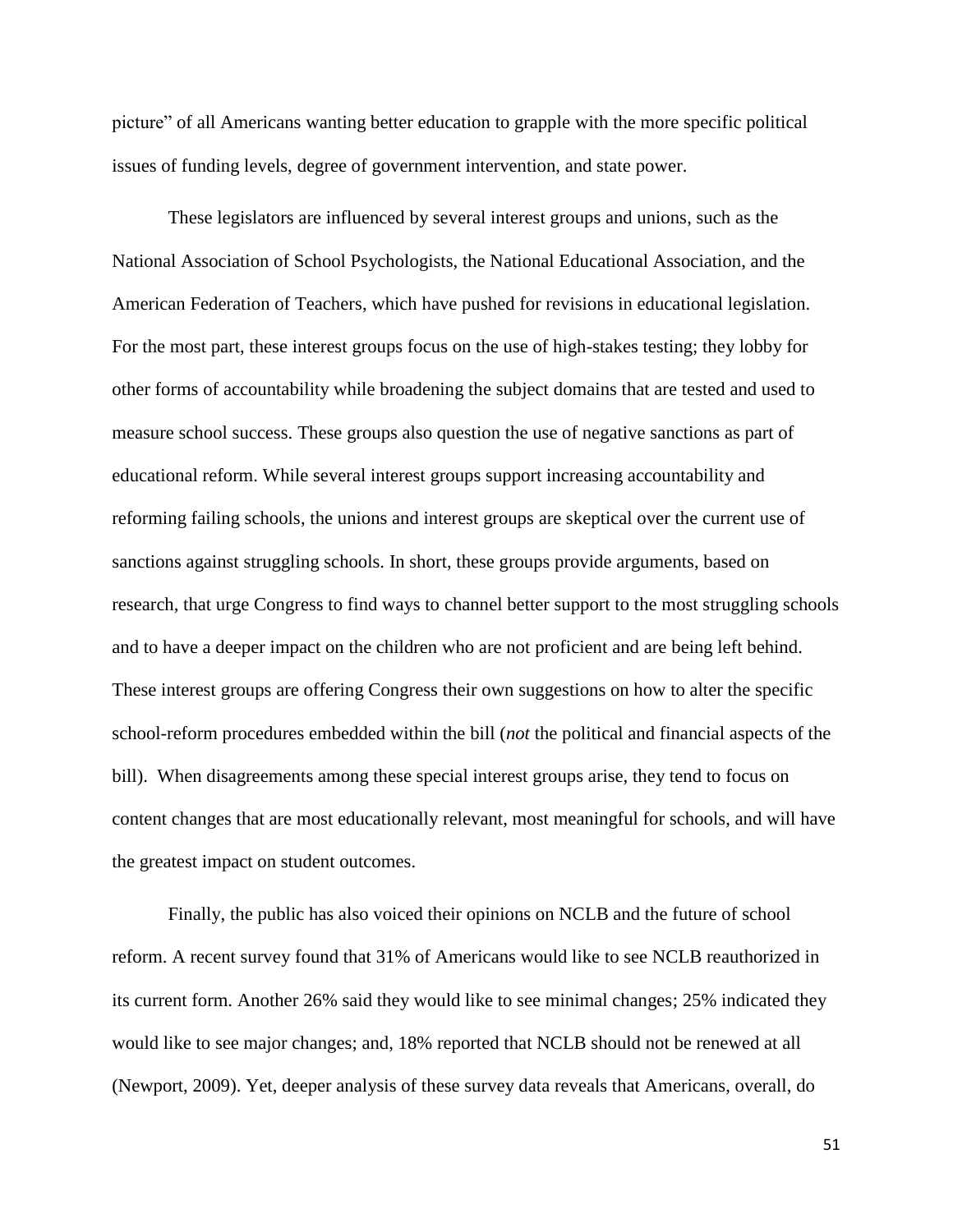picture" of all Americans wanting better education to grapple with the more specific political issues of funding levels, degree of government intervention, and state power.

These legislators are influenced by several interest groups and unions, such as the National Association of School Psychologists, the National Educational Association, and the American Federation of Teachers, which have pushed for revisions in educational legislation. For the most part, these interest groups focus on the use of high-stakes testing; they lobby for other forms of accountability while broadening the subject domains that are tested and used to measure school success. These groups also question the use of negative sanctions as part of educational reform. While several interest groups support increasing accountability and reforming failing schools, the unions and interest groups are skeptical over the current use of sanctions against struggling schools. In short, these groups provide arguments, based on research, that urge Congress to find ways to channel better support to the most struggling schools and to have a deeper impact on the children who are not proficient and are being left behind. These interest groups are offering Congress their own suggestions on how to alter the specific school-reform procedures embedded within the bill (*not* the political and financial aspects of the bill). When disagreements among these special interest groups arise, they tend to focus on content changes that are most educationally relevant, most meaningful for schools, and will have the greatest impact on student outcomes.

Finally, the public has also voiced their opinions on NCLB and the future of school reform. A recent survey found that 31% of Americans would like to see NCLB reauthorized in its current form. Another 26% said they would like to see minimal changes; 25% indicated they would like to see major changes; and, 18% reported that NCLB should not be renewed at all (Newport, 2009). Yet, deeper analysis of these survey data reveals that Americans, overall, do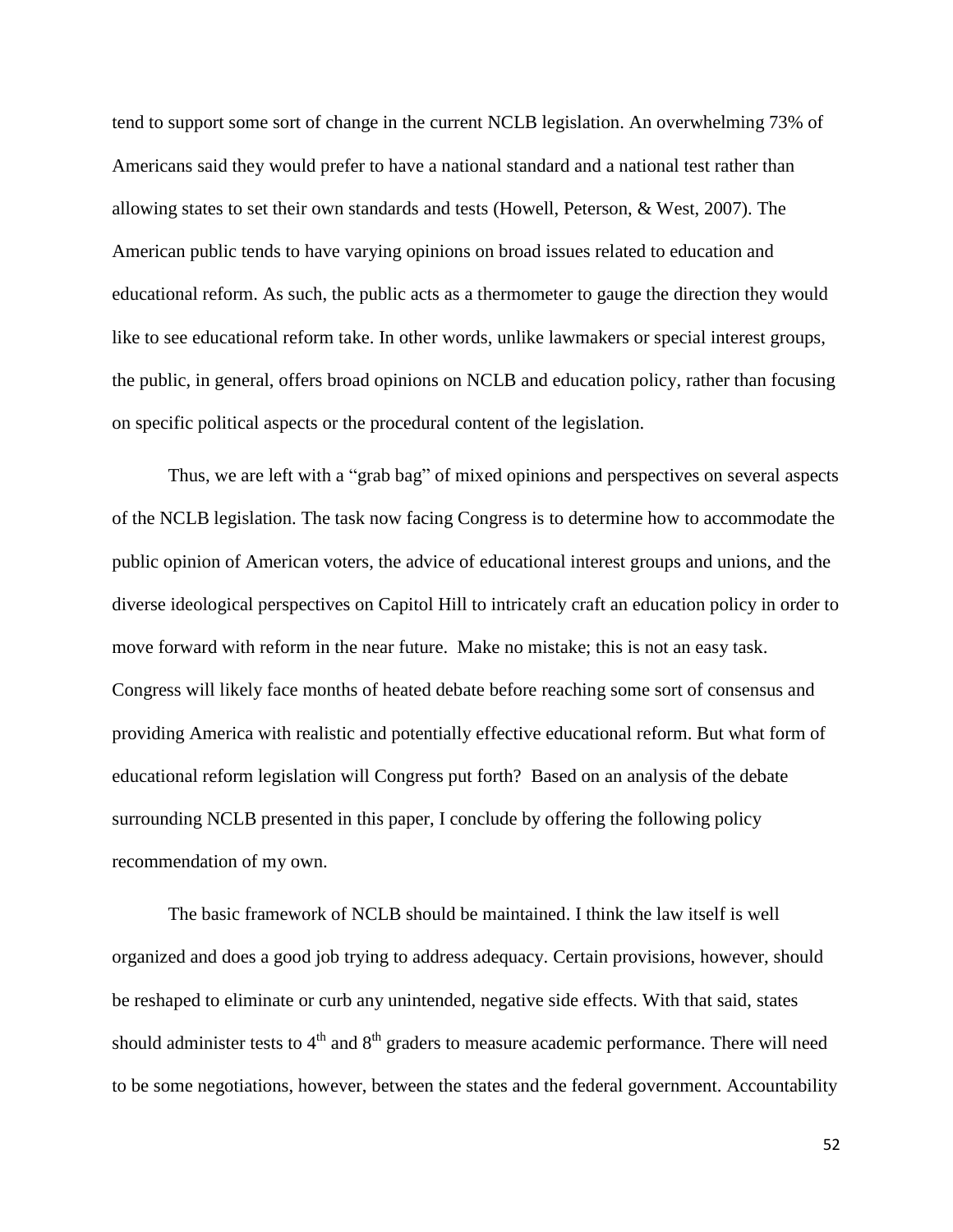tend to support some sort of change in the current NCLB legislation. An overwhelming 73% of Americans said they would prefer to have a national standard and a national test rather than allowing states to set their own standards and tests (Howell, Peterson, & West, 2007). The American public tends to have varying opinions on broad issues related to education and educational reform. As such, the public acts as a thermometer to gauge the direction they would like to see educational reform take. In other words, unlike lawmakers or special interest groups, the public, in general, offers broad opinions on NCLB and education policy, rather than focusing on specific political aspects or the procedural content of the legislation.

Thus, we are left with a "grab bag" of mixed opinions and perspectives on several aspects of the NCLB legislation. The task now facing Congress is to determine how to accommodate the public opinion of American voters, the advice of educational interest groups and unions, and the diverse ideological perspectives on Capitol Hill to intricately craft an education policy in order to move forward with reform in the near future. Make no mistake; this is not an easy task. Congress will likely face months of heated debate before reaching some sort of consensus and providing America with realistic and potentially effective educational reform. But what form of educational reform legislation will Congress put forth? Based on an analysis of the debate surrounding NCLB presented in this paper, I conclude by offering the following policy recommendation of my own.

The basic framework of NCLB should be maintained. I think the law itself is well organized and does a good job trying to address adequacy. Certain provisions, however, should be reshaped to eliminate or curb any unintended, negative side effects. With that said, states should administer tests to 4th and 8th graders to measure academic performance. There will need to be some negotiations, however, between the states and the federal government. Accountability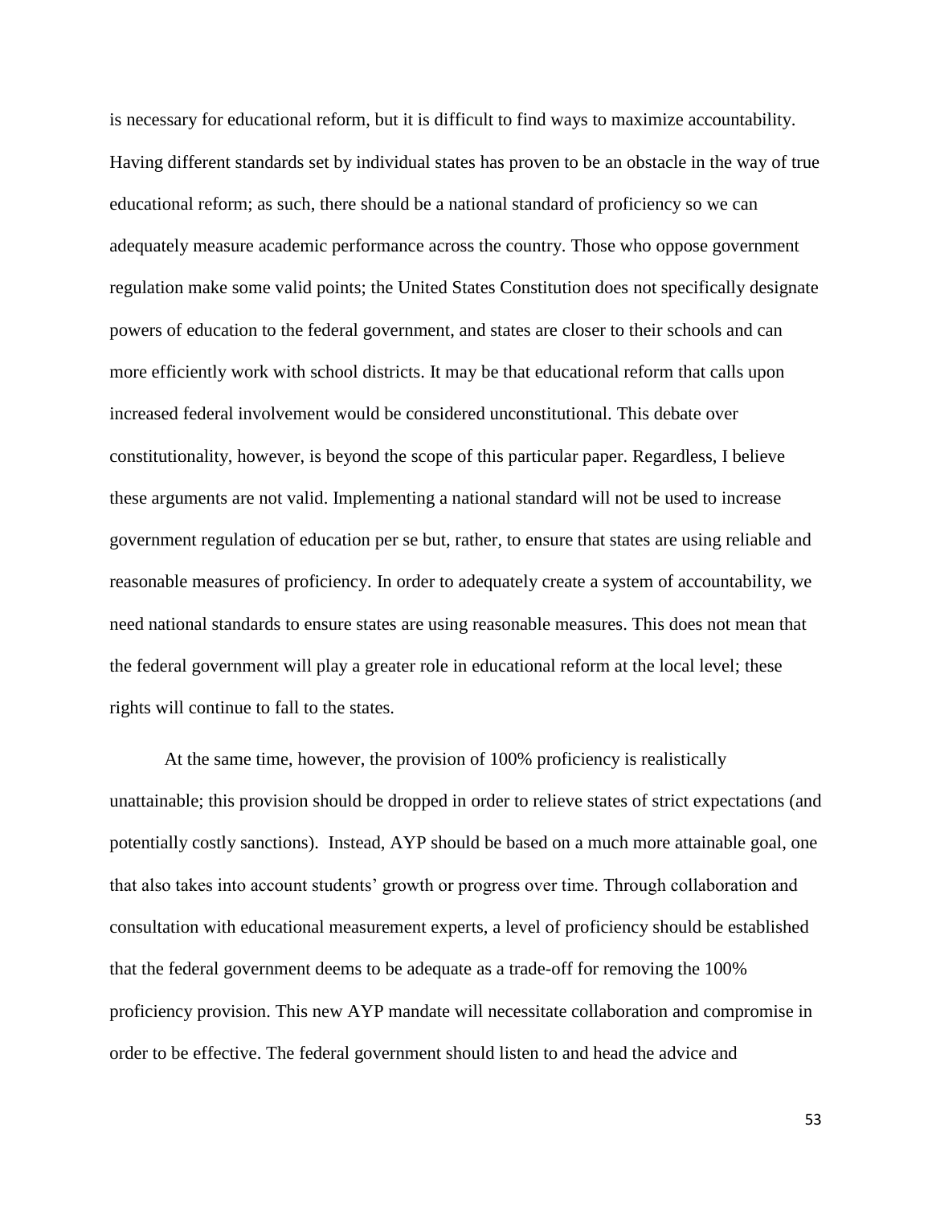is necessary for educational reform, but it is difficult to find ways to maximize accountability. Having different standards set by individual states has proven to be an obstacle in the way of true educational reform; as such, there should be a national standard of proficiency so we can adequately measure academic performance across the country. Those who oppose government regulation make some valid points; the United States Constitution does not specifically designate powers of education to the federal government, and states are closer to their schools and can more efficiently work with school districts. It may be that educational reform that calls upon increased federal involvement would be considered unconstitutional. This debate over constitutionality, however, is beyond the scope of this particular paper. Regardless, I believe these arguments are not valid. Implementing a national standard will not be used to increase government regulation of education per se but, rather, to ensure that states are using reliable and reasonable measures of proficiency. In order to adequately create a system of accountability, we need national standards to ensure states are using reasonable measures. This does not mean that the federal government will play a greater role in educational reform at the local level; these rights will continue to fall to the states.

At the same time, however, the provision of 100% proficiency is realistically unattainable; this provision should be dropped in order to relieve states of strict expectations (and potentially costly sanctions). Instead, AYP should be based on a much more attainable goal, one that also takes into account students' growth or progress over time. Through collaboration and consultation with educational measurement experts, a level of proficiency should be established that the federal government deems to be adequate as a trade-off for removing the 100% proficiency provision. This new AYP mandate will necessitate collaboration and compromise in order to be effective. The federal government should listen to and head the advice and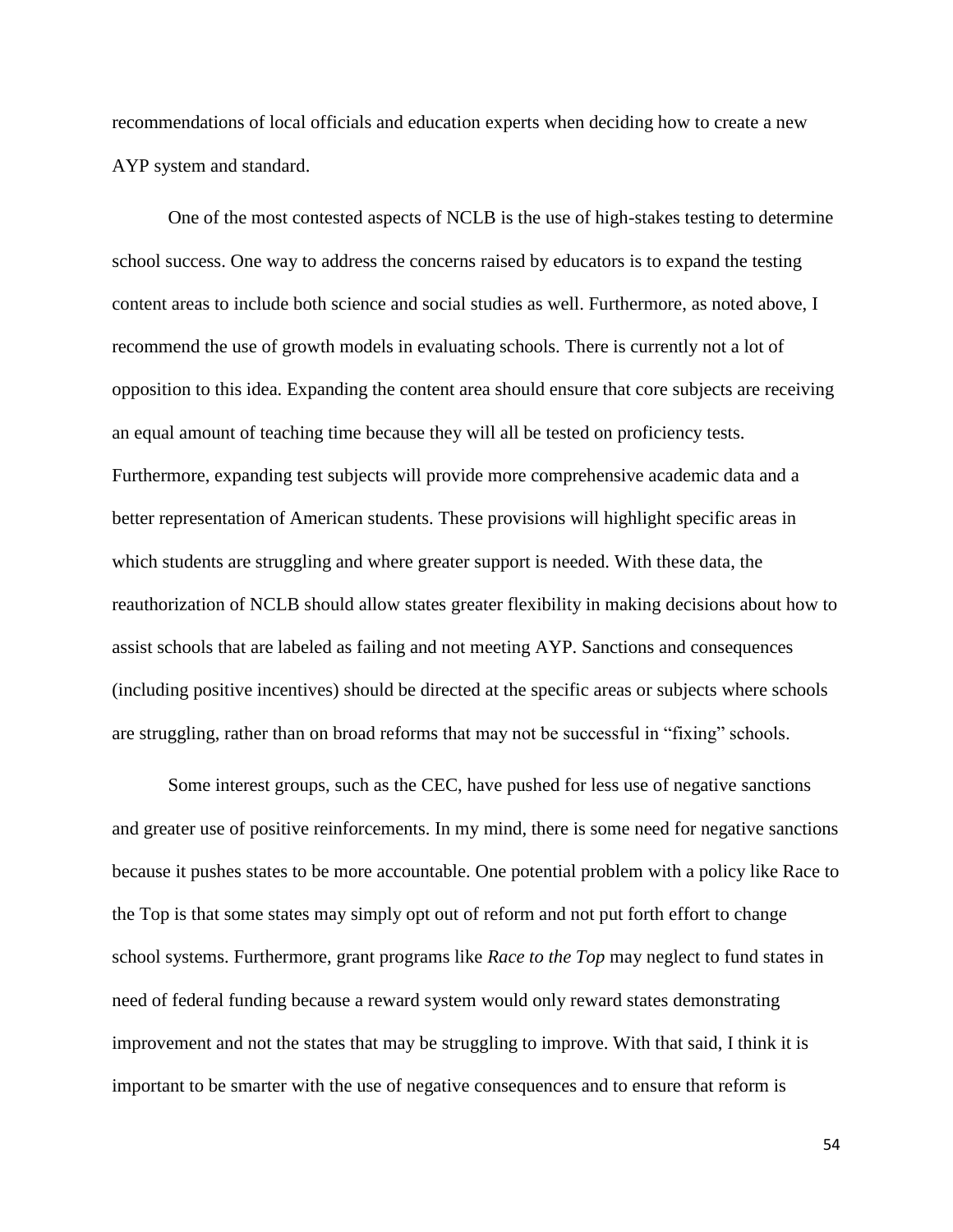recommendations of local officials and education experts when deciding how to create a new AYP system and standard.

One of the most contested aspects of NCLB is the use of high-stakes testing to determine school success. One way to address the concerns raised by educators is to expand the testing content areas to include both science and social studies as well. Furthermore, as noted above, I recommend the use of growth models in evaluating schools. There is currently not a lot of opposition to this idea. Expanding the content area should ensure that core subjects are receiving an equal amount of teaching time because they will all be tested on proficiency tests. Furthermore, expanding test subjects will provide more comprehensive academic data and a better representation of American students. These provisions will highlight specific areas in which students are struggling and where greater support is needed. With these data, the reauthorization of NCLB should allow states greater flexibility in making decisions about how to assist schools that are labeled as failing and not meeting AYP. Sanctions and consequences (including positive incentives) should be directed at the specific areas or subjects where schools are struggling, rather than on broad reforms that may not be successful in "fixing" schools.

Some interest groups, such as the CEC, have pushed for less use of negative sanctions and greater use of positive reinforcements. In my mind, there is some need for negative sanctions because it pushes states to be more accountable. One potential problem with a policy like Race to the Top is that some states may simply opt out of reform and not put forth effort to change school systems. Furthermore, grant programs like *Race to the Top* may neglect to fund states in need of federal funding because a reward system would only reward states demonstrating improvement and not the states that may be struggling to improve. With that said, I think it is important to be smarter with the use of negative consequences and to ensure that reform is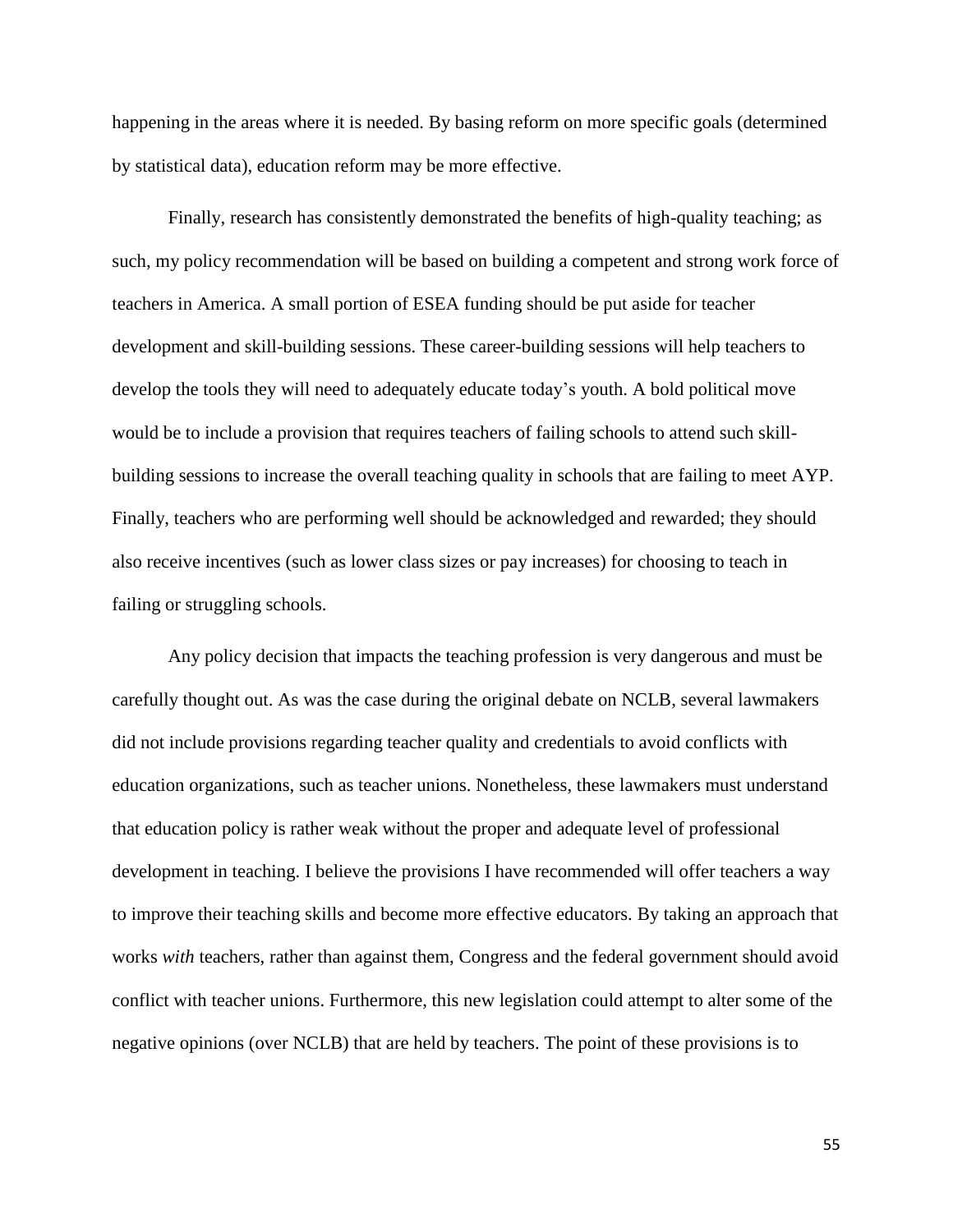happening in the areas where it is needed. By basing reform on more specific goals (determined by statistical data), education reform may be more effective.

Finally, research has consistently demonstrated the benefits of high-quality teaching; as such, my policy recommendation will be based on building a competent and strong work force of teachers in America. A small portion of ESEA funding should be put aside for teacher development and skill-building sessions. These career-building sessions will help teachers to develop the tools they will need to adequately educate today's youth. A bold political move would be to include a provision that requires teachers of failing schools to attend such skill-building sessions to increase the overall teaching quality in schools that are failing to meet AYP. Finally, teachers who are performing well should be acknowledged and rewarded; they should also receive incentives (such as lower class sizes or pay increases) for choosing to teach in failing or struggling schools.

Any policy decision that impacts the teaching profession is very dangerous and must be carefully thought out. As was the case during the original debate on NCLB, several lawmakers did not include provisions regarding teacher quality and credentials to avoid conflicts with education organizations, such as teacher unions. Nonetheless, these lawmakers must understand that education policy is rather weak without the proper and adequate level of professional development in teaching. I believe the provisions I have recommended will offer teachers a way to improve their teaching skills and become more effective educators. By taking an approach that works *with* teachers, rather than against them, Congress and the federal government should avoid conflict with teacher unions. Furthermore, this new legislation could attempt to alter some of the negative opinions (over NCLB) that are held by teachers. The point of these provisions is to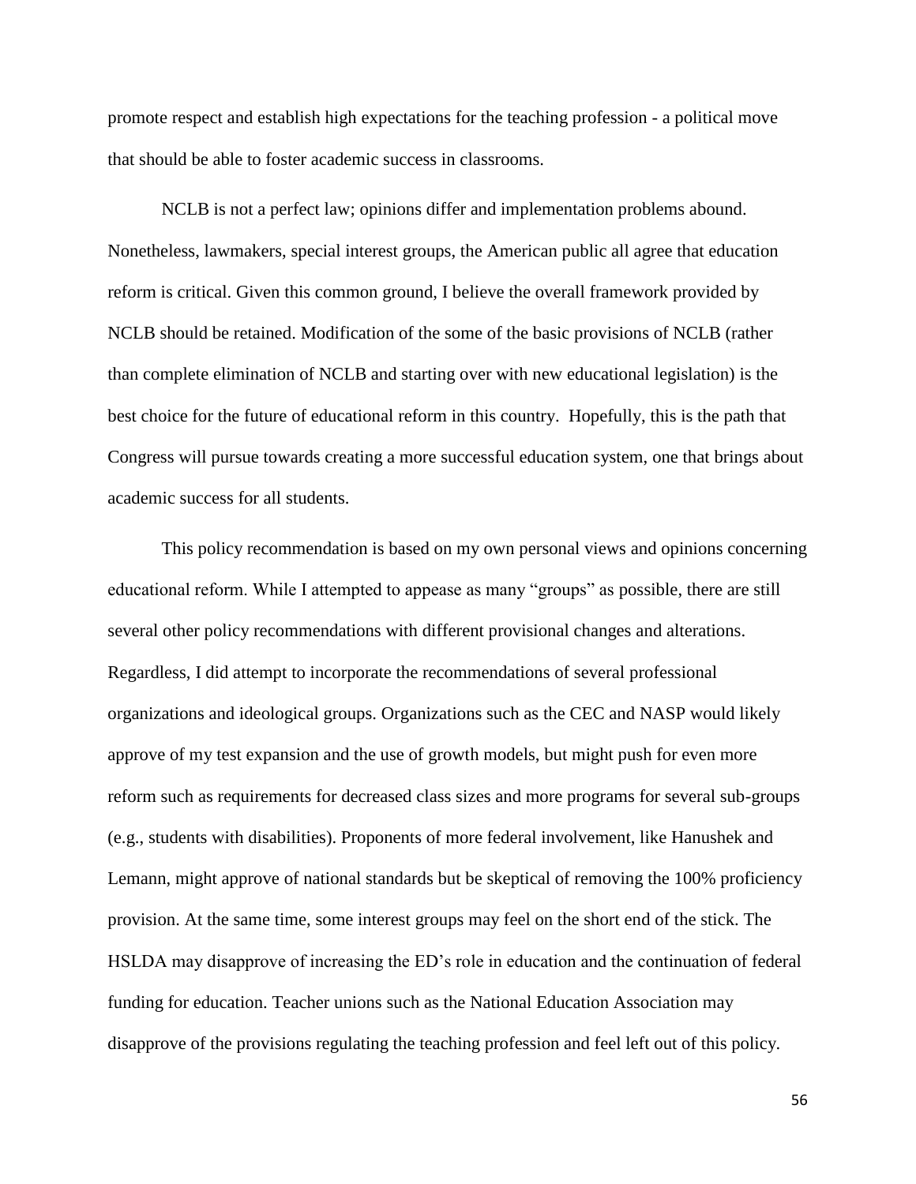promote respect and establish high expectations for the teaching profession - a political move that should be able to foster academic success in classrooms.

NCLB is not a perfect law; opinions differ and implementation problems abound. Nonetheless, lawmakers, special interest groups, the American public all agree that education reform is critical. Given this common ground, I believe the overall framework provided by NCLB should be retained. Modification of the some of the basic provisions of NCLB (rather than complete elimination of NCLB and starting over with new educational legislation) is the best choice for the future of educational reform in this country. Hopefully, this is the path that Congress will pursue towards creating a more successful education system, one that brings about academic success for all students.

This policy recommendation is based on my own personal views and opinions concerning educational reform. While I attempted to appease as many "groups" as possible, there are still several other policy recommendations with different provisional changes and alterations. Regardless, I did attempt to incorporate the recommendations of several professional organizations and ideological groups. Organizations such as the CEC and NASP would likely approve of my test expansion and the use of growth models, but might push for even more reform such as requirements for decreased class sizes and more programs for several sub-groups (e.g., students with disabilities). Proponents of more federal involvement, like Hanushek and Lemann, might approve of national standards but be skeptical of removing the 100% proficiency provision. At the same time, some interest groups may feel on the short end of the stick. The HSLDA may disapprove of increasing the ED's role in education and the continuation of federal funding for education. Teacher unions such as the National Education Association may disapprove of the provisions regulating the teaching profession and feel left out of this policy.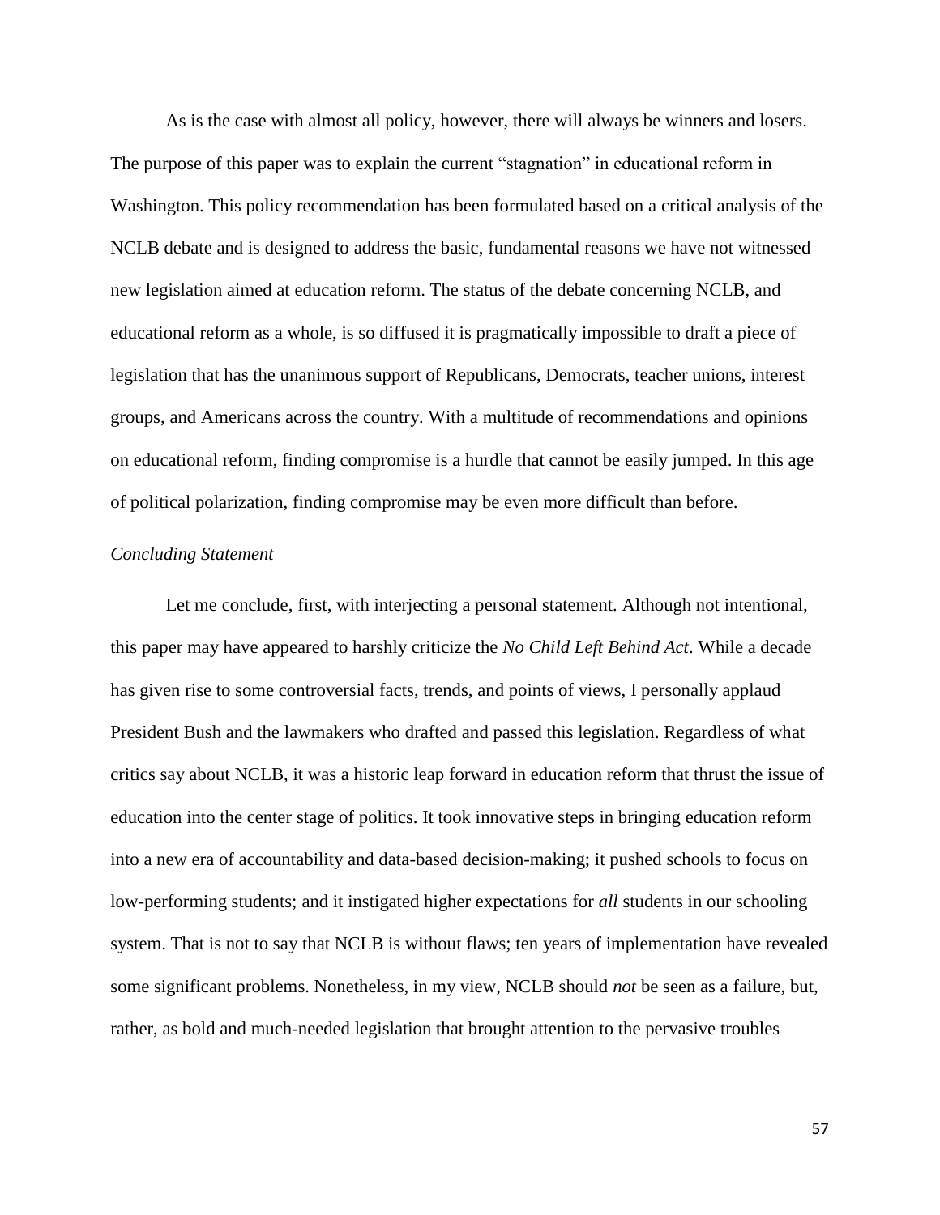As is the case with almost all policy, however, there will always be winners and losers. The purpose of this paper was to explain the current "stagnation" in educational reform in Washington. This policy recommendation has been formulated based on a critical analysis of the NCLB debate and is designed to address the basic, fundamental reasons we have not witnessed new legislation aimed at education reform. The status of the debate concerning NCLB, and educational reform as a whole, is so diffused it is pragmatically impossible to draft a piece of legislation that has the unanimous support of Republicans, Democrats, teacher unions, interest groups, and Americans across the country. With a multitude of recommendations and opinions on educational reform, finding compromise is a hurdle that cannot be easily jumped. In this age of political polarization, finding compromise may be even more difficult than before.

*Concluding Statement*

Let me conclude, first, with interjecting a personal statement. Although not intentional, this paper may have appeared to harshly criticize the *No Child Left Behind Act*. While a decade has given rise to some controversial facts, trends, and points of views, I personally applaud President Bush and the lawmakers who drafted and passed this legislation. Regardless of what critics say about NCLB, it was a historic leap forward in education reform that thrust the issue of education into the center stage of politics. It took innovative steps in bringing education reform into a new era of accountability and data-based decision-making; it pushed schools to focus on low-performing students; and it instigated higher expectations for *all* students in our schooling system. That is not to say that NCLB is without flaws; ten years of implementation have revealed some significant problems. Nonetheless, in my view, NCLB should *not* be seen as a failure, but, rather, as bold and much-needed legislation that brought attention to the pervasive troubles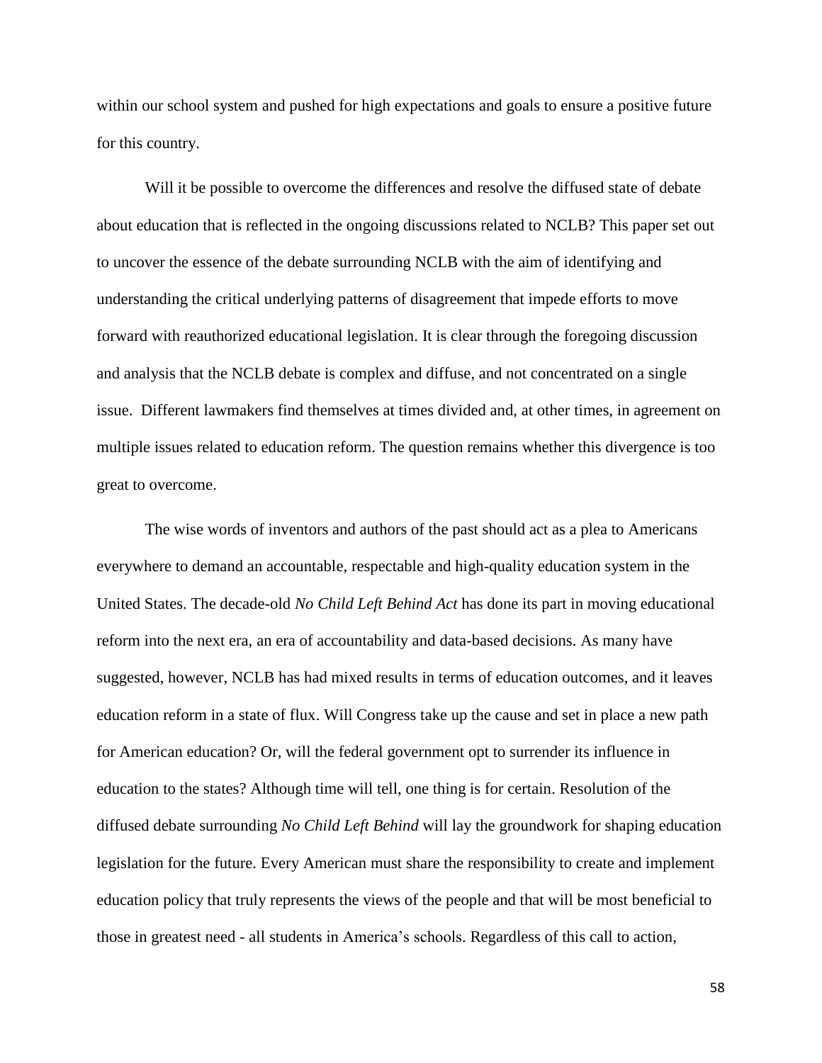within our school system and pushed for high expectations and goals to ensure a positive future for this country.

Will it be possible to overcome the differences and resolve the diffused state of debate about education that is reflected in the ongoing discussions related to NCLB? This paper set out to uncover the essence of the debate surrounding NCLB with the aim of identifying and understanding the critical underlying patterns of disagreement that impede efforts to move forward with reauthorized educational legislation. It is clear through the foregoing discussion and analysis that the NCLB debate is complex and diffuse, and not concentrated on a single issue. Different lawmakers find themselves at times divided and, at other times, in agreement on multiple issues related to education reform. The question remains whether this divergence is too great to overcome.

The wise words of inventors and authors of the past should act as a plea to Americans everywhere to demand an accountable, respectable and high-quality education system in the United States. The decade-old *No Child Left Behind Act* has done its part in moving educational reform into the next era, an era of accountability and data-based decisions. As many have suggested, however, NCLB has had mixed results in terms of education outcomes, and it leaves education reform in a state of flux. Will Congress take up the cause and set in place a new path for American education? Or, will the federal government opt to surrender its influence in education to the states? Although time will tell, one thing is for certain. Resolution of the diffused debate surrounding *No Child Left Behind* will lay the groundwork for shaping education legislation for the future. Every American must share the responsibility to create and implement education policy that truly represents the views of the people and that will be most beneficial to those in greatest need - all students in America's schools. Regardless of this call to action,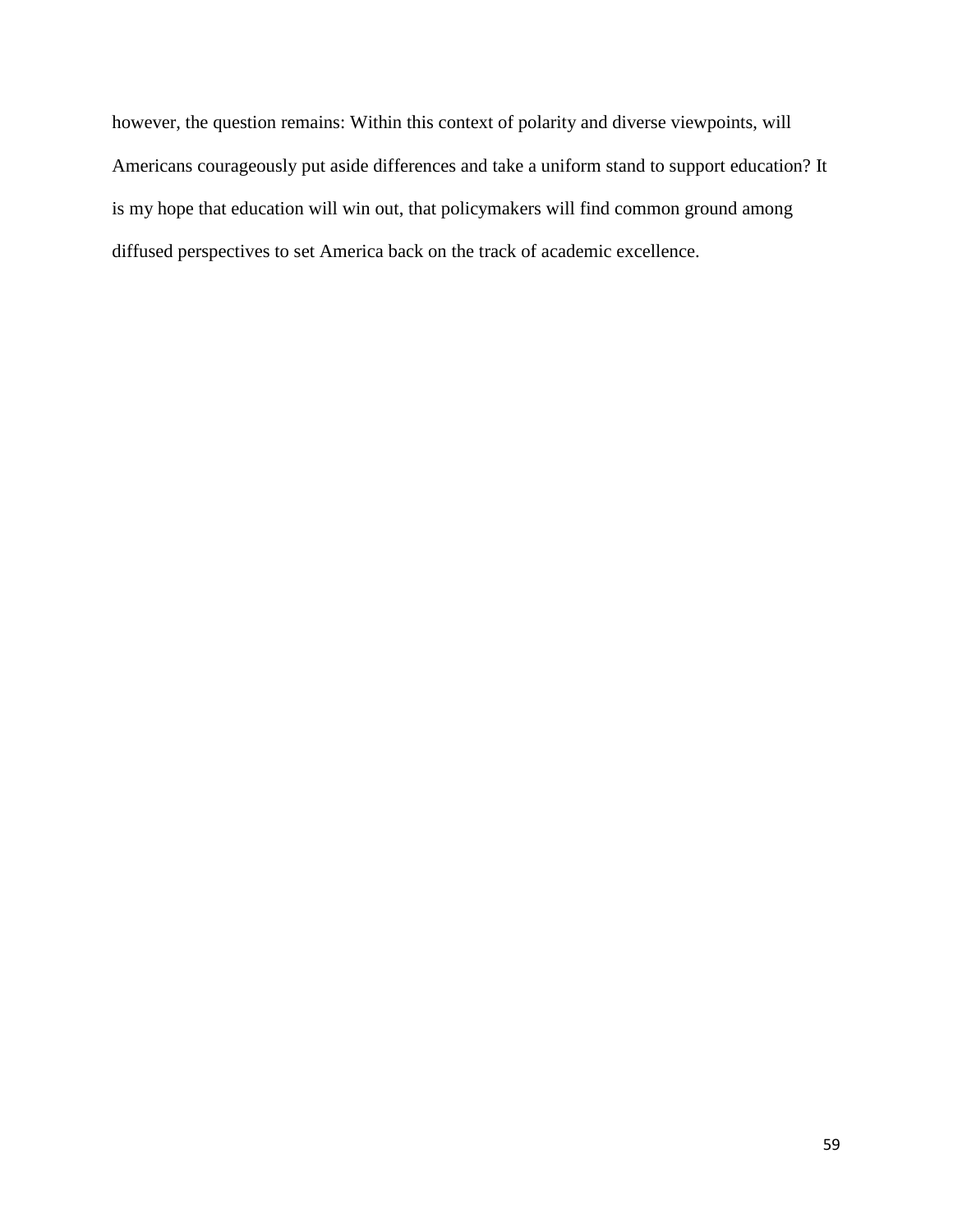however, the question remains: Within this context of polarity and diverse viewpoints, will Americans courageously put aside differences and take a uniform stand to support education? It is my hope that education will win out, that policymakers will find common ground among diffused perspectives to set America back on the track of academic excellence.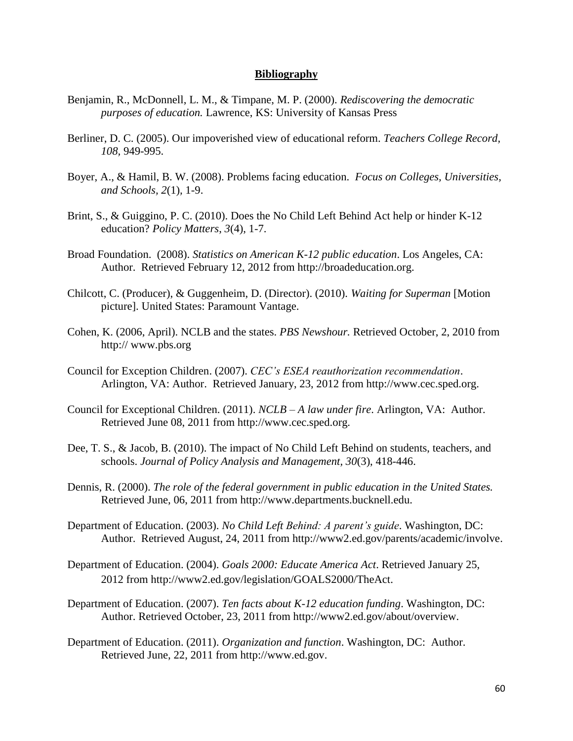## **Bibliography**

Benjamin, R., McDonnell, L. M., & Timpane, M. P. (2000). *Rediscovering the democratic purposes of education.* Lawrence, KS: University of Kansas Press

Berliner, D. C. (2005). Our impoverished view of educational reform. *Teachers College Record, 108,* 949-995.

Boyer, A., & Hamil, B. W. (2008). Problems facing education. *Focus on Colleges, Universities, and Schools, 2*(1), 1-9.

Brint, S., & Guiggino, P. C. (2010). Does the No Child Left Behind Act help or hinder K-12 education? *Policy Matters*, *3*(4), 1-7.

Broad Foundation. (2008). *Statistics on American K-12 public education*. Los Angeles, CA: Author. Retrieved February 12, 2012 from http://broadeducation.org.

Chilcott, C. (Producer), & Guggenheim, D. (Director). (2010). *Waiting for Superman* [Motion picture]. United States: Paramount Vantage.

Cohen, K. (2006, April). NCLB and the states. *PBS Newshour.* Retrieved October, 2, 2010 from http:// www.pbs.org

Council for Exception Children. (2007). *CEC's ESEA reauthorization recommendation*. Arlington, VA: Author. Retrieved January, 23, 2012 from http://www.cec.sped.org.

Council for Exceptional Children. (2011). *NCLB – A law under fire*. Arlington, VA: Author. Retrieved June 08, 2011 from http://www.cec.sped.org.

Dee, T. S., & Jacob, B. (2010). The impact of No Child Left Behind on students, teachers, and schools. *Journal of Policy Analysis and Management, 30*(3), 418-446.

Dennis, R. (2000). *The role of the federal government in public education in the United States.* Retrieved June, 06, 2011 from http://www.departments.bucknell.edu.

Department of Education. (2003). *No Child Left Behind: A parent's guide*. Washington, DC: Author. Retrieved August, 24, 2011 from http://www2.ed.gov/parents/academic/involve.

Department of Education. (2004). *Goals 2000: Educate America Act*. Retrieved January 25, 2012 from http://www2.ed.gov/legislation/GOALS2000/TheAct.

Department of Education. (2007). *Ten facts about K-12 education funding*. Washington, DC: Author. Retrieved October, 23, 2011 from http://www2.ed.gov/about/overview.

Department of Education. (2011). *Organization and function*. Washington, DC: Author. Retrieved June, 22, 2011 from http://www.ed.gov.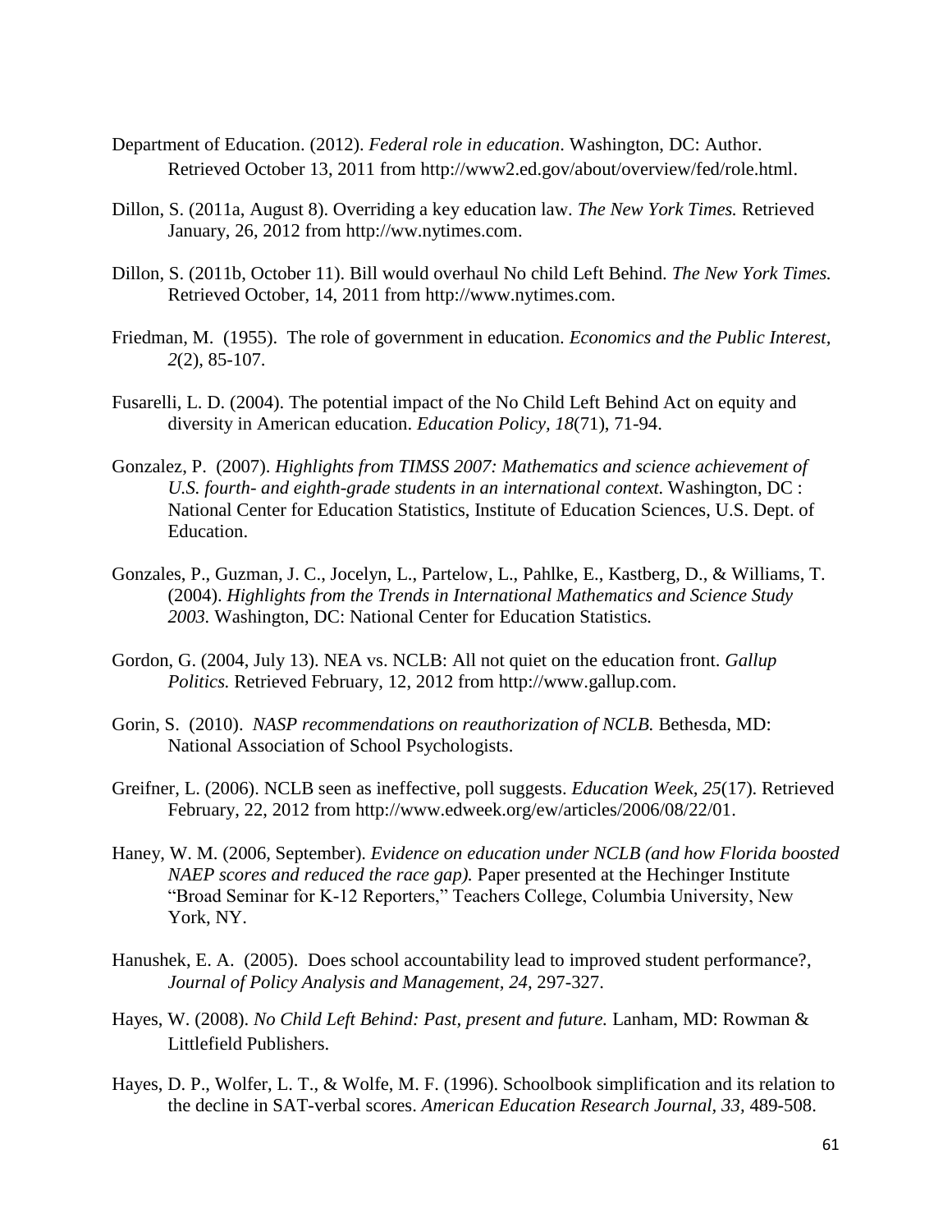Department of Education. (2012). *Federal role in education*. Washington, DC: Author. Retrieved October 13, 2011 from http://www2.ed.gov/about/overview/fed/role.html.

Dillon, S. (2011a, August 8). Overriding a key education law. *The New York Times.* Retrieved January, 26, 2012 from http://ww.nytimes.com.

Dillon, S. (2011b, October 11). Bill would overhaul No child Left Behind. *The New York Times.* Retrieved October, 14, 2011 from http://www.nytimes.com.

Friedman, M. (1955). The role of government in education. *Economics and the Public Interest, 2*(2), 85-107.

Fusarelli, L. D. (2004). The potential impact of the No Child Left Behind Act on equity and diversity in American education. *Education Policy, 18*(71), 71-94.

Gonzalez, P. (2007). *Highlights from TIMSS 2007: Mathematics and science achievement of U.S. fourth- and eighth-grade students in an international context.* Washington, DC : National Center for Education Statistics, Institute of Education Sciences, U.S. Dept. of Education.

Gonzales, P., Guzman, J. C., Jocelyn, L., Partelow, L., Pahlke, E., Kastberg, D., & Williams, T. (2004). *Highlights from the Trends in International Mathematics and Science Study 2003.* Washington, DC: National Center for Education Statistics.

Gordon, G. (2004, July 13). NEA vs. NCLB: All not quiet on the education front. *Gallup Politics.* Retrieved February, 12, 2012 from http://www.gallup.com.

Gorin, S. (2010). *NASP recommendations on reauthorization of NCLB.* Bethesda, MD: National Association of School Psychologists.

Greifner, L. (2006). NCLB seen as ineffective, poll suggests. *Education Week, 25*(17). Retrieved February, 22, 2012 from http://www.edweek.org/ew/articles/2006/08/22/01.

Haney, W. M. (2006, September). *Evidence on education under NCLB (and how Florida boosted NAEP scores and reduced the race gap).* Paper presented at the Hechinger Institute "Broad Seminar for K-12 Reporters," Teachers College, Columbia University, New York, NY.

Hanushek, E. A. (2005). Does school accountability lead to improved student performance?, *Journal of Policy Analysis and Management, 24*, 297-327.

Hayes, W. (2008). *No Child Left Behind: Past, present and future.* Lanham, MD: Rowman & Littlefield Publishers.

Hayes, D. P., Wolfer, L. T., & Wolfe, M. F. (1996). Schoolbook simplification and its relation to the decline in SAT-verbal scores. *American Education Research Journal, 33*, 489-508.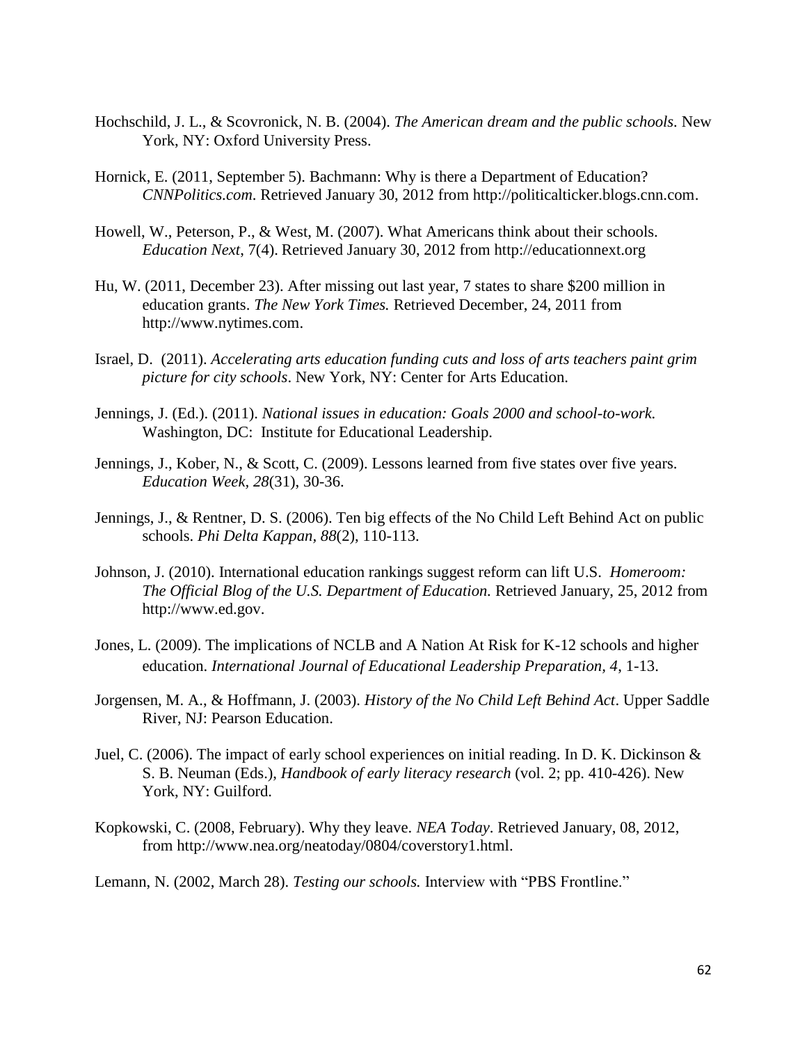Hochschild, J. L., & Scovronick, N. B. (2004). *The American dream and the public schools.* New York, NY: Oxford University Press.

Hornick, E. (2011, September 5). Bachmann: Why is there a Department of Education? *CNNPolitics.com.* Retrieved January 30, 2012 from http://politicalticker.blogs.cnn.com.

Howell, W., Peterson, P., & West, M. (2007). What Americans think about their schools. *Education Next*, 7(4). Retrieved January 30, 2012 from http://educationnext.org

Hu, W. (2011, December 23). After missing out last year, 7 states to share $200 million in education grants. *The New York Times.* Retrieved December, 24, 2011 from http://www.nytimes.com.

Israel, D. (2011). *Accelerating arts education funding cuts and loss of arts teachers paint grim picture for city schools*. New York, NY: Center for Arts Education.

Jennings, J. (Ed.). (2011). *National issues in education: Goals 2000 and school-to-work.* Washington, DC: Institute for Educational Leadership.

Jennings, J., Kober, N., & Scott, C. (2009). Lessons learned from five states over five years. *Education Week*, *28*(31), 30-36.

Jennings, J., & Rentner, D. S. (2006). Ten big effects of the No Child Left Behind Act on public schools. *Phi Delta Kappan, 88*(2), 110-113.

Johnson, J. (2010). International education rankings suggest reform can lift U.S. *Homeroom: The Official Blog of the U.S. Department of Education.* Retrieved January, 25, 2012 from http://www.ed.gov.

Jones, L. (2009). The implications of NCLB and A Nation At Risk for K-12 schools and higher education. *International Journal of Educational Leadership Preparation, 4*, 1-13.

Jorgensen, M. A., & Hoffmann, J. (2003). *History of the No Child Left Behind Act*. Upper Saddle River, NJ: Pearson Education.

Juel, C. (2006). The impact of early school experiences on initial reading. In D. K. Dickinson & S. B. Neuman (Eds.), *Handbook of early literacy research* (vol. 2; pp. 410-426). New York, NY: Guilford.

Kopkowski, C. (2008, February). Why they leave. *NEA Today*. Retrieved January, 08, 2012, from http://www.nea.org/neatoday/0804/coverstory1.html.

Lemann, N. (2002, March 28). *Testing our schools.* Interview with "PBS Frontline."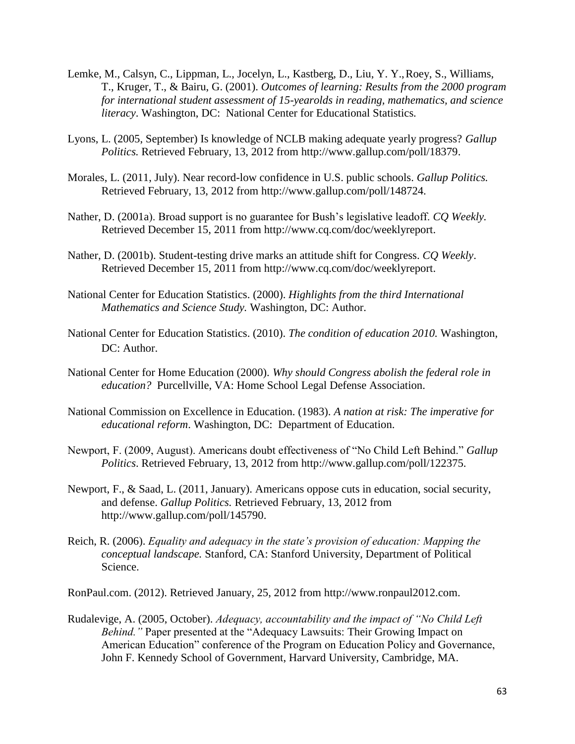Lemke, M., Calsyn, C., Lippman, L., Jocelyn, L., Kastberg, D., Liu, Y. Y., Roey, S., Williams, T., Kruger, T., & Bairu, G. (2001). *Outcomes of learning: Results from the 2000 program for international student assessment of 15-yearolds in reading, mathematics, and science literacy*. Washington, DC: National Center for Educational Statistics.

Lyons, L. (2005, September) Is knowledge of NCLB making adequate yearly progress? *Gallup Politics.* Retrieved February, 13, 2012 from http://www.gallup.com/poll/18379.

Morales, L. (2011, July). Near record-low confidence in U.S. public schools. *Gallup Politics.* Retrieved February, 13, 2012 from http://www.gallup.com/poll/148724.

Nather, D. (2001a). Broad support is no guarantee for Bush's legislative leadoff. *CQ Weekly.* Retrieved December 15, 2011 from http://www.cq.com/doc/weeklyreport.

Nather, D. (2001b). Student-testing drive marks an attitude shift for Congress. *CQ Weekly*. Retrieved December 15, 2011 from http://www.cq.com/doc/weeklyreport.

National Center for Education Statistics. (2000). *Highlights from the third International Mathematics and Science Study.* Washington, DC: Author.

National Center for Education Statistics. (2010). *The condition of education 2010.* Washington, DC: Author.

National Center for Home Education (2000). *Why should Congress abolish the federal role in education?* Purcellville, VA: Home School Legal Defense Association.

National Commission on Excellence in Education. (1983). *A nation at risk: The imperative for educational reform*. Washington, DC: Department of Education.

Newport, F. (2009, August). Americans doubt effectiveness of "No Child Left Behind." *Gallup Politics*. Retrieved February, 13, 2012 from http://www.gallup.com/poll/122375.

Newport, F., & Saad, L. (2011, January). Americans oppose cuts in education, social security, and defense. *Gallup Politics.* Retrieved February, 13, 2012 from http://www.gallup.com/poll/145790.

Reich, R. (2006). *Equality and adequacy in the state's provision of education: Mapping the conceptual landscape.* Stanford, CA: Stanford University, Department of Political Science.

RonPaul.com. (2012). Retrieved January, 25, 2012 from http://www.ronpaul2012.com.

Rudalevige, A. (2005, October). *Adequacy, accountability and the impact of "No Child Left Behind."* Paper presented at the "Adequacy Lawsuits: Their Growing Impact on American Education" conference of the Program on Education Policy and Governance, John F. Kennedy School of Government, Harvard University, Cambridge, MA.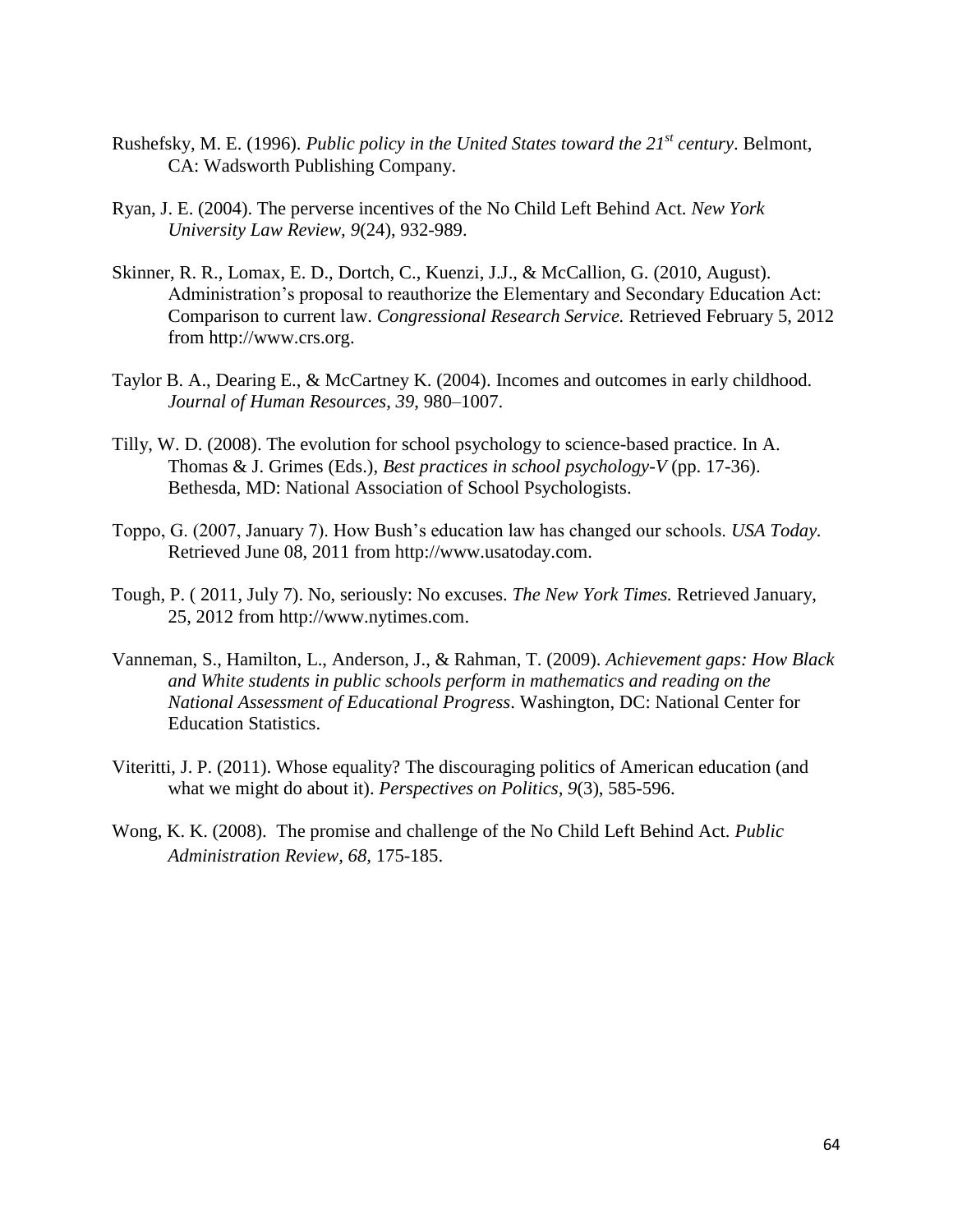Rushefsky, M. E. (1996). *Public policy in the United States toward the 21st century*. Belmont, CA: Wadsworth Publishing Company.

Ryan, J. E. (2004). The perverse incentives of the No Child Left Behind Act. *New York University Law Review, 9*(24), 932-989.

Skinner, R. R., Lomax, E. D., Dortch, C., Kuenzi, J.J., & McCallion, G. (2010, August). Administration's proposal to reauthorize the Elementary and Secondary Education Act: Comparison to current law. *Congressional Research Service.* Retrieved February 5, 2012 from http://www.crs.org.

Taylor B. A., Dearing E., & McCartney K. (2004). Incomes and outcomes in early childhood. *Journal of Human Resources*, *39*, 980–1007.

Tilly, W. D. (2008). The evolution for school psychology to science-based practice. In A. Thomas & J. Grimes (Eds.), *Best practices in school psychology-V* (pp. 17-36). Bethesda, MD: National Association of School Psychologists.

Toppo, G. (2007, January 7). How Bush's education law has changed our schools. *USA Today.* Retrieved June 08, 2011 from http://www.usatoday.com.

Tough, P. ( 2011, July 7). No, seriously: No excuses. *The New York Times.* Retrieved January, 25, 2012 from http://www.nytimes.com.

Vanneman, S., Hamilton, L., Anderson, J., & Rahman, T. (2009). *Achievement gaps: How Black and White students in public schools perform in mathematics and reading on the National Assessment of Educational Progress*. Washington, DC: National Center for Education Statistics.

Viteritti, J. P. (2011). Whose equality? The discouraging politics of American education (and what we might do about it). *Perspectives on Politics, 9*(3), 585-596.

Wong, K. K. (2008). The promise and challenge of the No Child Left Behind Act. *Public Administration Review, 68*, 175-185.